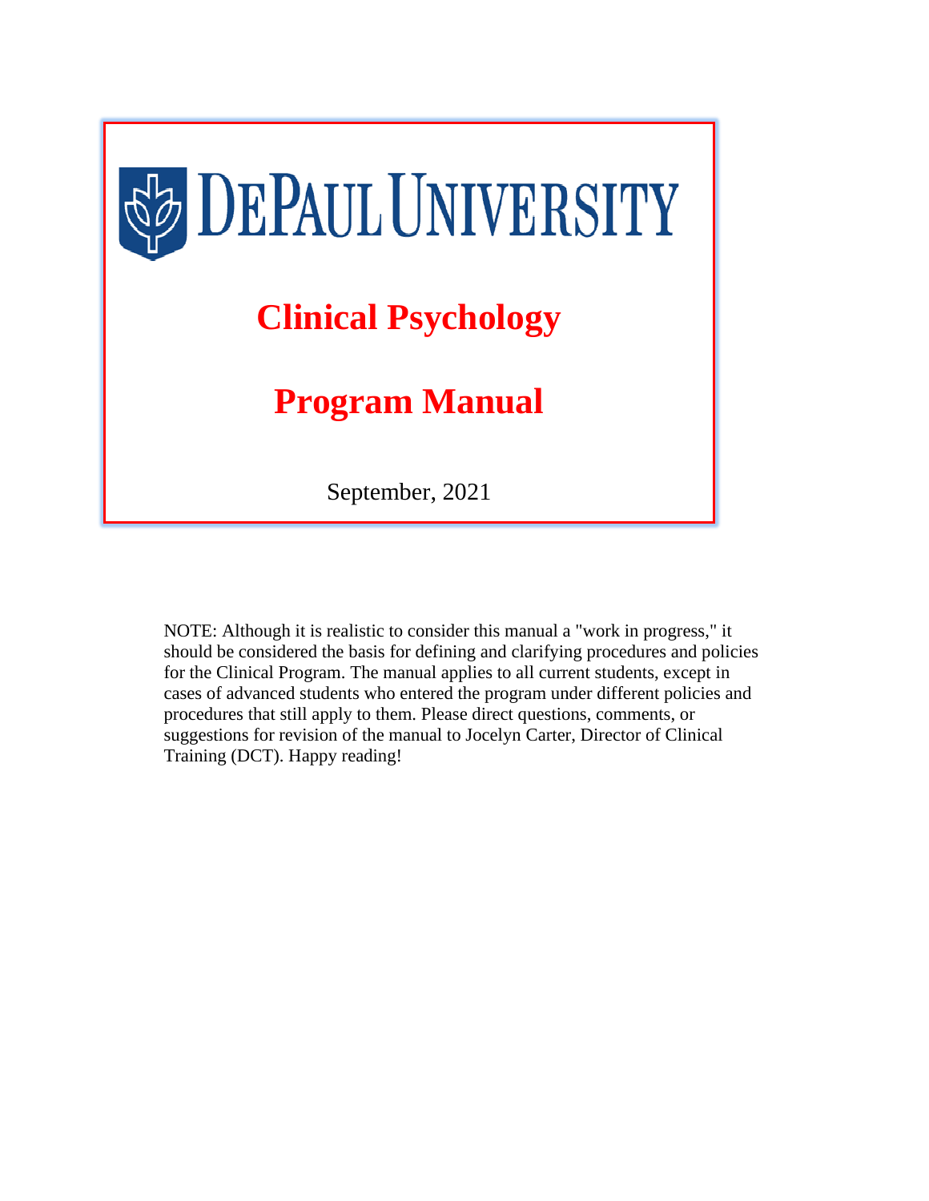# DePaul University

# Clinical Psychology

# Program Manual

September, 2021

NOTE: Although it is realistic to consider this manual a "work in progress," it should be considered the basis for defining and clarifying procedures and policies for the Clinical Program. The manual applies to all current students, except in cases of advanced students who entered the program under different policies and procedures that still apply to them. Please direct questions, comments, or suggestions for revision of the manual to Jocelyn Carter, Director of Clinical Training (DCT). Happy reading!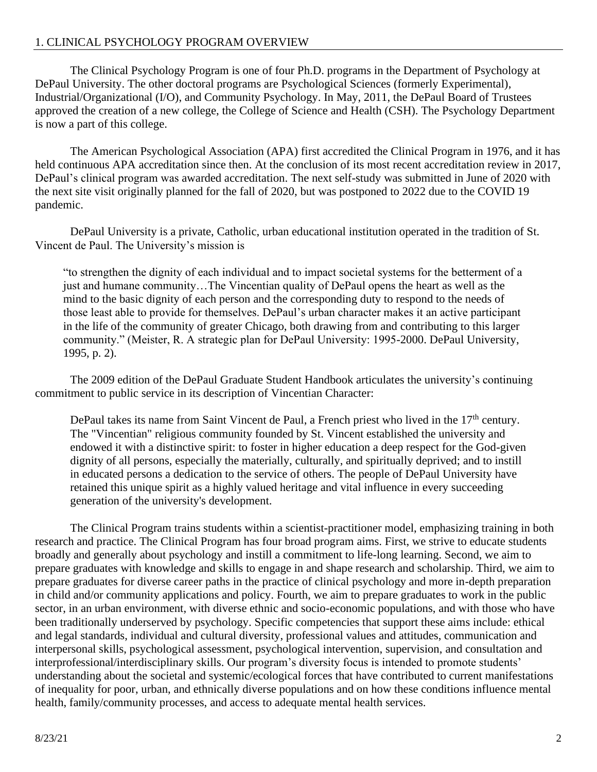## 1. CLINICAL PSYCHOLOGY PROGRAM OVERVIEW

The Clinical Psychology Program is one of four Ph.D. programs in the Department of Psychology at DePaul University. The other doctoral programs are Psychological Sciences (formerly Experimental), Industrial/Organizational (I/O), and Community Psychology. In May, 2011, the DePaul Board of Trustees approved the creation of a new college, the College of Science and Health (CSH). The Psychology Department is now a part of this college.

The American Psychological Association (APA) first accredited the Clinical Program in 1976, and it has held continuous APA accreditation since then. At the conclusion of its most recent accreditation review in 2017, DePaul's clinical program was awarded accreditation. The next self-study was submitted in June of 2020 with the next site visit originally planned for the fall of 2020, but was postponed to 2022 due to the COVID 19 pandemic.

DePaul University is a private, Catholic, urban educational institution operated in the tradition of St. Vincent de Paul. The University's mission is

> "to strengthen the dignity of each individual and to impact societal systems for the betterment of a just and humane community…The Vincentian quality of DePaul opens the heart as well as the mind to the basic dignity of each person and the corresponding duty to respond to the needs of those least able to provide for themselves. DePaul's urban character makes it an active participant in the life of the community of greater Chicago, both drawing from and contributing to this larger community." (Meister, R. A strategic plan for DePaul University: 1995-2000. DePaul University, 1995, p. 2).

The 2009 edition of the DePaul Graduate Student Handbook articulates the university's continuing commitment to public service in its description of Vincentian Character:

> DePaul takes its name from Saint Vincent de Paul, a French priest who lived in the 17th century. The "Vincentian" religious community founded by St. Vincent established the university and endowed it with a distinctive spirit: to foster in higher education a deep respect for the God-given dignity of all persons, especially the materially, culturally, and spiritually deprived; and to instill in educated persons a dedication to the service of others. The people of DePaul University have retained this unique spirit as a highly valued heritage and vital influence in every succeeding generation of the university's development.

The Clinical Program trains students within a scientist-practitioner model, emphasizing training in both research and practice. The Clinical Program has four broad program aims. First, we strive to educate students broadly and generally about psychology and instill a commitment to life-long learning. Second, we aim to prepare graduates with knowledge and skills to engage in and shape research and scholarship. Third, we aim to prepare graduates for diverse career paths in the practice of clinical psychology and more in-depth preparation in child and/or community applications and policy. Fourth, we aim to prepare graduates to work in the public sector, in an urban environment, with diverse ethnic and socio-economic populations, and with those who have been traditionally underserved by psychology. Specific competencies that support these aims include: ethical and legal standards, individual and cultural diversity, professional values and attitudes, communication and interpersonal skills, psychological assessment, psychological intervention, supervision, and consultation and interprofessional/interdisciplinary skills. Our program's diversity focus is intended to promote students' understanding about the societal and systemic/ecological forces that have contributed to current manifestations of inequality for poor, urban, and ethnically diverse populations and on how these conditions influence mental health, family/community processes, and access to adequate mental health services.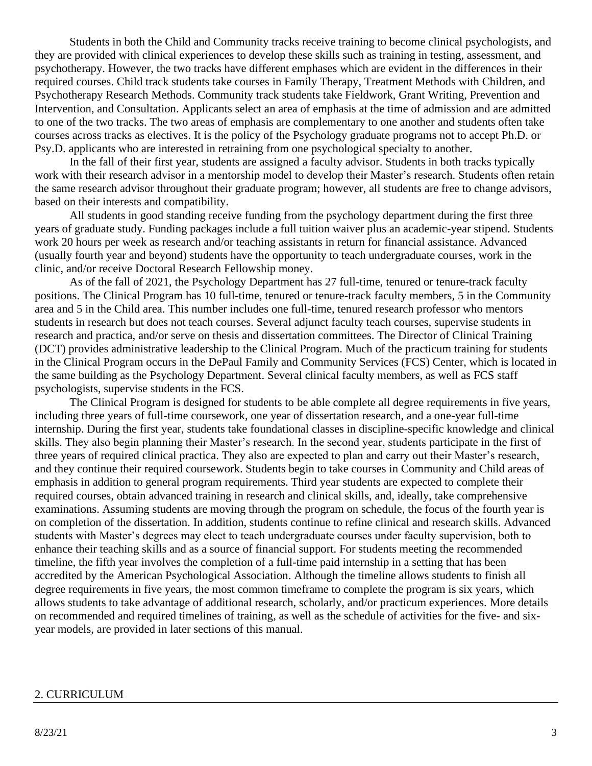Students in both the Child and Community tracks receive training to become clinical psychologists, and they are provided with clinical experiences to develop these skills such as training in testing, assessment, and psychotherapy. However, the two tracks have different emphases which are evident in the differences in their required courses. Child track students take courses in Family Therapy, Treatment Methods with Children, and Psychotherapy Research Methods. Community track students take Fieldwork, Grant Writing, Prevention and Intervention, and Consultation. Applicants select an area of emphasis at the time of admission and are admitted to one of the two tracks. The two areas of emphasis are complementary to one another and students often take courses across tracks as electives. It is the policy of the Psychology graduate programs not to accept Ph.D. or Psy.D. applicants who are interested in retraining from one psychological specialty to another.

In the fall of their first year, students are assigned a faculty advisor. Students in both tracks typically work with their research advisor in a mentorship model to develop their Master's research. Students often retain the same research advisor throughout their graduate program; however, all students are free to change advisors, based on their interests and compatibility.

All students in good standing receive funding from the psychology department during the first three years of graduate study. Funding packages include a full tuition waiver plus an academic-year stipend. Students work 20 hours per week as research and/or teaching assistants in return for financial assistance. Advanced (usually fourth year and beyond) students have the opportunity to teach undergraduate courses, work in the clinic, and/or receive Doctoral Research Fellowship money.

As of the fall of 2021, the Psychology Department has 27 full-time, tenured or tenure-track faculty positions. The Clinical Program has 10 full-time, tenured or tenure-track faculty members, 5 in the Community area and 5 in the Child area. This number includes one full-time, tenured research professor who mentors students in research but does not teach courses. Several adjunct faculty teach courses, supervise students in research and practica, and/or serve on thesis and dissertation committees. The Director of Clinical Training (DCT) provides administrative leadership to the Clinical Program. Much of the practicum training for students in the Clinical Program occurs in the DePaul Family and Community Services (FCS) Center, which is located in the same building as the Psychology Department. Several clinical faculty members, as well as FCS staff psychologists, supervise students in the FCS.

The Clinical Program is designed for students to be able complete all degree requirements in five years, including three years of full-time coursework, one year of dissertation research, and a one-year full-time internship. During the first year, students take foundational classes in discipline-specific knowledge and clinical skills. They also begin planning their Master's research. In the second year, students participate in the first of three years of required clinical practica. They also are expected to plan and carry out their Master's research, and they continue their required coursework. Students begin to take courses in Community and Child areas of emphasis in addition to general program requirements. Third year students are expected to complete their required courses, obtain advanced training in research and clinical skills, and, ideally, take comprehensive examinations. Assuming students are moving through the program on schedule, the focus of the fourth year is on completion of the dissertation. In addition, students continue to refine clinical and research skills. Advanced students with Master's degrees may elect to teach undergraduate courses under faculty supervision, both to enhance their teaching skills and as a source of financial support. For students meeting the recommended timeline, the fifth year involves the completion of a full-time paid internship in a setting that has been accredited by the American Psychological Association. Although the timeline allows students to finish all degree requirements in five years, the most common timeframe to complete the program is six years, which allows students to take advantage of additional research, scholarly, and/or practicum experiences. More details on recommended and required timelines of training, as well as the schedule of activities for the five- and six-year models, are provided in later sections of this manual.

## 2. CURRICULUM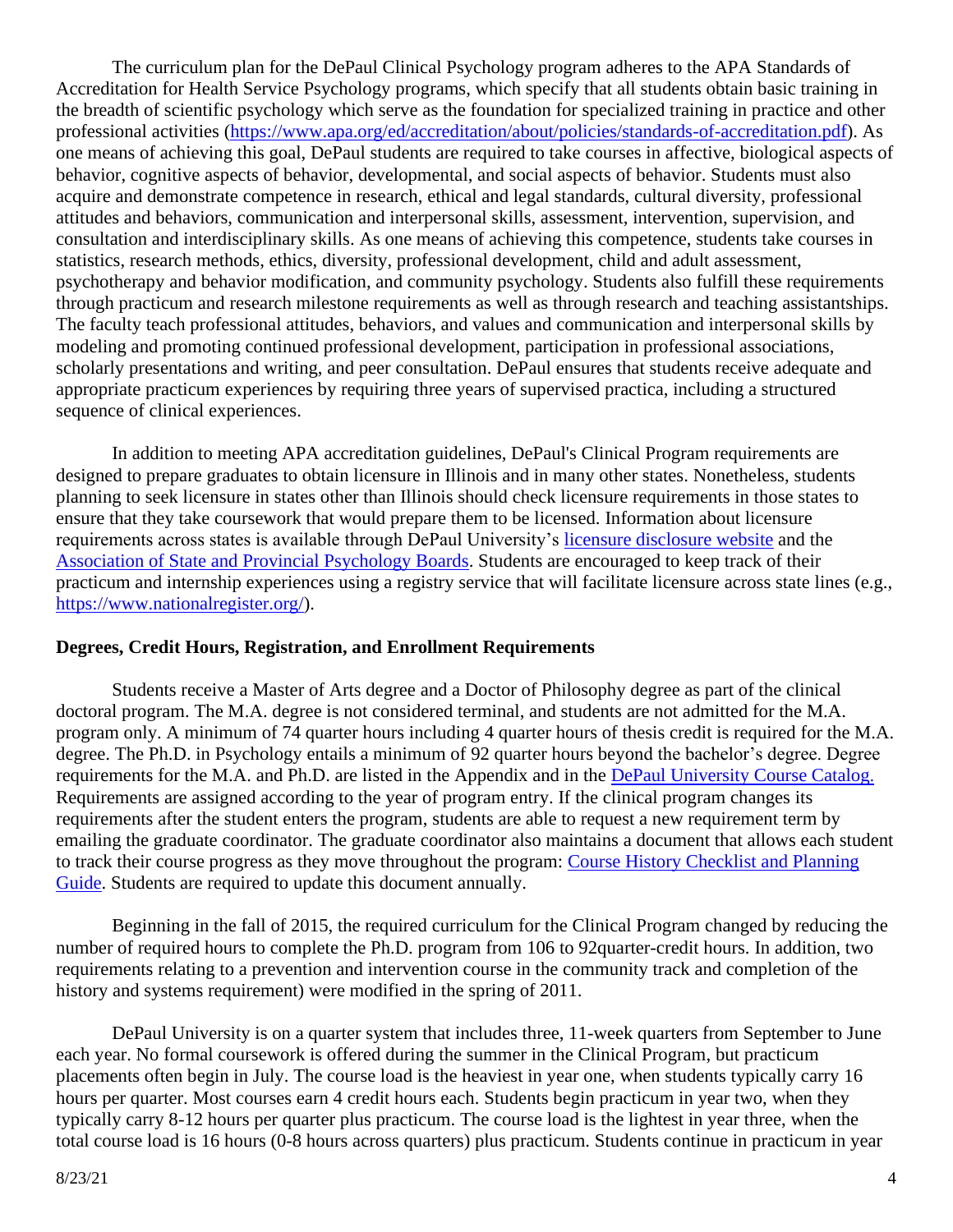The curriculum plan for the DePaul Clinical Psychology program adheres to the APA Standards of Accreditation for Health Service Psychology programs, which specify that all students obtain basic training in the breadth of scientific psychology which serve as the foundation for specialized training in practice and other professional activities (https://www.apa.org/ed/accreditation/about/policies/standards-of-accreditation.pdf). As one means of achieving this goal, DePaul students are required to take courses in affective, biological aspects of behavior, cognitive aspects of behavior, developmental, and social aspects of behavior. Students must also acquire and demonstrate competence in research, ethical and legal standards, cultural diversity, professional attitudes and behaviors, communication and interpersonal skills, assessment, intervention, supervision, and consultation and interdisciplinary skills. As one means of achieving this competence, students take courses in statistics, research methods, ethics, diversity, professional development, child and adult assessment, psychotherapy and behavior modification, and community psychology. Students also fulfill these requirements through practicum and research milestone requirements as well as through research and teaching assistantships. The faculty teach professional attitudes, behaviors, and values and communication and interpersonal skills by modeling and promoting continued professional development, participation in professional associations, scholarly presentations and writing, and peer consultation. DePaul ensures that students receive adequate and appropriate practicum experiences by requiring three years of supervised practica, including a structured sequence of clinical experiences.

In addition to meeting APA accreditation guidelines, DePaul's Clinical Program requirements are designed to prepare graduates to obtain licensure in Illinois and in many other states. Nonetheless, students planning to seek licensure in states other than Illinois should check licensure requirements in those states to ensure that they take coursework that would prepare them to be licensed. Information about licensure requirements across states is available through DePaul University's licensure disclosure website and the Association of State and Provincial Psychology Boards. Students are encouraged to keep track of their practicum and internship experiences using a registry service that will facilitate licensure across state lines (e.g., https://www.nationalregister.org/).

**Degrees, Credit Hours, Registration, and Enrollment Requirements**

Students receive a Master of Arts degree and a Doctor of Philosophy degree as part of the clinical doctoral program. The M.A. degree is not considered terminal, and students are not admitted for the M.A. program only. A minimum of 74 quarter hours including 4 quarter hours of thesis credit is required for the M.A. degree. The Ph.D. in Psychology entails a minimum of 92 quarter hours beyond the bachelor's degree. Degree requirements for the M.A. and Ph.D. are listed in the Appendix and in the DePaul University Course Catalog. Requirements are assigned according to the year of program entry. If the clinical program changes its requirements after the student enters the program, students are able to request a new requirement term by emailing the graduate coordinator. The graduate coordinator also maintains a document that allows each student to track their course progress as they move throughout the program: Course History Checklist and Planning Guide. Students are required to update this document annually.

Beginning in the fall of 2015, the required curriculum for the Clinical Program changed by reducing the number of required hours to complete the Ph.D. program from 106 to 92quarter-credit hours. In addition, two requirements relating to a prevention and intervention course in the community track and completion of the history and systems requirement) were modified in the spring of 2011.

DePaul University is on a quarter system that includes three, 11-week quarters from September to June each year. No formal coursework is offered during the summer in the Clinical Program, but practicum placements often begin in July. The course load is the heaviest in year one, when students typically carry 16 hours per quarter. Most courses earn 4 credit hours each. Students begin practicum in year two, when they typically carry 8-12 hours per quarter plus practicum. The course load is the lightest in year three, when the total course load is 16 hours (0-8 hours across quarters) plus practicum. Students continue in practicum in year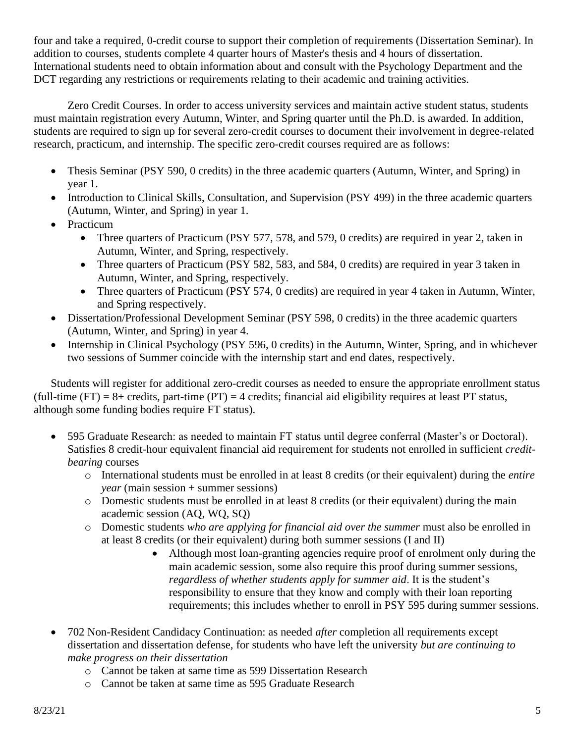four and take a required, 0-credit course to support their completion of requirements (Dissertation Seminar). In addition to courses, students complete 4 quarter hours of Master's thesis and 4 hours of dissertation. International students need to obtain information about and consult with the Psychology Department and the DCT regarding any restrictions or requirements relating to their academic and training activities.

Zero Credit Courses. In order to access university services and maintain active student status, students must maintain registration every Autumn, Winter, and Spring quarter until the Ph.D. is awarded. In addition, students are required to sign up for several zero-credit courses to document their involvement in degree-related research, practicum, and internship. The specific zero-credit courses required are as follows:

- Thesis Seminar (PSY 590, 0 credits) in the three academic quarters (Autumn, Winter, and Spring) in year 1.
- Introduction to Clinical Skills, Consultation, and Supervision (PSY 499) in the three academic quarters (Autumn, Winter, and Spring) in year 1.
- Practicum
  - Three quarters of Practicum (PSY 577, 578, and 579, 0 credits) are required in year 2, taken in Autumn, Winter, and Spring, respectively.
  - Three quarters of Practicum (PSY 582, 583, and 584, 0 credits) are required in year 3 taken in Autumn, Winter, and Spring, respectively.
  - Three quarters of Practicum (PSY 574, 0 credits) are required in year 4 taken in Autumn, Winter, and Spring respectively.
- Dissertation/Professional Development Seminar (PSY 598, 0 credits) in the three academic quarters (Autumn, Winter, and Spring) in year 4.
- Internship in Clinical Psychology (PSY 596, 0 credits) in the Autumn, Winter, Spring, and in whichever two sessions of Summer coincide with the internship start and end dates, respectively.

Students will register for additional zero-credit courses as needed to ensure the appropriate enrollment status (full-time (FT) = 8+ credits, part-time (PT) = 4 credits; financial aid eligibility requires at least PT status, although some funding bodies require FT status).

- 595 Graduate Research: as needed to maintain FT status until degree conferral (Master's or Doctoral). Satisfies 8 credit-hour equivalent financial aid requirement for students not enrolled in sufficient *credit-bearing* courses
  - International students must be enrolled in at least 8 credits (or their equivalent) during the *entire year* (main session + summer sessions)
  - Domestic students must be enrolled in at least 8 credits (or their equivalent) during the main academic session (AQ, WQ, SQ)
  - Domestic students *who are applying for financial aid over the summer* must also be enrolled in at least 8 credits (or their equivalent) during both summer sessions (I and II)
    - Although most loan-granting agencies require proof of enrolment only during the main academic session, some also require this proof during summer sessions, *regardless of whether students apply for summer aid*. It is the student's responsibility to ensure that they know and comply with their loan reporting requirements; this includes whether to enroll in PSY 595 during summer sessions.
- 702 Non-Resident Candidacy Continuation: as needed *after* completion all requirements except dissertation and dissertation defense, for students who have left the university *but are continuing to make progress on their dissertation*
  - Cannot be taken at same time as 599 Dissertation Research
  - Cannot be taken at same time as 595 Graduate Research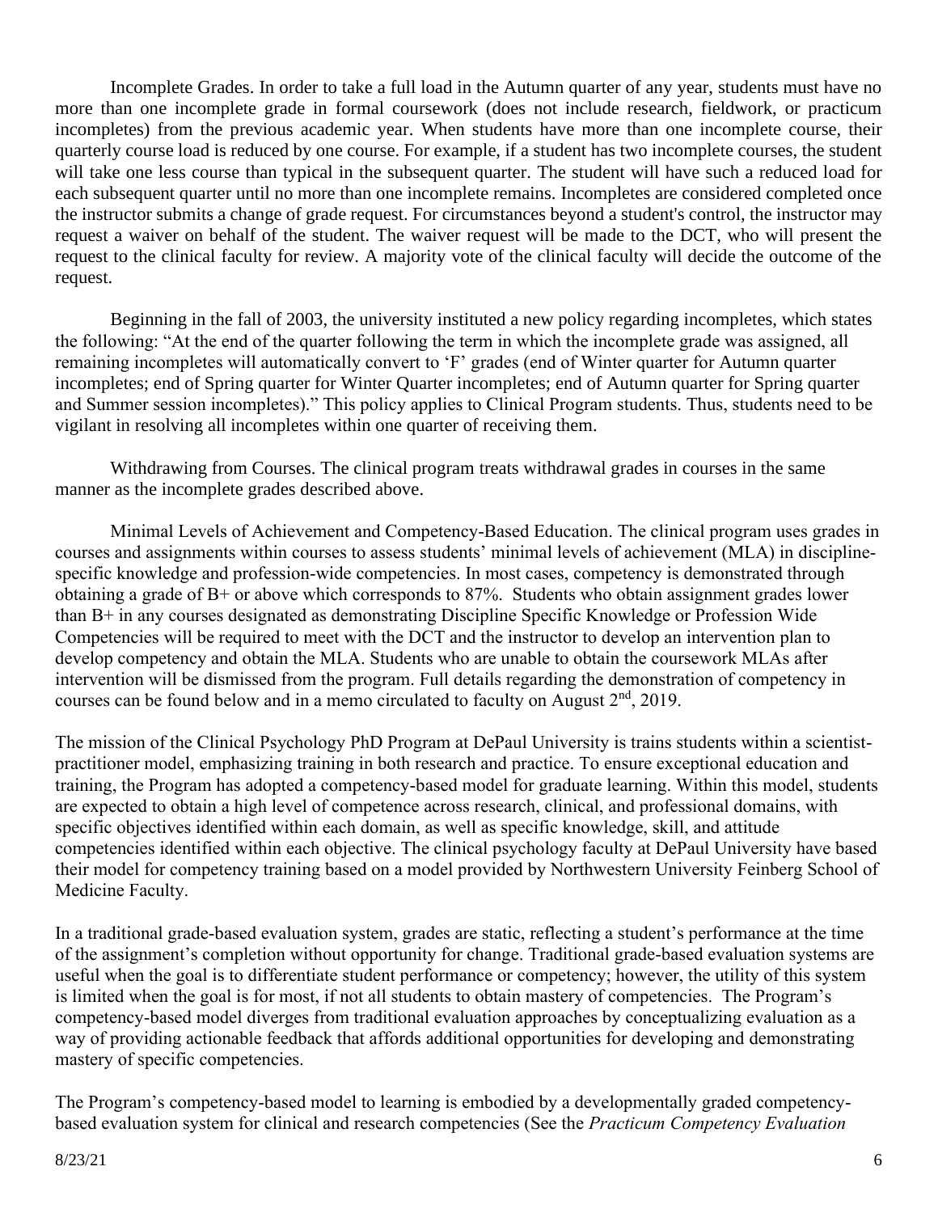Incomplete Grades. In order to take a full load in the Autumn quarter of any year, students must have no more than one incomplete grade in formal coursework (does not include research, fieldwork, or practicum incompletes) from the previous academic year. When students have more than one incomplete course, their quarterly course load is reduced by one course. For example, if a student has two incomplete courses, the student will take one less course than typical in the subsequent quarter. The student will have such a reduced load for each subsequent quarter until no more than one incomplete remains. Incompletes are considered completed once the instructor submits a change of grade request. For circumstances beyond a student's control, the instructor may request a waiver on behalf of the student. The waiver request will be made to the DCT, who will present the request to the clinical faculty for review. A majority vote of the clinical faculty will decide the outcome of the request.

Beginning in the fall of 2003, the university instituted a new policy regarding incompletes, which states the following: "At the end of the quarter following the term in which the incomplete grade was assigned, all remaining incompletes will automatically convert to 'F' grades (end of Winter quarter for Autumn quarter incompletes; end of Spring quarter for Winter Quarter incompletes; end of Autumn quarter for Spring quarter and Summer session incompletes)." This policy applies to Clinical Program students. Thus, students need to be vigilant in resolving all incompletes within one quarter of receiving them.

Withdrawing from Courses. The clinical program treats withdrawal grades in courses in the same manner as the incomplete grades described above.

Minimal Levels of Achievement and Competency-Based Education. The clinical program uses grades in courses and assignments within courses to assess students' minimal levels of achievement (MLA) in discipline-specific knowledge and profession-wide competencies. In most cases, competency is demonstrated through obtaining a grade of B+ or above which corresponds to 87%. Students who obtain assignment grades lower than B+ in any courses designated as demonstrating Discipline Specific Knowledge or Profession Wide Competencies will be required to meet with the DCT and the instructor to develop an intervention plan to develop competency and obtain the MLA. Students who are unable to obtain the coursework MLAs after intervention will be dismissed from the program. Full details regarding the demonstration of competency in courses can be found below and in a memo circulated to faculty on August 2nd, 2019.

The mission of the Clinical Psychology PhD Program at DePaul University is trains students within a scientist-practitioner model, emphasizing training in both research and practice. To ensure exceptional education and training, the Program has adopted a competency-based model for graduate learning. Within this model, students are expected to obtain a high level of competence across research, clinical, and professional domains, with specific objectives identified within each domain, as well as specific knowledge, skill, and attitude competencies identified within each objective. The clinical psychology faculty at DePaul University have based their model for competency training based on a model provided by Northwestern University Feinberg School of Medicine Faculty.

In a traditional grade-based evaluation system, grades are static, reflecting a student's performance at the time of the assignment's completion without opportunity for change. Traditional grade-based evaluation systems are useful when the goal is to differentiate student performance or competency; however, the utility of this system is limited when the goal is for most, if not all students to obtain mastery of competencies. The Program's competency-based model diverges from traditional evaluation approaches by conceptualizing evaluation as a way of providing actionable feedback that affords additional opportunities for developing and demonstrating mastery of specific competencies.

The Program's competency-based model to learning is embodied by a developmentally graded competency-based evaluation system for clinical and research competencies (See the *Practicum Competency Evaluation*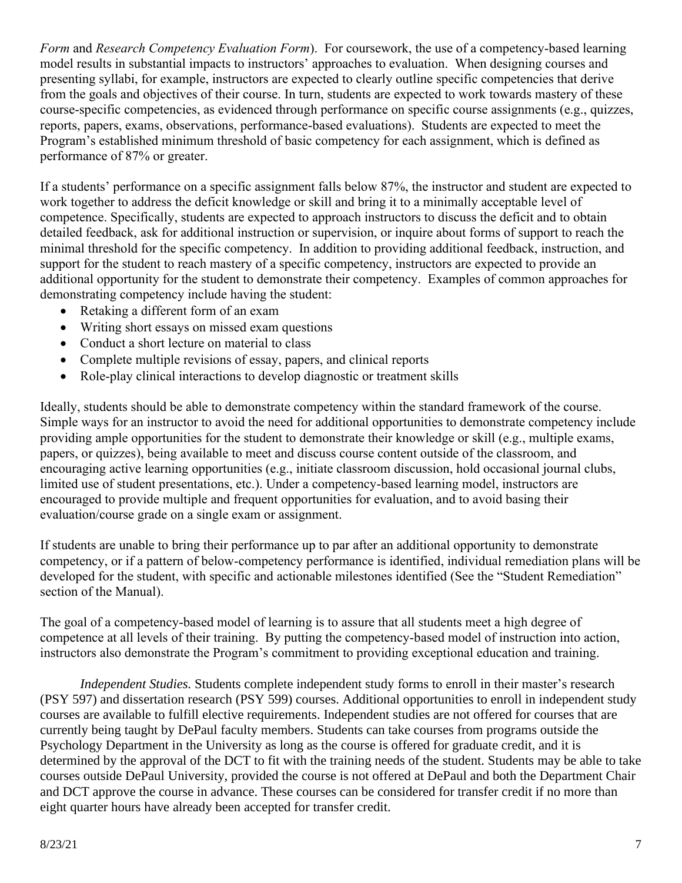*Form* and *Research Competency Evaluation Form*). For coursework, the use of a competency-based learning model results in substantial impacts to instructors' approaches to evaluation. When designing courses and presenting syllabi, for example, instructors are expected to clearly outline specific competencies that derive from the goals and objectives of their course. In turn, students are expected to work towards mastery of these course-specific competencies, as evidenced through performance on specific course assignments (e.g., quizzes, reports, papers, exams, observations, performance-based evaluations). Students are expected to meet the Program's established minimum threshold of basic competency for each assignment, which is defined as performance of 87% or greater.

If a students' performance on a specific assignment falls below 87%, the instructor and student are expected to work together to address the deficit knowledge or skill and bring it to a minimally acceptable level of competence. Specifically, students are expected to approach instructors to discuss the deficit and to obtain detailed feedback, ask for additional instruction or supervision, or inquire about forms of support to reach the minimal threshold for the specific competency. In addition to providing additional feedback, instruction, and support for the student to reach mastery of a specific competency, instructors are expected to provide an additional opportunity for the student to demonstrate their competency. Examples of common approaches for demonstrating competency include having the student:

- Retaking a different form of an exam
- Writing short essays on missed exam questions
- Conduct a short lecture on material to class
- Complete multiple revisions of essay, papers, and clinical reports
- Role-play clinical interactions to develop diagnostic or treatment skills

Ideally, students should be able to demonstrate competency within the standard framework of the course. Simple ways for an instructor to avoid the need for additional opportunities to demonstrate competency include providing ample opportunities for the student to demonstrate their knowledge or skill (e.g., multiple exams, papers, or quizzes), being available to meet and discuss course content outside of the classroom, and encouraging active learning opportunities (e.g., initiate classroom discussion, hold occasional journal clubs, limited use of student presentations, etc.). Under a competency-based learning model, instructors are encouraged to provide multiple and frequent opportunities for evaluation, and to avoid basing their evaluation/course grade on a single exam or assignment.

If students are unable to bring their performance up to par after an additional opportunity to demonstrate competency, or if a pattern of below-competency performance is identified, individual remediation plans will be developed for the student, with specific and actionable milestones identified (See the "Student Remediation" section of the Manual).

The goal of a competency-based model of learning is to assure that all students meet a high degree of competence at all levels of their training. By putting the competency-based model of instruction into action, instructors also demonstrate the Program's commitment to providing exceptional education and training.

*Independent Studies.* Students complete independent study forms to enroll in their master's research (PSY 597) and dissertation research (PSY 599) courses. Additional opportunities to enroll in independent study courses are available to fulfill elective requirements. Independent studies are not offered for courses that are currently being taught by DePaul faculty members. Students can take courses from programs outside the Psychology Department in the University as long as the course is offered for graduate credit, and it is determined by the approval of the DCT to fit with the training needs of the student. Students may be able to take courses outside DePaul University, provided the course is not offered at DePaul and both the Department Chair and DCT approve the course in advance. These courses can be considered for transfer credit if no more than eight quarter hours have already been accepted for transfer credit.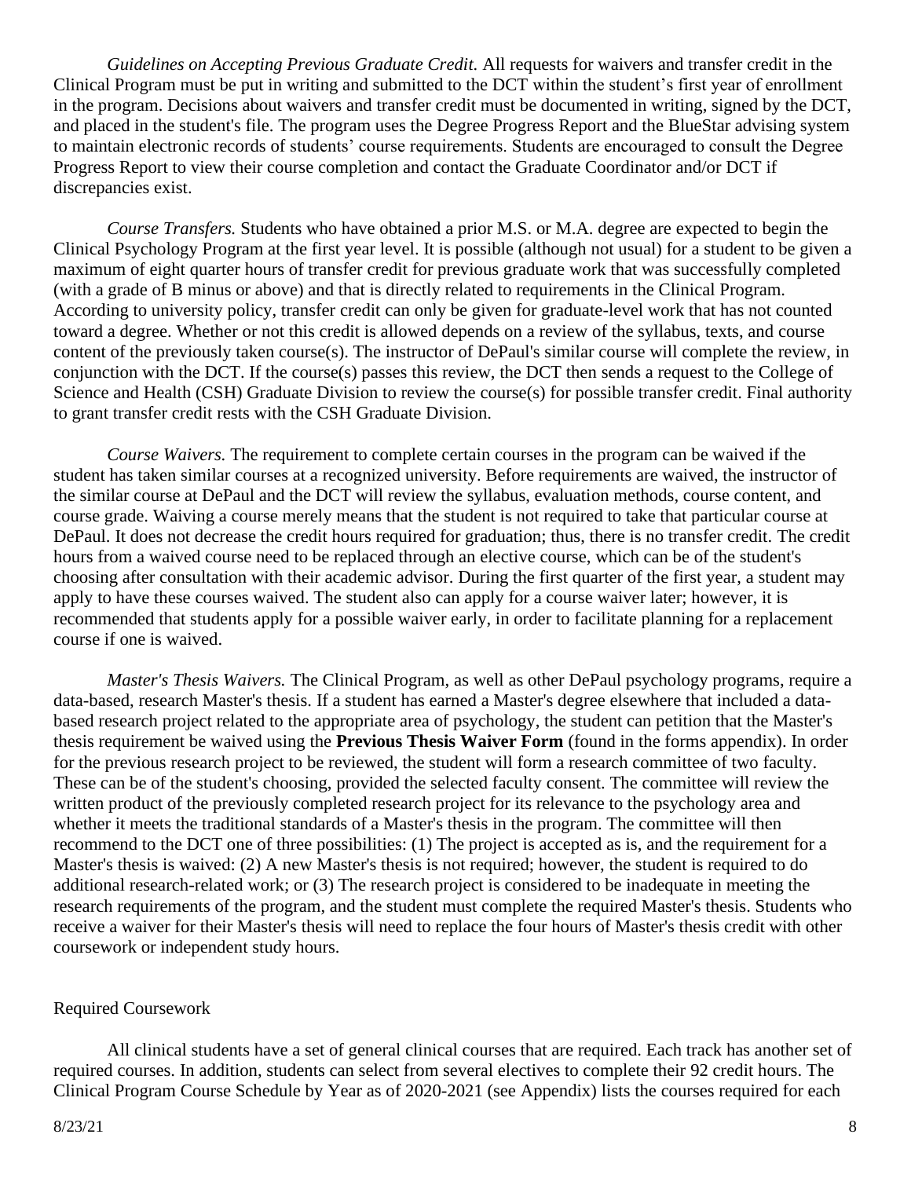*Guidelines on Accepting Previous Graduate Credit.* All requests for waivers and transfer credit in the Clinical Program must be put in writing and submitted to the DCT within the student's first year of enrollment in the program. Decisions about waivers and transfer credit must be documented in writing, signed by the DCT, and placed in the student's file. The program uses the Degree Progress Report and the BlueStar advising system to maintain electronic records of students' course requirements. Students are encouraged to consult the Degree Progress Report to view their course completion and contact the Graduate Coordinator and/or DCT if discrepancies exist.

*Course Transfers.* Students who have obtained a prior M.S. or M.A. degree are expected to begin the Clinical Psychology Program at the first year level. It is possible (although not usual) for a student to be given a maximum of eight quarter hours of transfer credit for previous graduate work that was successfully completed (with a grade of B minus or above) and that is directly related to requirements in the Clinical Program. According to university policy, transfer credit can only be given for graduate-level work that has not counted toward a degree. Whether or not this credit is allowed depends on a review of the syllabus, texts, and course content of the previously taken course(s). The instructor of DePaul's similar course will complete the review, in conjunction with the DCT. If the course(s) passes this review, the DCT then sends a request to the College of Science and Health (CSH) Graduate Division to review the course(s) for possible transfer credit. Final authority to grant transfer credit rests with the CSH Graduate Division.

*Course Waivers.* The requirement to complete certain courses in the program can be waived if the student has taken similar courses at a recognized university. Before requirements are waived, the instructor of the similar course at DePaul and the DCT will review the syllabus, evaluation methods, course content, and course grade. Waiving a course merely means that the student is not required to take that particular course at DePaul. It does not decrease the credit hours required for graduation; thus, there is no transfer credit. The credit hours from a waived course need to be replaced through an elective course, which can be of the student's choosing after consultation with their academic advisor. During the first quarter of the first year, a student may apply to have these courses waived. The student also can apply for a course waiver later; however, it is recommended that students apply for a possible waiver early, in order to facilitate planning for a replacement course if one is waived.

*Master's Thesis Waivers.* The Clinical Program, as well as other DePaul psychology programs, require a data-based, research Master's thesis. If a student has earned a Master's degree elsewhere that included a data-based research project related to the appropriate area of psychology, the student can petition that the Master's thesis requirement be waived using the **Previous Thesis Waiver Form** (found in the forms appendix). In order for the previous research project to be reviewed, the student will form a research committee of two faculty. These can be of the student's choosing, provided the selected faculty consent. The committee will review the written product of the previously completed research project for its relevance to the psychology area and whether it meets the traditional standards of a Master's thesis in the program. The committee will then recommend to the DCT one of three possibilities: (1) The project is accepted as is, and the requirement for a Master's thesis is waived: (2) A new Master's thesis is not required; however, the student is required to do additional research-related work; or (3) The research project is considered to be inadequate in meeting the research requirements of the program, and the student must complete the required Master's thesis. Students who receive a waiver for their Master's thesis will need to replace the four hours of Master's thesis credit with other coursework or independent study hours.

## Required Coursework

All clinical students have a set of general clinical courses that are required. Each track has another set of required courses. In addition, students can select from several electives to complete their 92 credit hours. The Clinical Program Course Schedule by Year as of 2020-2021 (see Appendix) lists the courses required for each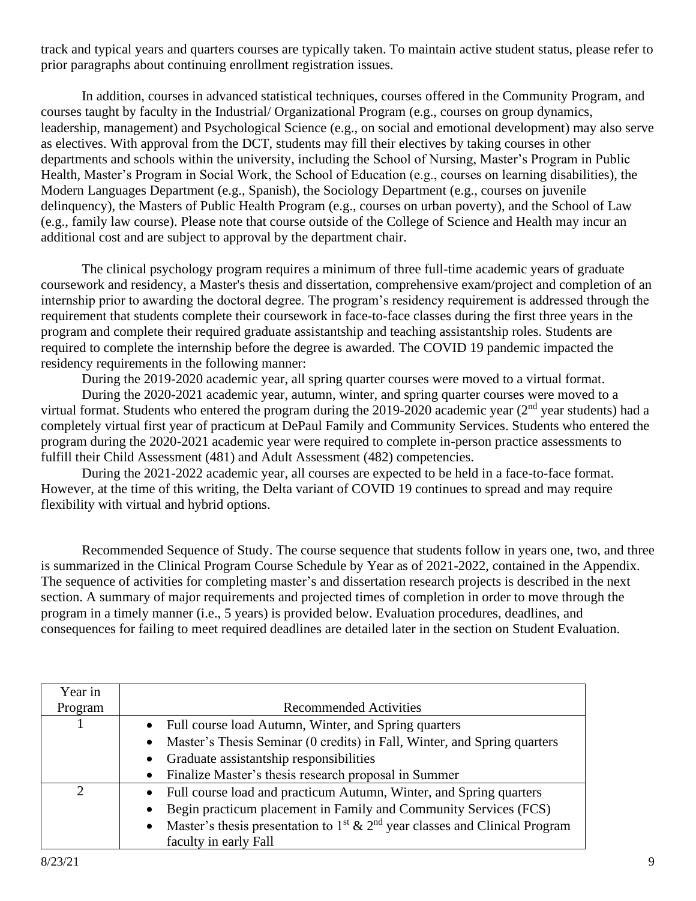track and typical years and quarters courses are typically taken. To maintain active student status, please refer to prior paragraphs about continuing enrollment registration issues.

In addition, courses in advanced statistical techniques, courses offered in the Community Program, and courses taught by faculty in the Industrial/ Organizational Program (e.g., courses on group dynamics, leadership, management) and Psychological Science (e.g., on social and emotional development) may also serve as electives. With approval from the DCT, students may fill their electives by taking courses in other departments and schools within the university, including the School of Nursing, Master's Program in Public Health, Master's Program in Social Work, the School of Education (e.g., courses on learning disabilities), the Modern Languages Department (e.g., Spanish), the Sociology Department (e.g., courses on juvenile delinquency), the Masters of Public Health Program (e.g., courses on urban poverty), and the School of Law (e.g., family law course). Please note that course outside of the College of Science and Health may incur an additional cost and are subject to approval by the department chair.

The clinical psychology program requires a minimum of three full-time academic years of graduate coursework and residency, a Master's thesis and dissertation, comprehensive exam/project and completion of an internship prior to awarding the doctoral degree. The program's residency requirement is addressed through the requirement that students complete their coursework in face-to-face classes during the first three years in the program and complete their required graduate assistantship and teaching assistantship roles. Students are required to complete the internship before the degree is awarded. The COVID 19 pandemic impacted the residency requirements in the following manner:

During the 2019-2020 academic year, all spring quarter courses were moved to a virtual format.

During the 2020-2021 academic year, autumn, winter, and spring quarter courses were moved to a virtual format. Students who entered the program during the 2019-2020 academic year (2nd year students) had a completely virtual first year of practicum at DePaul Family and Community Services. Students who entered the program during the 2020-2021 academic year were required to complete in-person practice assessments to fulfill their Child Assessment (481) and Adult Assessment (482) competencies.

During the 2021-2022 academic year, all courses are expected to be held in a face-to-face format. However, at the time of this writing, the Delta variant of COVID 19 continues to spread and may require flexibility with virtual and hybrid options.

Recommended Sequence of Study. The course sequence that students follow in years one, two, and three is summarized in the Clinical Program Course Schedule by Year as of 2021-2022, contained in the Appendix. The sequence of activities for completing master's and dissertation research projects is described in the next section. A summary of major requirements and projected times of completion in order to move through the program in a timely manner (i.e., 5 years) is provided below. Evaluation procedures, deadlines, and consequences for failing to meet required deadlines are detailed later in the section on Student Evaluation.

| Year in Program | Recommended Activities |
|---|---|
| 1 | • Full course load Autumn, Winter, and Spring quarters<br>• Master's Thesis Seminar (0 credits) in Fall, Winter, and Spring quarters<br>• Graduate assistantship responsibilities<br>• Finalize Master's thesis research proposal in Summer |
| 2 | • Full course load and practicum Autumn, Winter, and Spring quarters<br>• Begin practicum placement in Family and Community Services (FCS)<br>• Master's thesis presentation to 1st & 2nd year classes and Clinical Program faculty in early Fall |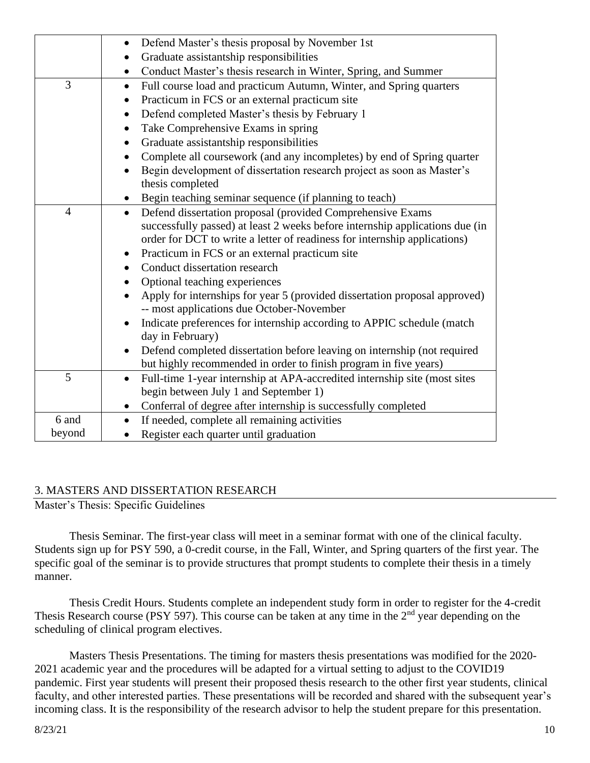| | |
|---|---|
| | • Defend Master's thesis proposal by November 1st<br>• Graduate assistantship responsibilities<br>• Conduct Master's thesis research in Winter, Spring, and Summer |
| 3 | • Full course load and practicum Autumn, Winter, and Spring quarters<br>• Practicum in FCS or an external practicum site<br>• Defend completed Master's thesis by February 1<br>• Take Comprehensive Exams in spring<br>• Graduate assistantship responsibilities<br>• Complete all coursework (and any incompletes) by end of Spring quarter<br>• Begin development of dissertation research project as soon as Master's thesis completed<br>• Begin teaching seminar sequence (if planning to teach) |
| 4 | • Defend dissertation proposal (provided Comprehensive Exams successfully passed) at least 2 weeks before internship applications due (in order for DCT to write a letter of readiness for internship applications)<br>• Practicum in FCS or an external practicum site<br>• Conduct dissertation research<br>• Optional teaching experiences<br>• Apply for internships for year 5 (provided dissertation proposal approved) -- most applications due October-November<br>• Indicate preferences for internship according to APPIC schedule (match day in February)<br>• Defend completed dissertation before leaving on internship (not required but highly recommended in order to finish program in five years) |
| 5 | • Full-time 1-year internship at APA-accredited internship site (most sites begin between July 1 and September 1)<br>• Conferral of degree after internship is successfully completed |
| 6 and beyond | • If needed, complete all remaining activities<br>• Register each quarter until graduation |

## 3. MASTERS AND DISSERTATION RESEARCH

### Master's Thesis: Specific Guidelines

Thesis Seminar. The first-year class will meet in a seminar format with one of the clinical faculty. Students sign up for PSY 590, a 0-credit course, in the Fall, Winter, and Spring quarters of the first year. The specific goal of the seminar is to provide structures that prompt students to complete their thesis in a timely manner.

Thesis Credit Hours. Students complete an independent study form in order to register for the 4-credit Thesis Research course (PSY 597). This course can be taken at any time in the 2nd year depending on the scheduling of clinical program electives.

Masters Thesis Presentations. The timing for masters thesis presentations was modified for the 2020-2021 academic year and the procedures will be adapted for a virtual setting to adjust to the COVID19 pandemic. First year students will present their proposed thesis research to the other first year students, clinical faculty, and other interested parties. These presentations will be recorded and shared with the subsequent year's incoming class. It is the responsibility of the research advisor to help the student prepare for this presentation.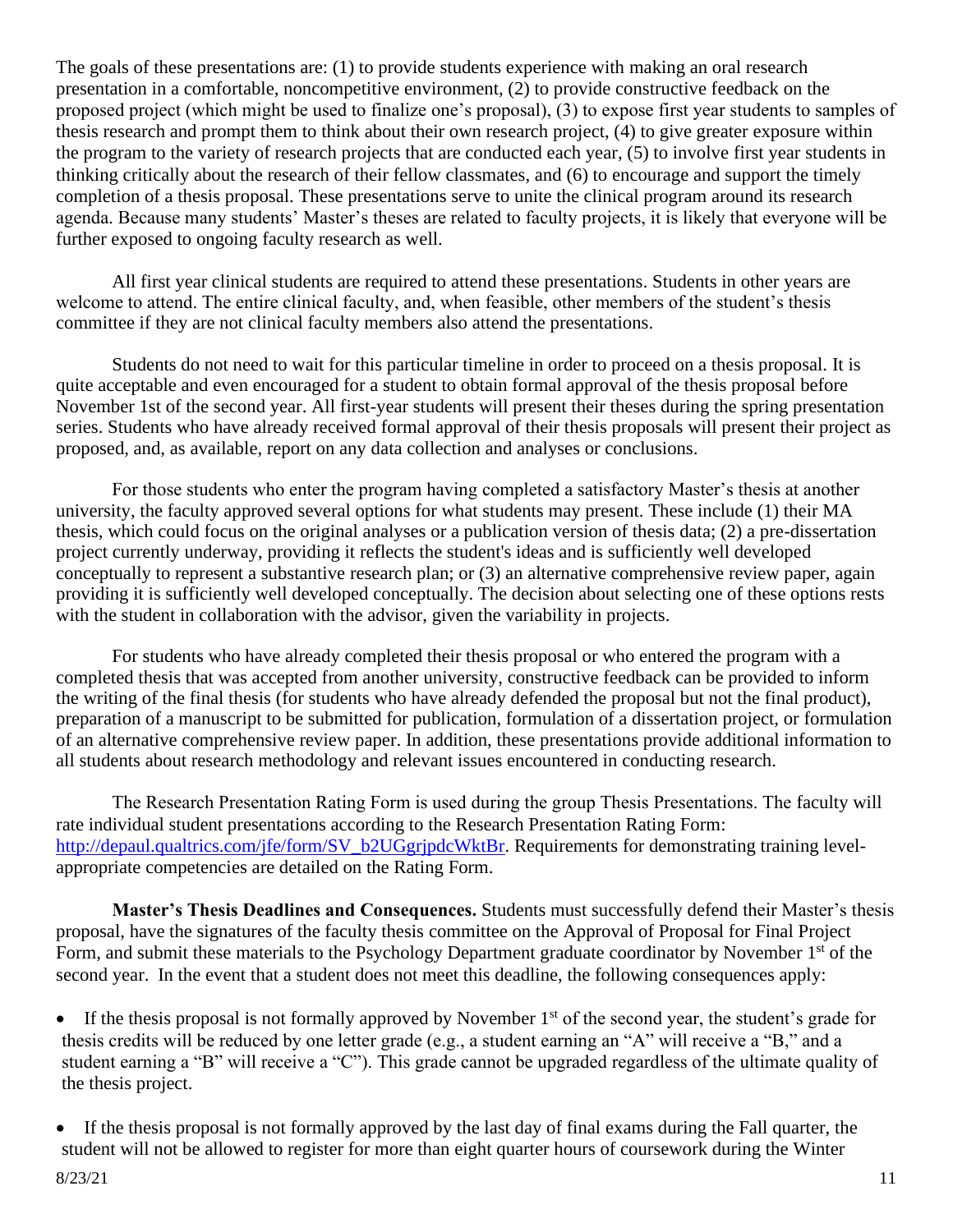The goals of these presentations are: (1) to provide students experience with making an oral research presentation in a comfortable, noncompetitive environment, (2) to provide constructive feedback on the proposed project (which might be used to finalize one's proposal), (3) to expose first year students to samples of thesis research and prompt them to think about their own research project, (4) to give greater exposure within the program to the variety of research projects that are conducted each year, (5) to involve first year students in thinking critically about the research of their fellow classmates, and (6) to encourage and support the timely completion of a thesis proposal. These presentations serve to unite the clinical program around its research agenda. Because many students' Master's theses are related to faculty projects, it is likely that everyone will be further exposed to ongoing faculty research as well.

All first year clinical students are required to attend these presentations. Students in other years are welcome to attend. The entire clinical faculty, and, when feasible, other members of the student's thesis committee if they are not clinical faculty members also attend the presentations.

Students do not need to wait for this particular timeline in order to proceed on a thesis proposal. It is quite acceptable and even encouraged for a student to obtain formal approval of the thesis proposal before November 1st of the second year. All first-year students will present their theses during the spring presentation series. Students who have already received formal approval of their thesis proposals will present their project as proposed, and, as available, report on any data collection and analyses or conclusions.

For those students who enter the program having completed a satisfactory Master's thesis at another university, the faculty approved several options for what students may present. These include (1) their MA thesis, which could focus on the original analyses or a publication version of thesis data; (2) a pre-dissertation project currently underway, providing it reflects the student's ideas and is sufficiently well developed conceptually to represent a substantive research plan; or (3) an alternative comprehensive review paper, again providing it is sufficiently well developed conceptually. The decision about selecting one of these options rests with the student in collaboration with the advisor, given the variability in projects.

For students who have already completed their thesis proposal or who entered the program with a completed thesis that was accepted from another university, constructive feedback can be provided to inform the writing of the final thesis (for students who have already defended the proposal but not the final product), preparation of a manuscript to be submitted for publication, formulation of a dissertation project, or formulation of an alternative comprehensive review paper. In addition, these presentations provide additional information to all students about research methodology and relevant issues encountered in conducting research.

The Research Presentation Rating Form is used during the group Thesis Presentations. The faculty will rate individual student presentations according to the Research Presentation Rating Form: [http://depaul.qualtrics.com/jfe/form/SV_b2UGgrjpdcWktBr](http://depaul.qualtrics.com/jfe/form/SV_b2UGgrjpdcWktBr). Requirements for demonstrating training level-appropriate competencies are detailed on the Rating Form.

**Master's Thesis Deadlines and Consequences.** Students must successfully defend their Master's thesis proposal, have the signatures of the faculty thesis committee on the Approval of Proposal for Final Project Form, and submit these materials to the Psychology Department graduate coordinator by November 1st of the second year. In the event that a student does not meet this deadline, the following consequences apply:

- If the thesis proposal is not formally approved by November 1st of the second year, the student's grade for thesis credits will be reduced by one letter grade (e.g., a student earning an "A" will receive a "B," and a student earning a "B" will receive a "C"). This grade cannot be upgraded regardless of the ultimate quality of the thesis project.
- If the thesis proposal is not formally approved by the last day of final exams during the Fall quarter, the student will not be allowed to register for more than eight quarter hours of coursework during the Winter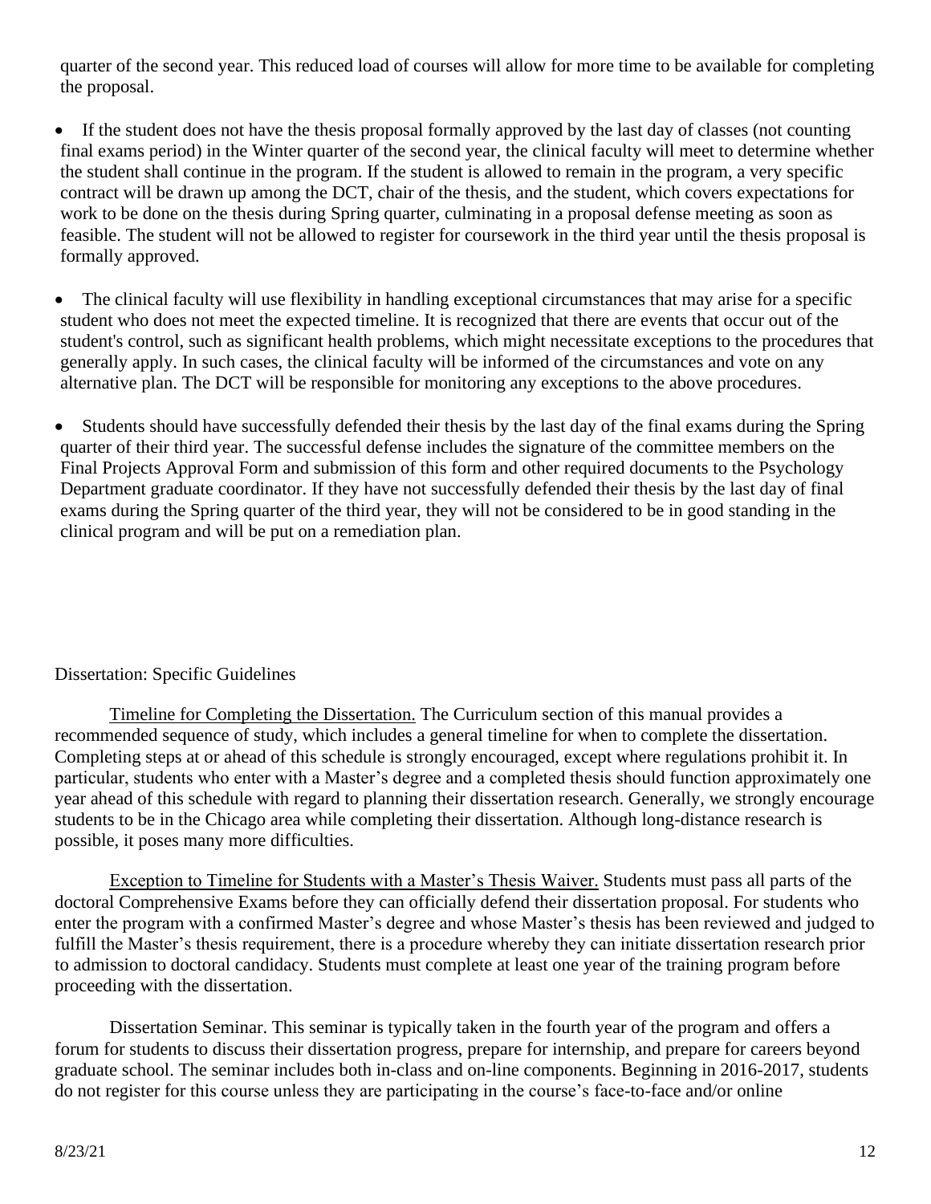quarter of the second year. This reduced load of courses will allow for more time to be available for completing the proposal.

- If the student does not have the thesis proposal formally approved by the last day of classes (not counting final exams period) in the Winter quarter of the second year, the clinical faculty will meet to determine whether the student shall continue in the program. If the student is allowed to remain in the program, a very specific contract will be drawn up among the DCT, chair of the thesis, and the student, which covers expectations for work to be done on the thesis during Spring quarter, culminating in a proposal defense meeting as soon as feasible. The student will not be allowed to register for coursework in the third year until the thesis proposal is formally approved.

- The clinical faculty will use flexibility in handling exceptional circumstances that may arise for a specific student who does not meet the expected timeline. It is recognized that there are events that occur out of the student's control, such as significant health problems, which might necessitate exceptions to the procedures that generally apply. In such cases, the clinical faculty will be informed of the circumstances and vote on any alternative plan. The DCT will be responsible for monitoring any exceptions to the above procedures.

- Students should have successfully defended their thesis by the last day of the final exams during the Spring quarter of their third year. The successful defense includes the signature of the committee members on the Final Projects Approval Form and submission of this form and other required documents to the Psychology Department graduate coordinator. If they have not successfully defended their thesis by the last day of final exams during the Spring quarter of the third year, they will not be considered to be in good standing in the clinical program and will be put on a remediation plan.

Dissertation: Specific Guidelines

Timeline for Completing the Dissertation. The Curriculum section of this manual provides a recommended sequence of study, which includes a general timeline for when to complete the dissertation. Completing steps at or ahead of this schedule is strongly encouraged, except where regulations prohibit it. In particular, students who enter with a Master's degree and a completed thesis should function approximately one year ahead of this schedule with regard to planning their dissertation research. Generally, we strongly encourage students to be in the Chicago area while completing their dissertation. Although long-distance research is possible, it poses many more difficulties.

Exception to Timeline for Students with a Master's Thesis Waiver. Students must pass all parts of the doctoral Comprehensive Exams before they can officially defend their dissertation proposal. For students who enter the program with a confirmed Master's degree and whose Master's thesis has been reviewed and judged to fulfill the Master's thesis requirement, there is a procedure whereby they can initiate dissertation research prior to admission to doctoral candidacy. Students must complete at least one year of the training program before proceeding with the dissertation.

Dissertation Seminar. This seminar is typically taken in the fourth year of the program and offers a forum for students to discuss their dissertation progress, prepare for internship, and prepare for careers beyond graduate school. The seminar includes both in-class and on-line components. Beginning in 2016-2017, students do not register for this course unless they are participating in the course's face-to-face and/or online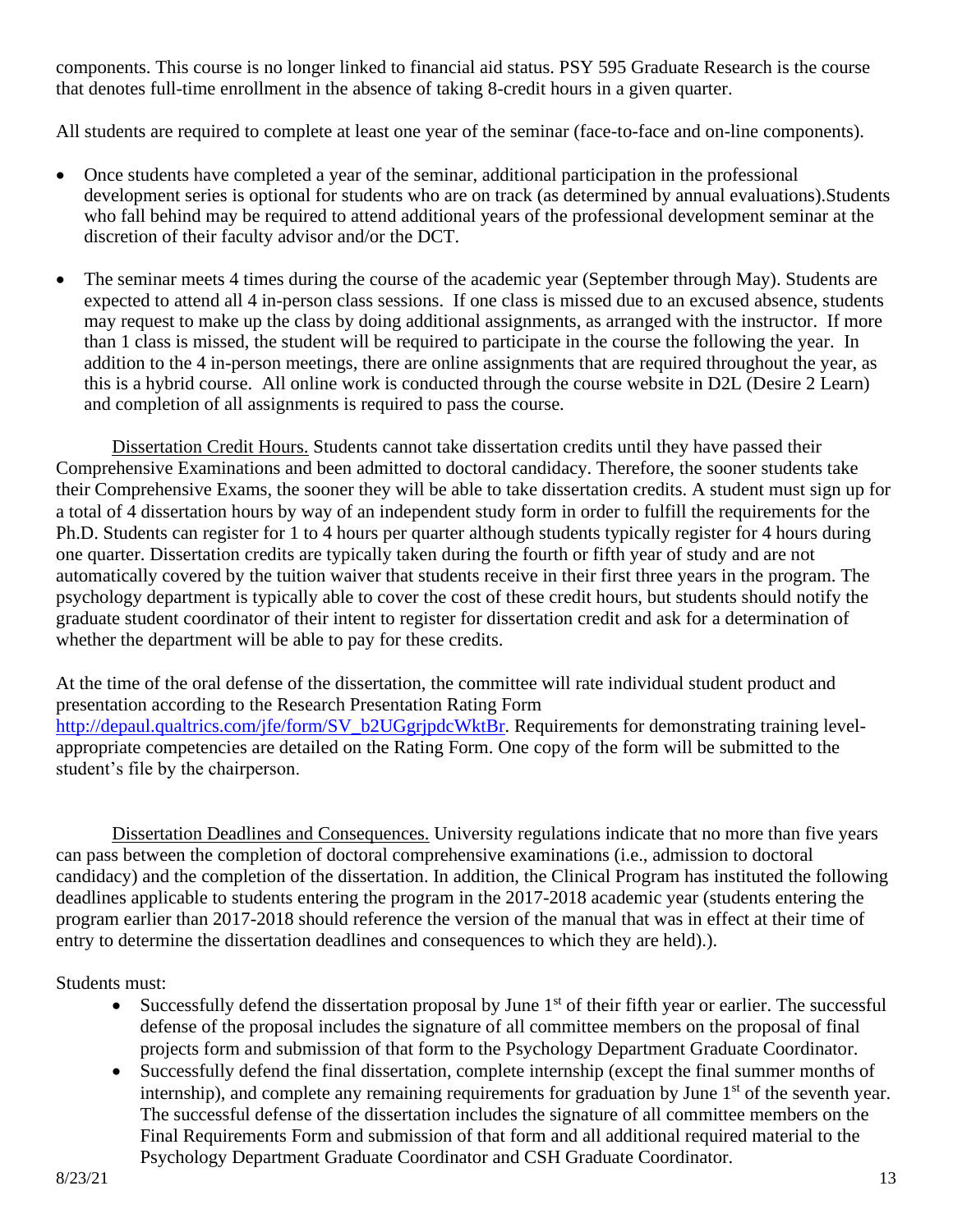components. This course is no longer linked to financial aid status. PSY 595 Graduate Research is the course that denotes full-time enrollment in the absence of taking 8-credit hours in a given quarter.

All students are required to complete at least one year of the seminar (face-to-face and on-line components).

- Once students have completed a year of the seminar, additional participation in the professional development series is optional for students who are on track (as determined by annual evaluations).Students who fall behind may be required to attend additional years of the professional development seminar at the discretion of their faculty advisor and/or the DCT.
- The seminar meets 4 times during the course of the academic year (September through May). Students are expected to attend all 4 in-person class sessions. If one class is missed due to an excused absence, students may request to make up the class by doing additional assignments, as arranged with the instructor. If more than 1 class is missed, the student will be required to participate in the course the following the year. In addition to the 4 in-person meetings, there are online assignments that are required throughout the year, as this is a hybrid course. All online work is conducted through the course website in D2L (Desire 2 Learn) and completion of all assignments is required to pass the course.

Dissertation Credit Hours. Students cannot take dissertation credits until they have passed their Comprehensive Examinations and been admitted to doctoral candidacy. Therefore, the sooner students take their Comprehensive Exams, the sooner they will be able to take dissertation credits. A student must sign up for a total of 4 dissertation hours by way of an independent study form in order to fulfill the requirements for the Ph.D. Students can register for 1 to 4 hours per quarter although students typically register for 4 hours during one quarter. Dissertation credits are typically taken during the fourth or fifth year of study and are not automatically covered by the tuition waiver that students receive in their first three years in the program. The psychology department is typically able to cover the cost of these credit hours, but students should notify the graduate student coordinator of their intent to register for dissertation credit and ask for a determination of whether the department will be able to pay for these credits.

At the time of the oral defense of the dissertation, the committee will rate individual student product and presentation according to the Research Presentation Rating Form http://depaul.qualtrics.com/jfe/form/SV_b2UGgrjpdcWktBr. Requirements for demonstrating training level-appropriate competencies are detailed on the Rating Form. One copy of the form will be submitted to the student's file by the chairperson.

Dissertation Deadlines and Consequences. University regulations indicate that no more than five years can pass between the completion of doctoral comprehensive examinations (i.e., admission to doctoral candidacy) and the completion of the dissertation. In addition, the Clinical Program has instituted the following deadlines applicable to students entering the program in the 2017-2018 academic year (students entering the program earlier than 2017-2018 should reference the version of the manual that was in effect at their time of entry to determine the dissertation deadlines and consequences to which they are held).).

Students must:

- Successfully defend the dissertation proposal by June 1st of their fifth year or earlier. The successful defense of the proposal includes the signature of all committee members on the proposal of final projects form and submission of that form to the Psychology Department Graduate Coordinator.
- Successfully defend the final dissertation, complete internship (except the final summer months of internship), and complete any remaining requirements for graduation by June 1st of the seventh year. The successful defense of the dissertation includes the signature of all committee members on the Final Requirements Form and submission of that form and all additional required material to the Psychology Department Graduate Coordinator and CSH Graduate Coordinator.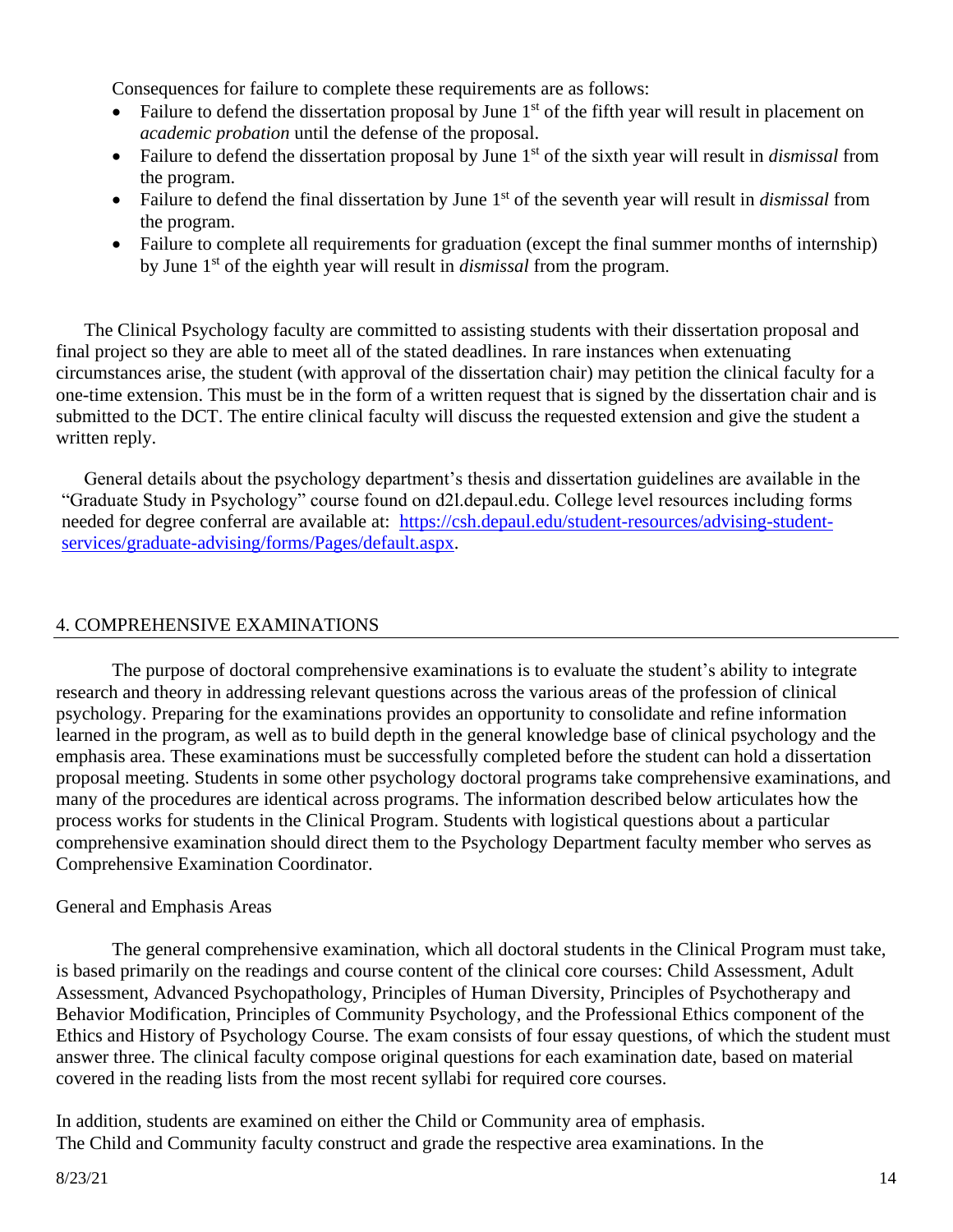Consequences for failure to complete these requirements are as follows:

- Failure to defend the dissertation proposal by June 1st of the fifth year will result in placement on *academic probation* until the defense of the proposal.
- Failure to defend the dissertation proposal by June 1st of the sixth year will result in *dismissal* from the program.
- Failure to defend the final dissertation by June 1st of the seventh year will result in *dismissal* from the program.
- Failure to complete all requirements for graduation (except the final summer months of internship) by June 1st of the eighth year will result in *dismissal* from the program.

The Clinical Psychology faculty are committed to assisting students with their dissertation proposal and final project so they are able to meet all of the stated deadlines. In rare instances when extenuating circumstances arise, the student (with approval of the dissertation chair) may petition the clinical faculty for a one-time extension. This must be in the form of a written request that is signed by the dissertation chair and is submitted to the DCT. The entire clinical faculty will discuss the requested extension and give the student a written reply.

General details about the psychology department's thesis and dissertation guidelines are available in the "Graduate Study in Psychology" course found on d2l.depaul.edu. College level resources including forms needed for degree conferral are available at: [https://csh.depaul.edu/student-resources/advising-student-services/graduate-advising/forms/Pages/default.aspx](https://csh.depaul.edu/student-resources/advising-student-services/graduate-advising/forms/Pages/default.aspx).

## 4. COMPREHENSIVE EXAMINATIONS

The purpose of doctoral comprehensive examinations is to evaluate the student's ability to integrate research and theory in addressing relevant questions across the various areas of the profession of clinical psychology. Preparing for the examinations provides an opportunity to consolidate and refine information learned in the program, as well as to build depth in the general knowledge base of clinical psychology and the emphasis area. These examinations must be successfully completed before the student can hold a dissertation proposal meeting. Students in some other psychology doctoral programs take comprehensive examinations, and many of the procedures are identical across programs. The information described below articulates how the process works for students in the Clinical Program. Students with logistical questions about a particular comprehensive examination should direct them to the Psychology Department faculty member who serves as Comprehensive Examination Coordinator.

### General and Emphasis Areas

The general comprehensive examination, which all doctoral students in the Clinical Program must take, is based primarily on the readings and course content of the clinical core courses: Child Assessment, Adult Assessment, Advanced Psychopathology, Principles of Human Diversity, Principles of Psychotherapy and Behavior Modification, Principles of Community Psychology, and the Professional Ethics component of the Ethics and History of Psychology Course. The exam consists of four essay questions, of which the student must answer three. The clinical faculty compose original questions for each examination date, based on material covered in the reading lists from the most recent syllabi for required core courses.

In addition, students are examined on either the Child or Community area of emphasis. The Child and Community faculty construct and grade the respective area examinations. In the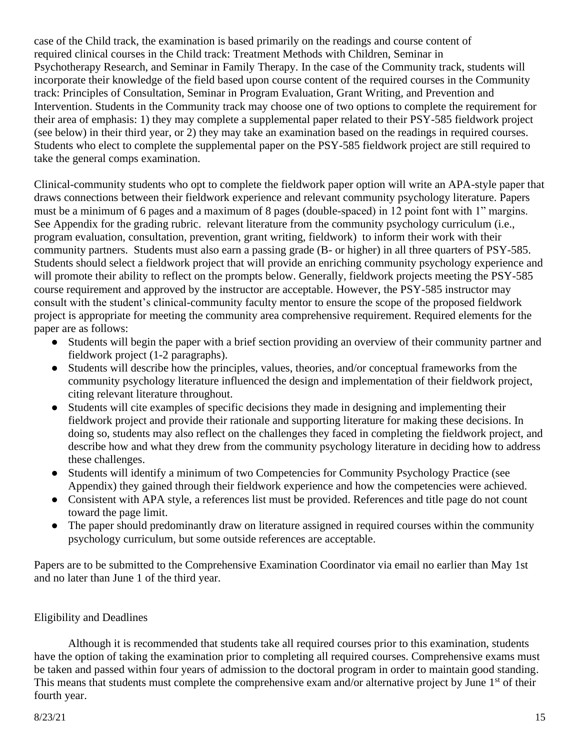case of the Child track, the examination is based primarily on the readings and course content of required clinical courses in the Child track: Treatment Methods with Children, Seminar in Psychotherapy Research, and Seminar in Family Therapy. In the case of the Community track, students will incorporate their knowledge of the field based upon course content of the required courses in the Community track: Principles of Consultation, Seminar in Program Evaluation, Grant Writing, and Prevention and Intervention. Students in the Community track may choose one of two options to complete the requirement for their area of emphasis: 1) they may complete a supplemental paper related to their PSY-585 fieldwork project (see below) in their third year, or 2) they may take an examination based on the readings in required courses. Students who elect to complete the supplemental paper on the PSY-585 fieldwork project are still required to take the general comps examination.

Clinical-community students who opt to complete the fieldwork paper option will write an APA-style paper that draws connections between their fieldwork experience and relevant community psychology literature. Papers must be a minimum of 6 pages and a maximum of 8 pages (double-spaced) in 12 point font with 1" margins. See Appendix for the grading rubric. relevant literature from the community psychology curriculum (i.e., program evaluation, consultation, prevention, grant writing, fieldwork) to inform their work with their community partners. Students must also earn a passing grade (B- or higher) in all three quarters of PSY-585. Students should select a fieldwork project that will provide an enriching community psychology experience and will promote their ability to reflect on the prompts below. Generally, fieldwork projects meeting the PSY-585 course requirement and approved by the instructor are acceptable. However, the PSY-585 instructor may consult with the student's clinical-community faculty mentor to ensure the scope of the proposed fieldwork project is appropriate for meeting the community area comprehensive requirement. Required elements for the paper are as follows:

- Students will begin the paper with a brief section providing an overview of their community partner and fieldwork project (1-2 paragraphs).
- Students will describe how the principles, values, theories, and/or conceptual frameworks from the community psychology literature influenced the design and implementation of their fieldwork project, citing relevant literature throughout.
- Students will cite examples of specific decisions they made in designing and implementing their fieldwork project and provide their rationale and supporting literature for making these decisions. In doing so, students may also reflect on the challenges they faced in completing the fieldwork project, and describe how and what they drew from the community psychology literature in deciding how to address these challenges.
- Students will identify a minimum of two Competencies for Community Psychology Practice (see Appendix) they gained through their fieldwork experience and how the competencies were achieved.
- Consistent with APA style, a references list must be provided. References and title page do not count toward the page limit.
- The paper should predominantly draw on literature assigned in required courses within the community psychology curriculum, but some outside references are acceptable.

Papers are to be submitted to the Comprehensive Examination Coordinator via email no earlier than May 1st and no later than June 1 of the third year.

## Eligibility and Deadlines

Although it is recommended that students take all required courses prior to this examination, students have the option of taking the examination prior to completing all required courses. Comprehensive exams must be taken and passed within four years of admission to the doctoral program in order to maintain good standing. This means that students must complete the comprehensive exam and/or alternative project by June 1st of their fourth year.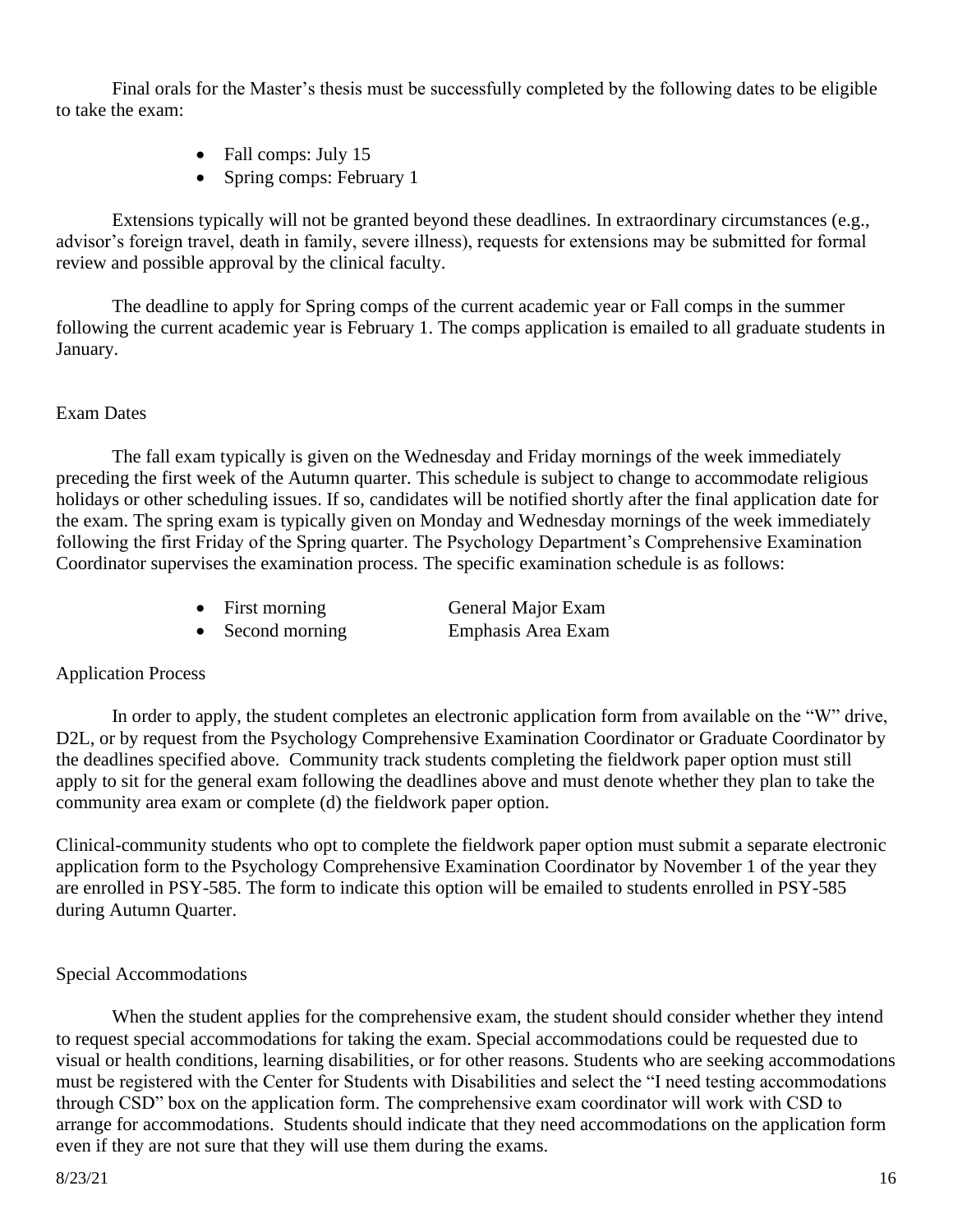Final orals for the Master's thesis must be successfully completed by the following dates to be eligible to take the exam:

- Fall comps: July 15
- Spring comps: February 1

Extensions typically will not be granted beyond these deadlines. In extraordinary circumstances (e.g., advisor's foreign travel, death in family, severe illness), requests for extensions may be submitted for formal review and possible approval by the clinical faculty.

The deadline to apply for Spring comps of the current academic year or Fall comps in the summer following the current academic year is February 1. The comps application is emailed to all graduate students in January.

### Exam Dates

The fall exam typically is given on the Wednesday and Friday mornings of the week immediately preceding the first week of the Autumn quarter. This schedule is subject to change to accommodate religious holidays or other scheduling issues. If so, candidates will be notified shortly after the final application date for the exam. The spring exam is typically given on Monday and Wednesday mornings of the week immediately following the first Friday of the Spring quarter. The Psychology Department's Comprehensive Examination Coordinator supervises the examination process. The specific examination schedule is as follows:

- First morning — General Major Exam
- Second morning — Emphasis Area Exam

### Application Process

In order to apply, the student completes an electronic application form from available on the "W" drive, D2L, or by request from the Psychology Comprehensive Examination Coordinator or Graduate Coordinator by the deadlines specified above. Community track students completing the fieldwork paper option must still apply to sit for the general exam following the deadlines above and must denote whether they plan to take the community area exam or complete (d) the fieldwork paper option.

Clinical-community students who opt to complete the fieldwork paper option must submit a separate electronic application form to the Psychology Comprehensive Examination Coordinator by November 1 of the year they are enrolled in PSY-585. The form to indicate this option will be emailed to students enrolled in PSY-585 during Autumn Quarter.

### Special Accommodations

When the student applies for the comprehensive exam, the student should consider whether they intend to request special accommodations for taking the exam. Special accommodations could be requested due to visual or health conditions, learning disabilities, or for other reasons. Students who are seeking accommodations must be registered with the Center for Students with Disabilities and select the "I need testing accommodations through CSD" box on the application form. The comprehensive exam coordinator will work with CSD to arrange for accommodations. Students should indicate that they need accommodations on the application form even if they are not sure that they will use them during the exams.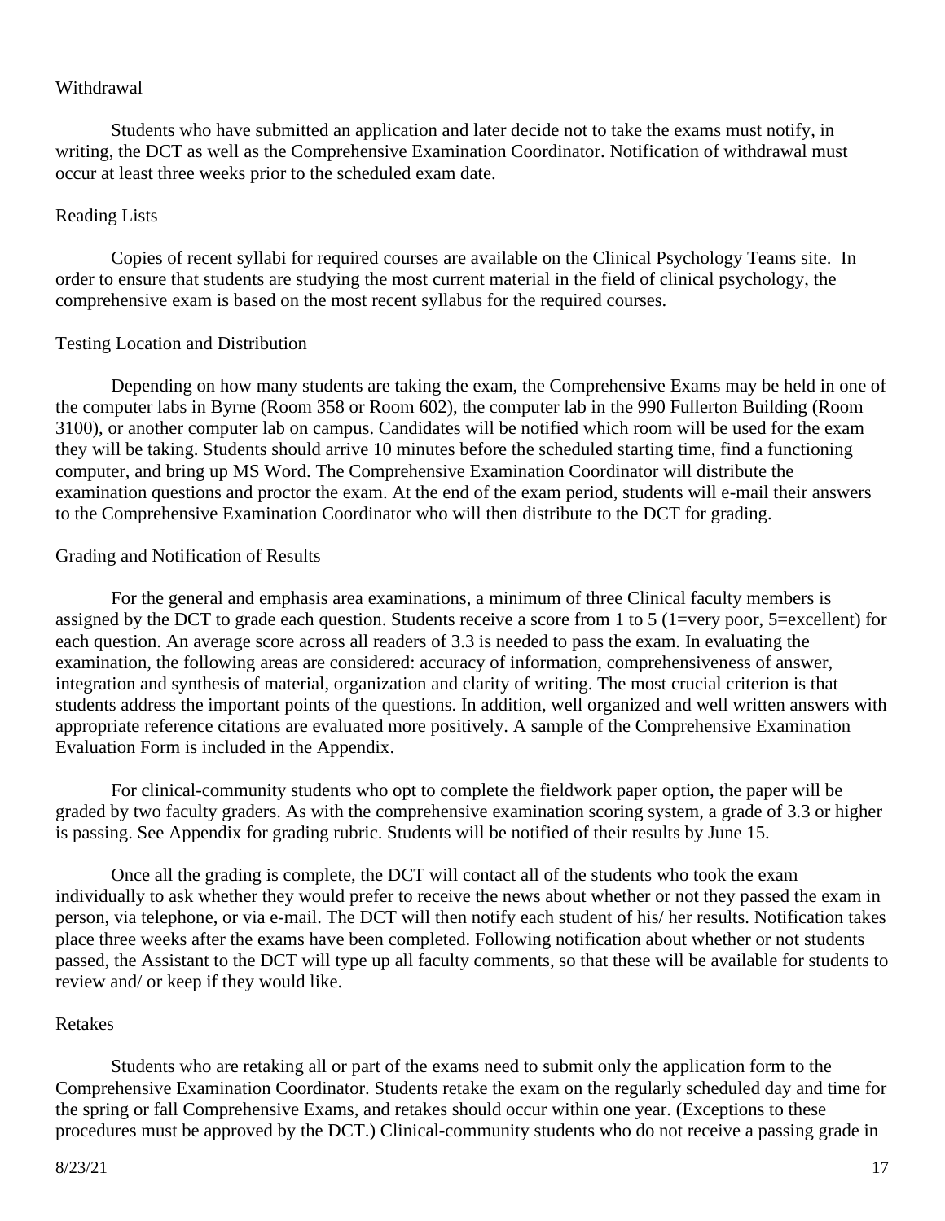### Withdrawal

Students who have submitted an application and later decide not to take the exams must notify, in writing, the DCT as well as the Comprehensive Examination Coordinator. Notification of withdrawal must occur at least three weeks prior to the scheduled exam date.

### Reading Lists

Copies of recent syllabi for required courses are available on the Clinical Psychology Teams site. In order to ensure that students are studying the most current material in the field of clinical psychology, the comprehensive exam is based on the most recent syllabus for the required courses.

### Testing Location and Distribution

Depending on how many students are taking the exam, the Comprehensive Exams may be held in one of the computer labs in Byrne (Room 358 or Room 602), the computer lab in the 990 Fullerton Building (Room 3100), or another computer lab on campus. Candidates will be notified which room will be used for the exam they will be taking. Students should arrive 10 minutes before the scheduled starting time, find a functioning computer, and bring up MS Word. The Comprehensive Examination Coordinator will distribute the examination questions and proctor the exam. At the end of the exam period, students will e-mail their answers to the Comprehensive Examination Coordinator who will then distribute to the DCT for grading.

### Grading and Notification of Results

For the general and emphasis area examinations, a minimum of three Clinical faculty members is assigned by the DCT to grade each question. Students receive a score from 1 to 5 (1=very poor, 5=excellent) for each question. An average score across all readers of 3.3 is needed to pass the exam. In evaluating the examination, the following areas are considered: accuracy of information, comprehensiveness of answer, integration and synthesis of material, organization and clarity of writing. The most crucial criterion is that students address the important points of the questions. In addition, well organized and well written answers with appropriate reference citations are evaluated more positively. A sample of the Comprehensive Examination Evaluation Form is included in the Appendix.

For clinical-community students who opt to complete the fieldwork paper option, the paper will be graded by two faculty graders. As with the comprehensive examination scoring system, a grade of 3.3 or higher is passing. See Appendix for grading rubric. Students will be notified of their results by June 15.

Once all the grading is complete, the DCT will contact all of the students who took the exam individually to ask whether they would prefer to receive the news about whether or not they passed the exam in person, via telephone, or via e-mail. The DCT will then notify each student of his/ her results. Notification takes place three weeks after the exams have been completed. Following notification about whether or not students passed, the Assistant to the DCT will type up all faculty comments, so that these will be available for students to review and/ or keep if they would like.

### Retakes

Students who are retaking all or part of the exams need to submit only the application form to the Comprehensive Examination Coordinator. Students retake the exam on the regularly scheduled day and time for the spring or fall Comprehensive Exams, and retakes should occur within one year. (Exceptions to these procedures must be approved by the DCT.) Clinical-community students who do not receive a passing grade in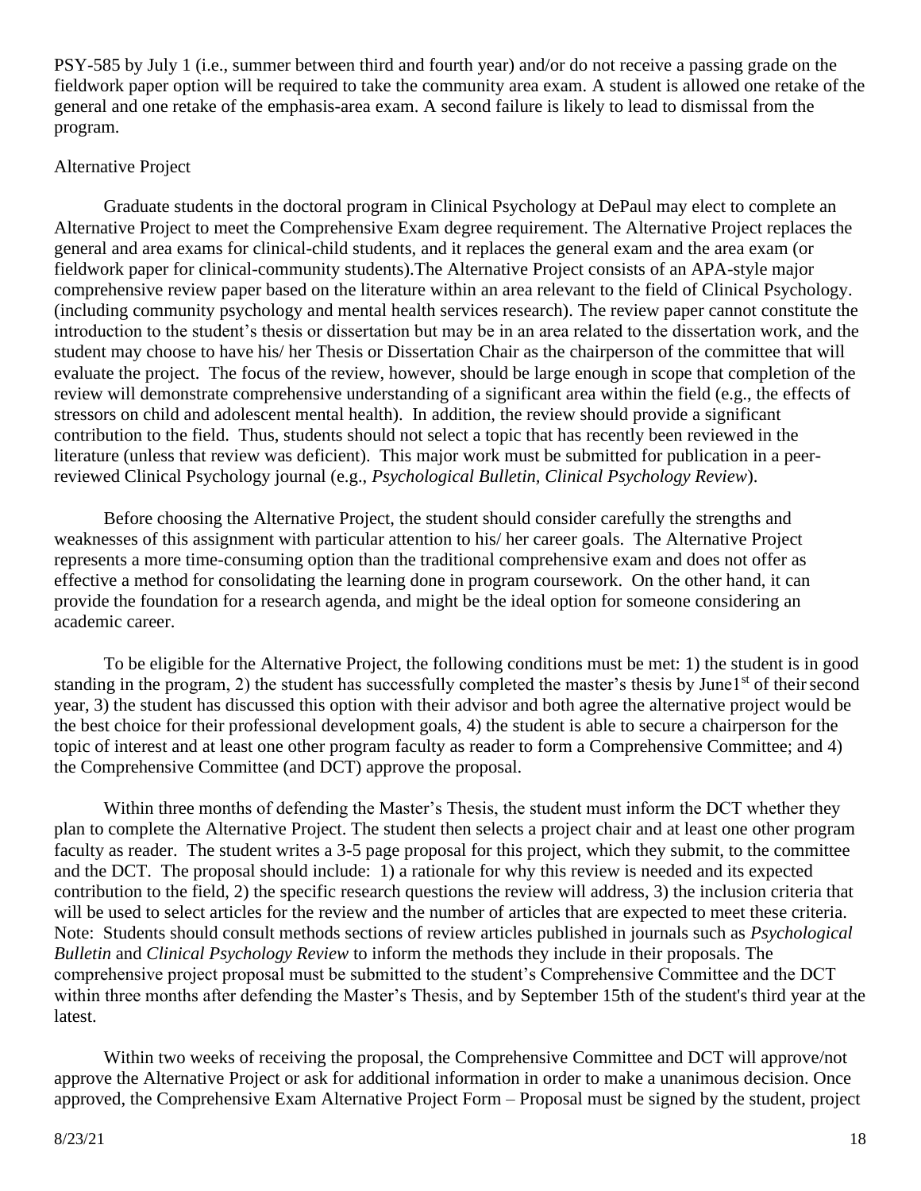PSY-585 by July 1 (i.e., summer between third and fourth year) and/or do not receive a passing grade on the fieldwork paper option will be required to take the community area exam. A student is allowed one retake of the general and one retake of the emphasis-area exam. A second failure is likely to lead to dismissal from the program.

Alternative Project

Graduate students in the doctoral program in Clinical Psychology at DePaul may elect to complete an Alternative Project to meet the Comprehensive Exam degree requirement. The Alternative Project replaces the general and area exams for clinical-child students, and it replaces the general exam and the area exam (or fieldwork paper for clinical-community students).The Alternative Project consists of an APA-style major comprehensive review paper based on the literature within an area relevant to the field of Clinical Psychology. (including community psychology and mental health services research). The review paper cannot constitute the introduction to the student's thesis or dissertation but may be in an area related to the dissertation work, and the student may choose to have his/ her Thesis or Dissertation Chair as the chairperson of the committee that will evaluate the project. The focus of the review, however, should be large enough in scope that completion of the review will demonstrate comprehensive understanding of a significant area within the field (e.g., the effects of stressors on child and adolescent mental health). In addition, the review should provide a significant contribution to the field. Thus, students should not select a topic that has recently been reviewed in the literature (unless that review was deficient). This major work must be submitted for publication in a peer-reviewed Clinical Psychology journal (e.g., *Psychological Bulletin*, *Clinical Psychology Review*).

Before choosing the Alternative Project, the student should consider carefully the strengths and weaknesses of this assignment with particular attention to his/ her career goals. The Alternative Project represents a more time-consuming option than the traditional comprehensive exam and does not offer as effective a method for consolidating the learning done in program coursework. On the other hand, it can provide the foundation for a research agenda, and might be the ideal option for someone considering an academic career.

To be eligible for the Alternative Project, the following conditions must be met: 1) the student is in good standing in the program, 2) the student has successfully completed the master's thesis by June1st of their second year, 3) the student has discussed this option with their advisor and both agree the alternative project would be the best choice for their professional development goals, 4) the student is able to secure a chairperson for the topic of interest and at least one other program faculty as reader to form a Comprehensive Committee; and 4) the Comprehensive Committee (and DCT) approve the proposal.

Within three months of defending the Master's Thesis, the student must inform the DCT whether they plan to complete the Alternative Project. The student then selects a project chair and at least one other program faculty as reader. The student writes a 3-5 page proposal for this project, which they submit, to the committee and the DCT. The proposal should include: 1) a rationale for why this review is needed and its expected contribution to the field, 2) the specific research questions the review will address, 3) the inclusion criteria that will be used to select articles for the review and the number of articles that are expected to meet these criteria. Note: Students should consult methods sections of review articles published in journals such as *Psychological Bulletin* and *Clinical Psychology Review* to inform the methods they include in their proposals. The comprehensive project proposal must be submitted to the student's Comprehensive Committee and the DCT within three months after defending the Master's Thesis, and by September 15th of the student's third year at the latest.

Within two weeks of receiving the proposal, the Comprehensive Committee and DCT will approve/not approve the Alternative Project or ask for additional information in order to make a unanimous decision. Once approved, the Comprehensive Exam Alternative Project Form – Proposal must be signed by the student, project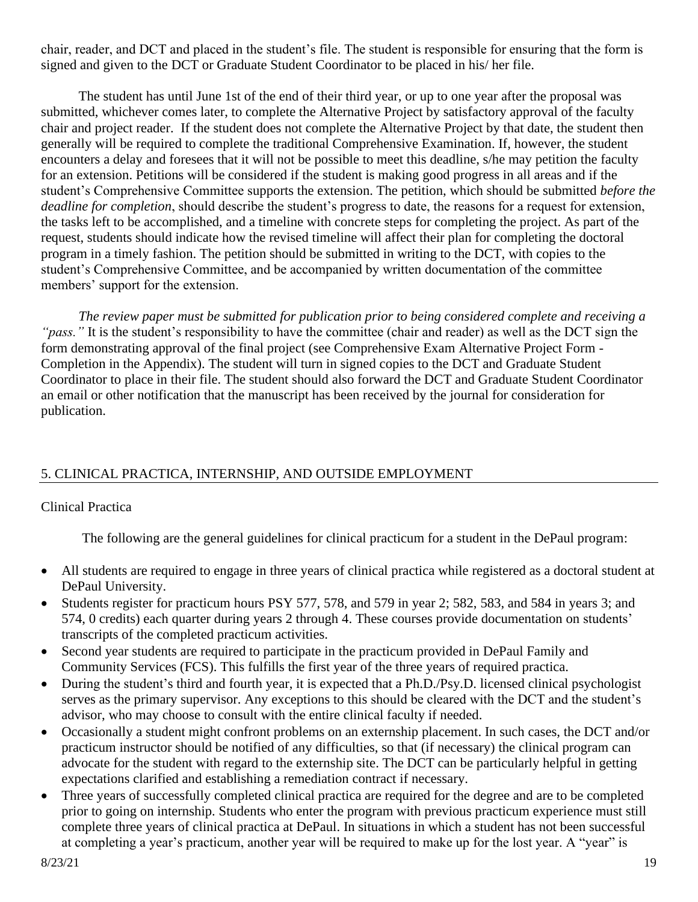chair, reader, and DCT and placed in the student's file. The student is responsible for ensuring that the form is signed and given to the DCT or Graduate Student Coordinator to be placed in his/ her file.

The student has until June 1st of the end of their third year, or up to one year after the proposal was submitted, whichever comes later, to complete the Alternative Project by satisfactory approval of the faculty chair and project reader. If the student does not complete the Alternative Project by that date, the student then generally will be required to complete the traditional Comprehensive Examination. If, however, the student encounters a delay and foresees that it will not be possible to meet this deadline, s/he may petition the faculty for an extension. Petitions will be considered if the student is making good progress in all areas and if the student's Comprehensive Committee supports the extension. The petition, which should be submitted *before the deadline for completion*, should describe the student's progress to date, the reasons for a request for extension, the tasks left to be accomplished, and a timeline with concrete steps for completing the project. As part of the request, students should indicate how the revised timeline will affect their plan for completing the doctoral program in a timely fashion. The petition should be submitted in writing to the DCT, with copies to the student's Comprehensive Committee, and be accompanied by written documentation of the committee members' support for the extension.

*The review paper must be submitted for publication prior to being considered complete and receiving a "pass."* It is the student's responsibility to have the committee (chair and reader) as well as the DCT sign the form demonstrating approval of the final project (see Comprehensive Exam Alternative Project Form - Completion in the Appendix). The student will turn in signed copies to the DCT and Graduate Student Coordinator to place in their file. The student should also forward the DCT and Graduate Student Coordinator an email or other notification that the manuscript has been received by the journal for consideration for publication.

## 5. CLINICAL PRACTICA, INTERNSHIP, AND OUTSIDE EMPLOYMENT

### Clinical Practica

The following are the general guidelines for clinical practicum for a student in the DePaul program:

- All students are required to engage in three years of clinical practica while registered as a doctoral student at DePaul University.
- Students register for practicum hours PSY 577, 578, and 579 in year 2; 582, 583, and 584 in years 3; and 574, 0 credits) each quarter during years 2 through 4. These courses provide documentation on students' transcripts of the completed practicum activities.
- Second year students are required to participate in the practicum provided in DePaul Family and Community Services (FCS). This fulfills the first year of the three years of required practica.
- During the student's third and fourth year, it is expected that a Ph.D./Psy.D. licensed clinical psychologist serves as the primary supervisor. Any exceptions to this should be cleared with the DCT and the student's advisor, who may choose to consult with the entire clinical faculty if needed.
- Occasionally a student might confront problems on an externship placement. In such cases, the DCT and/or practicum instructor should be notified of any difficulties, so that (if necessary) the clinical program can advocate for the student with regard to the externship site. The DCT can be particularly helpful in getting expectations clarified and establishing a remediation contract if necessary.
- Three years of successfully completed clinical practica are required for the degree and are to be completed prior to going on internship. Students who enter the program with previous practicum experience must still complete three years of clinical practica at DePaul. In situations in which a student has not been successful at completing a year's practicum, another year will be required to make up for the lost year. A "year" is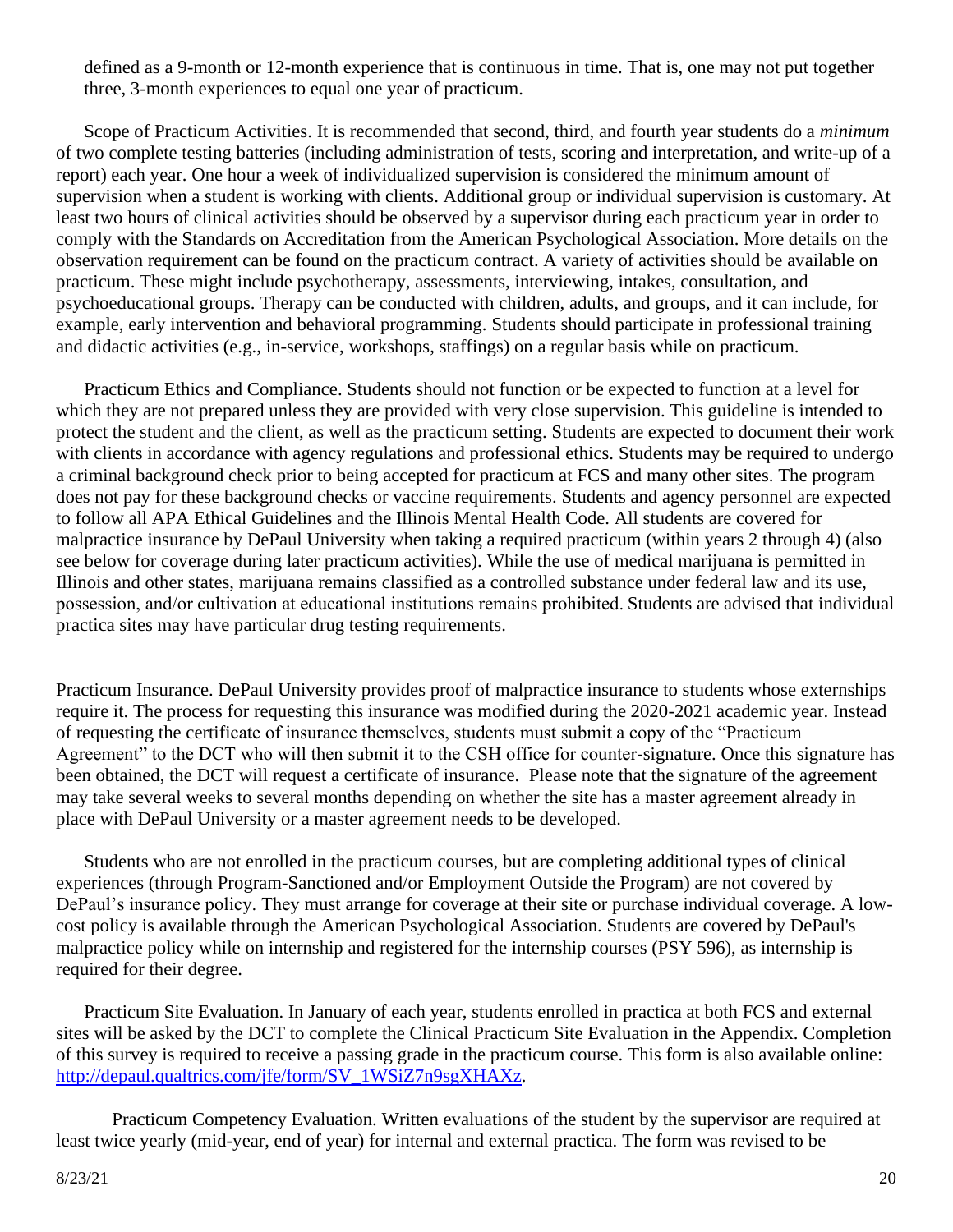defined as a 9-month or 12-month experience that is continuous in time. That is, one may not put together three, 3-month experiences to equal one year of practicum.

Scope of Practicum Activities. It is recommended that second, third, and fourth year students do a *minimum* of two complete testing batteries (including administration of tests, scoring and interpretation, and write-up of a report) each year. One hour a week of individualized supervision is considered the minimum amount of supervision when a student is working with clients. Additional group or individual supervision is customary. At least two hours of clinical activities should be observed by a supervisor during each practicum year in order to comply with the Standards on Accreditation from the American Psychological Association. More details on the observation requirement can be found on the practicum contract. A variety of activities should be available on practicum. These might include psychotherapy, assessments, interviewing, intakes, consultation, and psychoeducational groups. Therapy can be conducted with children, adults, and groups, and it can include, for example, early intervention and behavioral programming. Students should participate in professional training and didactic activities (e.g., in-service, workshops, staffings) on a regular basis while on practicum.

Practicum Ethics and Compliance. Students should not function or be expected to function at a level for which they are not prepared unless they are provided with very close supervision. This guideline is intended to protect the student and the client, as well as the practicum setting. Students are expected to document their work with clients in accordance with agency regulations and professional ethics. Students may be required to undergo a criminal background check prior to being accepted for practicum at FCS and many other sites. The program does not pay for these background checks or vaccine requirements. Students and agency personnel are expected to follow all APA Ethical Guidelines and the Illinois Mental Health Code. All students are covered for malpractice insurance by DePaul University when taking a required practicum (within years 2 through 4) (also see below for coverage during later practicum activities). While the use of medical marijuana is permitted in Illinois and other states, marijuana remains classified as a controlled substance under federal law and its use, possession, and/or cultivation at educational institutions remains prohibited. Students are advised that individual practica sites may have particular drug testing requirements.

Practicum Insurance. DePaul University provides proof of malpractice insurance to students whose externships require it. The process for requesting this insurance was modified during the 2020-2021 academic year. Instead of requesting the certificate of insurance themselves, students must submit a copy of the "Practicum Agreement" to the DCT who will then submit it to the CSH office for counter-signature. Once this signature has been obtained, the DCT will request a certificate of insurance. Please note that the signature of the agreement may take several weeks to several months depending on whether the site has a master agreement already in place with DePaul University or a master agreement needs to be developed.

Students who are not enrolled in the practicum courses, but are completing additional types of clinical experiences (through Program-Sanctioned and/or Employment Outside the Program) are not covered by DePaul's insurance policy. They must arrange for coverage at their site or purchase individual coverage. A low-cost policy is available through the American Psychological Association. Students are covered by DePaul's malpractice policy while on internship and registered for the internship courses (PSY 596), as internship is required for their degree.

Practicum Site Evaluation. In January of each year, students enrolled in practica at both FCS and external sites will be asked by the DCT to complete the Clinical Practicum Site Evaluation in the Appendix. Completion of this survey is required to receive a passing grade in the practicum course. This form is also available online: [http://depaul.qualtrics.com/jfe/form/SV_1WSiZ7n9sgXHAXz](http://depaul.qualtrics.com/jfe/form/SV_1WSiZ7n9sgXHAXz).

Practicum Competency Evaluation. Written evaluations of the student by the supervisor are required at least twice yearly (mid-year, end of year) for internal and external practica. The form was revised to be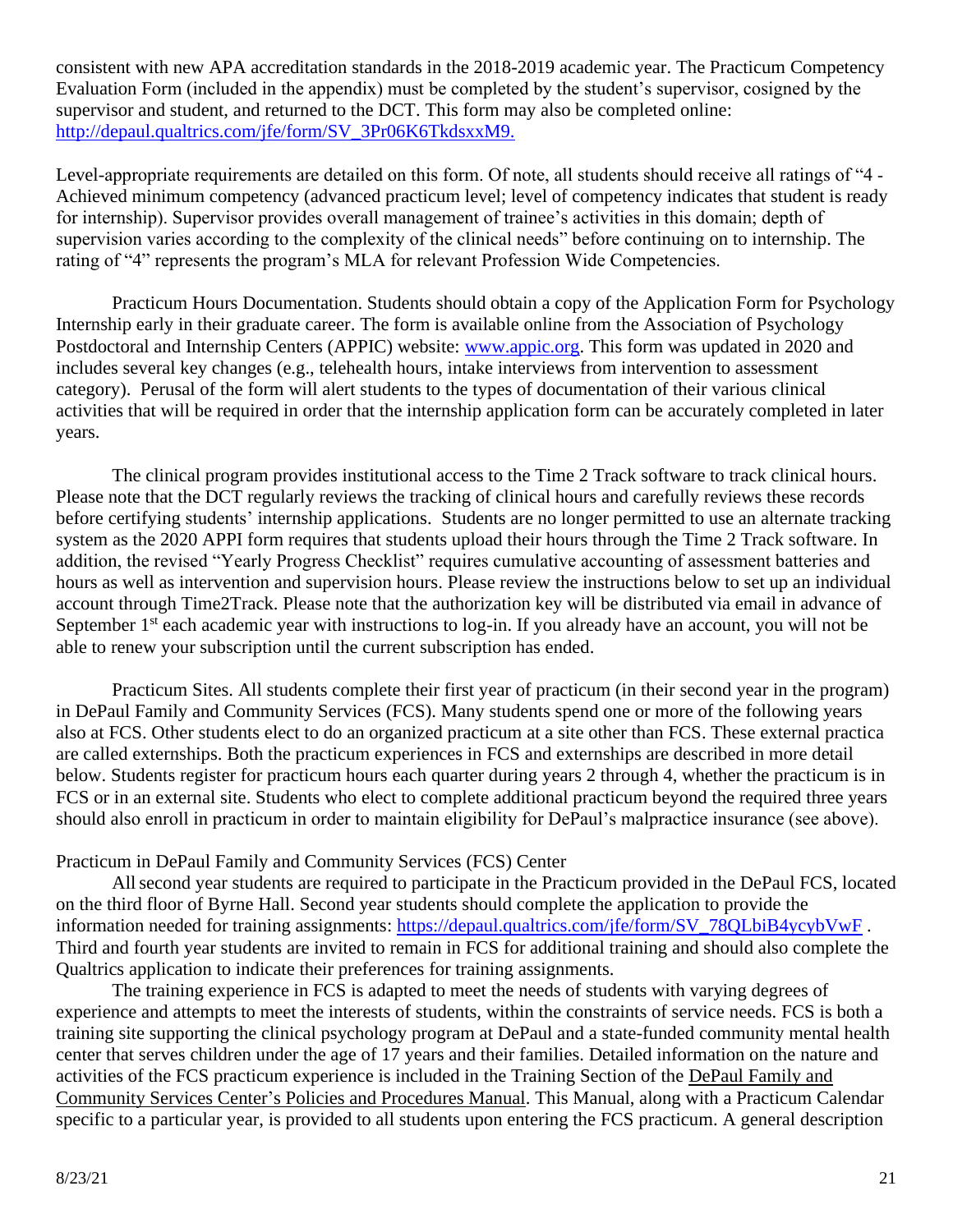consistent with new APA accreditation standards in the 2018-2019 academic year. The Practicum Competency Evaluation Form (included in the appendix) must be completed by the student's supervisor, cosigned by the supervisor and student, and returned to the DCT. This form may also be completed online: [http://depaul.qualtrics.com/jfe/form/SV_3Pr06K6TkdsxxM9.](http://depaul.qualtrics.com/jfe/form/SV_3Pr06K6TkdsxxM9)

Level-appropriate requirements are detailed on this form. Of note, all students should receive all ratings of "4 - Achieved minimum competency (advanced practicum level; level of competency indicates that student is ready for internship). Supervisor provides overall management of trainee's activities in this domain; depth of supervision varies according to the complexity of the clinical needs" before continuing on to internship. The rating of "4" represents the program's MLA for relevant Profession Wide Competencies.

Practicum Hours Documentation. Students should obtain a copy of the Application Form for Psychology Internship early in their graduate career. The form is available online from the Association of Psychology Postdoctoral and Internship Centers (APPIC) website: [www.appic.org](http://www.appic.org). This form was updated in 2020 and includes several key changes (e.g., telehealth hours, intake interviews from intervention to assessment category). Perusal of the form will alert students to the types of documentation of their various clinical activities that will be required in order that the internship application form can be accurately completed in later years.

The clinical program provides institutional access to the Time 2 Track software to track clinical hours. Please note that the DCT regularly reviews the tracking of clinical hours and carefully reviews these records before certifying students' internship applications. Students are no longer permitted to use an alternate tracking system as the 2020 APPI form requires that students upload their hours through the Time 2 Track software. In addition, the revised "Yearly Progress Checklist" requires cumulative accounting of assessment batteries and hours as well as intervention and supervision hours. Please review the instructions below to set up an individual account through Time2Track. Please note that the authorization key will be distributed via email in advance of September 1st each academic year with instructions to log-in. If you already have an account, you will not be able to renew your subscription until the current subscription has ended.

Practicum Sites. All students complete their first year of practicum (in their second year in the program) in DePaul Family and Community Services (FCS). Many students spend one or more of the following years also at FCS. Other students elect to do an organized practicum at a site other than FCS. These external practica are called externships. Both the practicum experiences in FCS and externships are described in more detail below. Students register for practicum hours each quarter during years 2 through 4, whether the practicum is in FCS or in an external site. Students who elect to complete additional practicum beyond the required three years should also enroll in practicum in order to maintain eligibility for DePaul's malpractice insurance (see above).

Practicum in DePaul Family and Community Services (FCS) Center

All second year students are required to participate in the Practicum provided in the DePaul FCS, located on the third floor of Byrne Hall. Second year students should complete the application to provide the information needed for training assignments: [https://depaul.qualtrics.com/jfe/form/SV_78QLbiB4ycybVwF](https://depaul.qualtrics.com/jfe/form/SV_78QLbiB4ycybVwF) . Third and fourth year students are invited to remain in FCS for additional training and should also complete the Qualtrics application to indicate their preferences for training assignments.

The training experience in FCS is adapted to meet the needs of students with varying degrees of experience and attempts to meet the interests of students, within the constraints of service needs. FCS is both a training site supporting the clinical psychology program at DePaul and a state-funded community mental health center that serves children under the age of 17 years and their families. Detailed information on the nature and activities of the FCS practicum experience is included in the Training Section of the DePaul Family and Community Services Center's Policies and Procedures Manual. This Manual, along with a Practicum Calendar specific to a particular year, is provided to all students upon entering the FCS practicum. A general description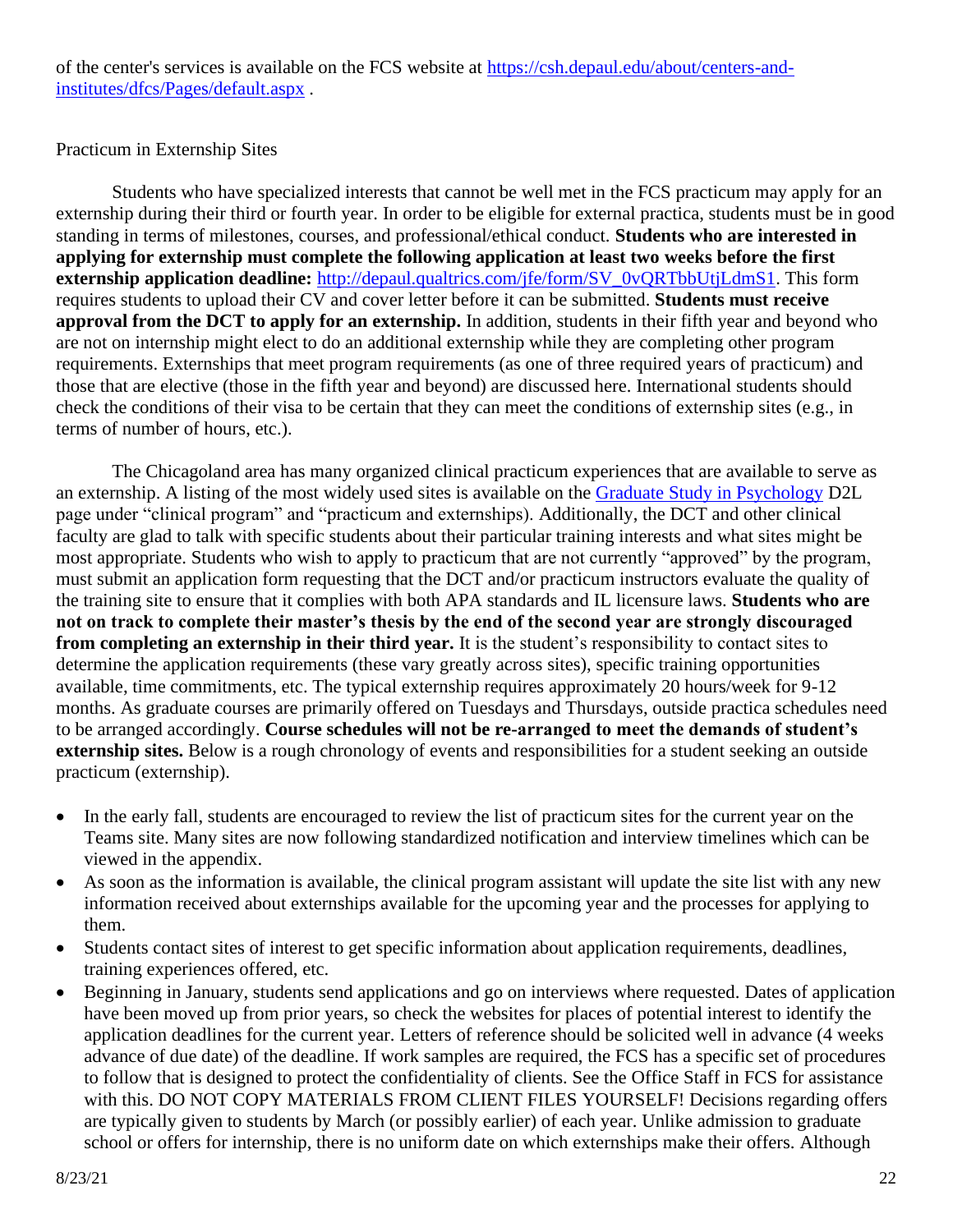of the center's services is available on the FCS website at [https://csh.depaul.edu/about/centers-and-institutes/dfcs/Pages/default.aspx](https://csh.depaul.edu/about/centers-and-institutes/dfcs/Pages/default.aspx) .

Practicum in Externship Sites

Students who have specialized interests that cannot be well met in the FCS practicum may apply for an externship during their third or fourth year. In order to be eligible for external practica, students must be in good standing in terms of milestones, courses, and professional/ethical conduct. **Students who are interested in applying for externship must complete the following application at least two weeks before the first externship application deadline:** [http://depaul.qualtrics.com/jfe/form/SV_0vQRTbbUtjLdmS1](http://depaul.qualtrics.com/jfe/form/SV_0vQRTbbUtjLdmS1). This form requires students to upload their CV and cover letter before it can be submitted. **Students must receive approval from the DCT to apply for an externship.** In addition, students in their fifth year and beyond who are not on internship might elect to do an additional externship while they are completing other program requirements. Externships that meet program requirements (as one of three required years of practicum) and those that are elective (those in the fifth year and beyond) are discussed here. International students should check the conditions of their visa to be certain that they can meet the conditions of externship sites (e.g., in terms of number of hours, etc.).

The Chicagoland area has many organized clinical practicum experiences that are available to serve as an externship. A listing of the most widely used sites is available on the Graduate Study in Psychology D2L page under "clinical program" and "practicum and externships). Additionally, the DCT and other clinical faculty are glad to talk with specific students about their particular training interests and what sites might be most appropriate. Students who wish to apply to practicum that are not currently "approved" by the program, must submit an application form requesting that the DCT and/or practicum instructors evaluate the quality of the training site to ensure that it complies with both APA standards and IL licensure laws. **Students who are not on track to complete their master's thesis by the end of the second year are strongly discouraged from completing an externship in their third year.** It is the student's responsibility to contact sites to determine the application requirements (these vary greatly across sites), specific training opportunities available, time commitments, etc. The typical externship requires approximately 20 hours/week for 9-12 months. As graduate courses are primarily offered on Tuesdays and Thursdays, outside practica schedules need to be arranged accordingly. **Course schedules will not be re-arranged to meet the demands of student's externship sites.** Below is a rough chronology of events and responsibilities for a student seeking an outside practicum (externship).

- In the early fall, students are encouraged to review the list of practicum sites for the current year on the Teams site. Many sites are now following standardized notification and interview timelines which can be viewed in the appendix.
- As soon as the information is available, the clinical program assistant will update the site list with any new information received about externships available for the upcoming year and the processes for applying to them.
- Students contact sites of interest to get specific information about application requirements, deadlines, training experiences offered, etc.
- Beginning in January, students send applications and go on interviews where requested. Dates of application have been moved up from prior years, so check the websites for places of potential interest to identify the application deadlines for the current year. Letters of reference should be solicited well in advance (4 weeks advance of due date) of the deadline. If work samples are required, the FCS has a specific set of procedures to follow that is designed to protect the confidentiality of clients. See the Office Staff in FCS for assistance with this. DO NOT COPY MATERIALS FROM CLIENT FILES YOURSELF! Decisions regarding offers are typically given to students by March (or possibly earlier) of each year. Unlike admission to graduate school or offers for internship, there is no uniform date on which externships make their offers. Although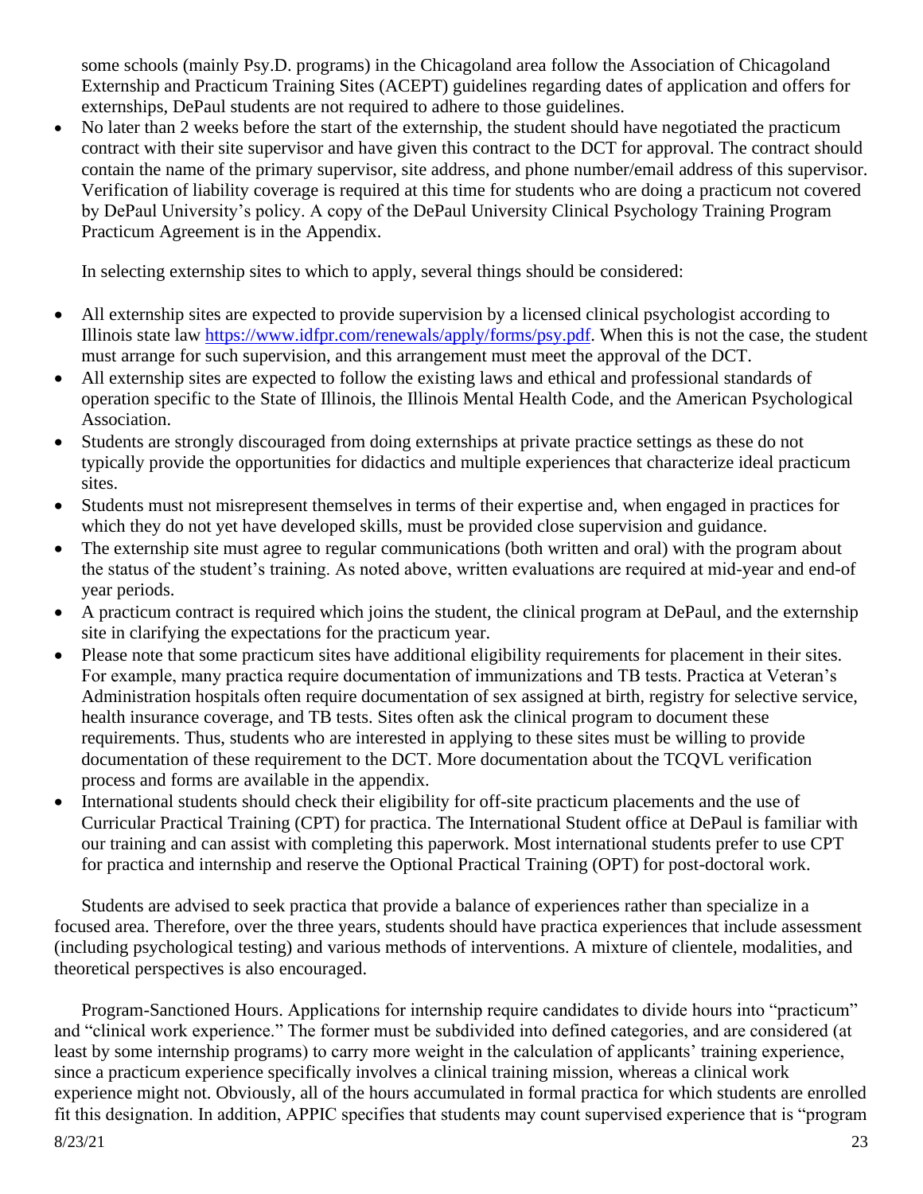some schools (mainly Psy.D. programs) in the Chicagoland area follow the Association of Chicagoland Externship and Practicum Training Sites (ACEPT) guidelines regarding dates of application and offers for externships, DePaul students are not required to adhere to those guidelines.

- No later than 2 weeks before the start of the externship, the student should have negotiated the practicum contract with their site supervisor and have given this contract to the DCT for approval. The contract should contain the name of the primary supervisor, site address, and phone number/email address of this supervisor. Verification of liability coverage is required at this time for students who are doing a practicum not covered by DePaul University's policy. A copy of the DePaul University Clinical Psychology Training Program Practicum Agreement is in the Appendix.

In selecting externship sites to which to apply, several things should be considered:

- All externship sites are expected to provide supervision by a licensed clinical psychologist according to Illinois state law https://www.idfpr.com/renewals/apply/forms/psy.pdf. When this is not the case, the student must arrange for such supervision, and this arrangement must meet the approval of the DCT.
- All externship sites are expected to follow the existing laws and ethical and professional standards of operation specific to the State of Illinois, the Illinois Mental Health Code, and the American Psychological Association.
- Students are strongly discouraged from doing externships at private practice settings as these do not typically provide the opportunities for didactics and multiple experiences that characterize ideal practicum sites.
- Students must not misrepresent themselves in terms of their expertise and, when engaged in practices for which they do not yet have developed skills, must be provided close supervision and guidance.
- The externship site must agree to regular communications (both written and oral) with the program about the status of the student's training. As noted above, written evaluations are required at mid-year and end-of year periods.
- A practicum contract is required which joins the student, the clinical program at DePaul, and the externship site in clarifying the expectations for the practicum year.
- Please note that some practicum sites have additional eligibility requirements for placement in their sites. For example, many practica require documentation of immunizations and TB tests. Practica at Veteran's Administration hospitals often require documentation of sex assigned at birth, registry for selective service, health insurance coverage, and TB tests. Sites often ask the clinical program to document these requirements. Thus, students who are interested in applying to these sites must be willing to provide documentation of these requirement to the DCT. More documentation about the TCQVL verification process and forms are available in the appendix.
- International students should check their eligibility for off-site practicum placements and the use of Curricular Practical Training (CPT) for practica. The International Student office at DePaul is familiar with our training and can assist with completing this paperwork. Most international students prefer to use CPT for practica and internship and reserve the Optional Practical Training (OPT) for post-doctoral work.

Students are advised to seek practica that provide a balance of experiences rather than specialize in a focused area. Therefore, over the three years, students should have practica experiences that include assessment (including psychological testing) and various methods of interventions. A mixture of clientele, modalities, and theoretical perspectives is also encouraged.

Program-Sanctioned Hours. Applications for internship require candidates to divide hours into "practicum" and "clinical work experience." The former must be subdivided into defined categories, and are considered (at least by some internship programs) to carry more weight in the calculation of applicants' training experience, since a practicum experience specifically involves a clinical training mission, whereas a clinical work experience might not. Obviously, all of the hours accumulated in formal practica for which students are enrolled fit this designation. In addition, APPIC specifies that students may count supervised experience that is "program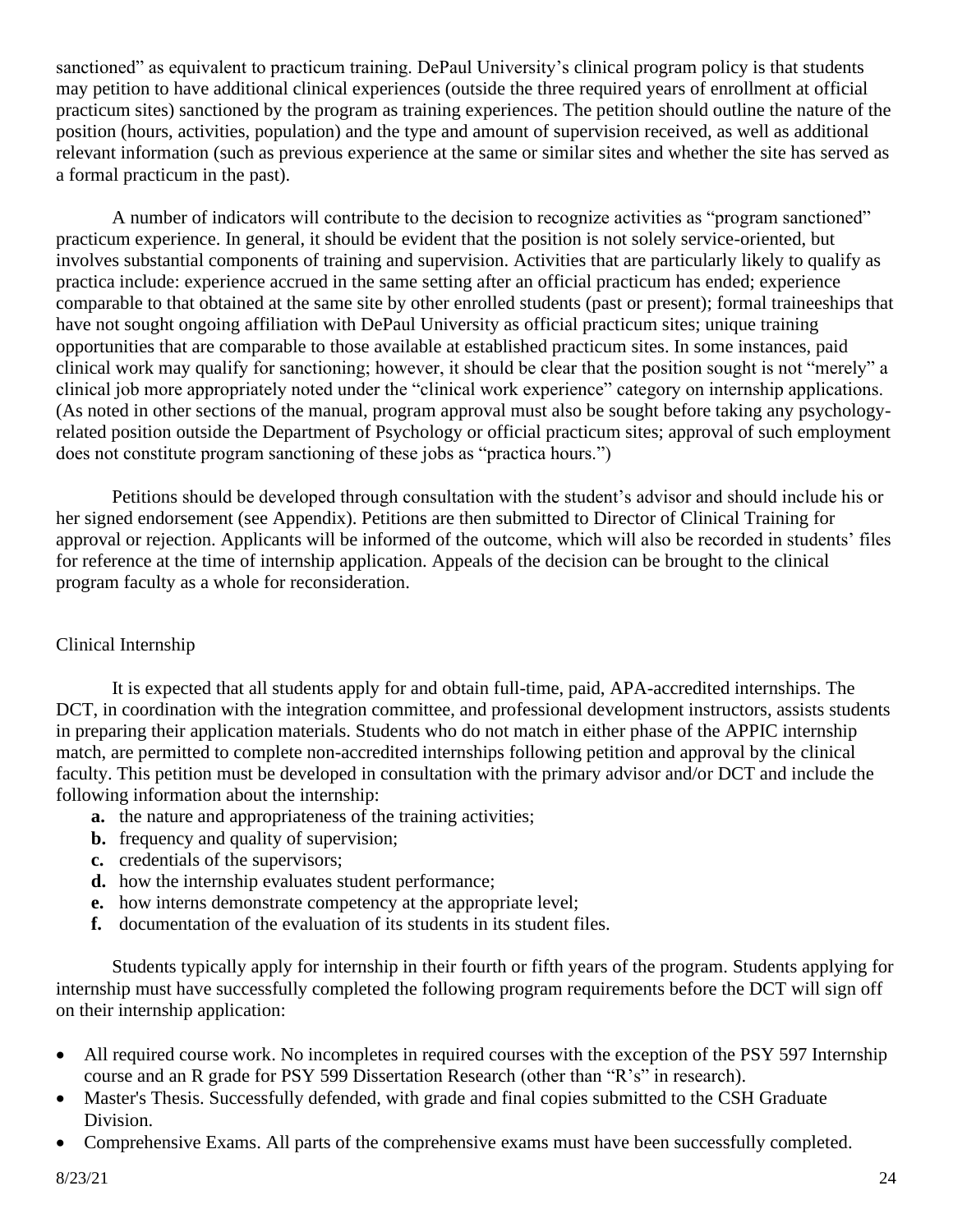sanctioned" as equivalent to practicum training. DePaul University's clinical program policy is that students may petition to have additional clinical experiences (outside the three required years of enrollment at official practicum sites) sanctioned by the program as training experiences. The petition should outline the nature of the position (hours, activities, population) and the type and amount of supervision received, as well as additional relevant information (such as previous experience at the same or similar sites and whether the site has served as a formal practicum in the past).

A number of indicators will contribute to the decision to recognize activities as "program sanctioned" practicum experience. In general, it should be evident that the position is not solely service-oriented, but involves substantial components of training and supervision. Activities that are particularly likely to qualify as practica include: experience accrued in the same setting after an official practicum has ended; experience comparable to that obtained at the same site by other enrolled students (past or present); formal traineeships that have not sought ongoing affiliation with DePaul University as official practicum sites; unique training opportunities that are comparable to those available at established practicum sites. In some instances, paid clinical work may qualify for sanctioning; however, it should be clear that the position sought is not "merely" a clinical job more appropriately noted under the "clinical work experience" category on internship applications. (As noted in other sections of the manual, program approval must also be sought before taking any psychology-related position outside the Department of Psychology or official practicum sites; approval of such employment does not constitute program sanctioning of these jobs as "practica hours.")

Petitions should be developed through consultation with the student's advisor and should include his or her signed endorsement (see Appendix). Petitions are then submitted to Director of Clinical Training for approval or rejection. Applicants will be informed of the outcome, which will also be recorded in students' files for reference at the time of internship application. Appeals of the decision can be brought to the clinical program faculty as a whole for reconsideration.

## Clinical Internship

It is expected that all students apply for and obtain full-time, paid, APA-accredited internships. The DCT, in coordination with the integration committee, and professional development instructors, assists students in preparing their application materials. Students who do not match in either phase of the APPIC internship match, are permitted to complete non-accredited internships following petition and approval by the clinical faculty. This petition must be developed in consultation with the primary advisor and/or DCT and include the following information about the internship:

- **a.** the nature and appropriateness of the training activities;
- **b.** frequency and quality of supervision;
- **c.** credentials of the supervisors;
- **d.** how the internship evaluates student performance;
- **e.** how interns demonstrate competency at the appropriate level;
- **f.** documentation of the evaluation of its students in its student files.

Students typically apply for internship in their fourth or fifth years of the program. Students applying for internship must have successfully completed the following program requirements before the DCT will sign off on their internship application:

- All required course work. No incompletes in required courses with the exception of the PSY 597 Internship course and an R grade for PSY 599 Dissertation Research (other than "R's" in research).
- Master's Thesis. Successfully defended, with grade and final copies submitted to the CSH Graduate Division.
- Comprehensive Exams. All parts of the comprehensive exams must have been successfully completed.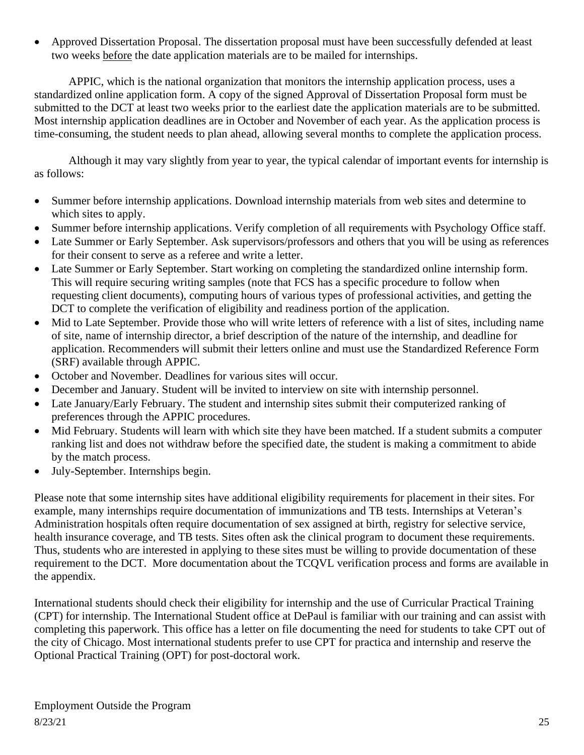- Approved Dissertation Proposal. The dissertation proposal must have been successfully defended at least two weeks before the date application materials are to be mailed for internships.

APPIC, which is the national organization that monitors the internship application process, uses a standardized online application form. A copy of the signed Approval of Dissertation Proposal form must be submitted to the DCT at least two weeks prior to the earliest date the application materials are to be submitted. Most internship application deadlines are in October and November of each year. As the application process is time-consuming, the student needs to plan ahead, allowing several months to complete the application process.

Although it may vary slightly from year to year, the typical calendar of important events for internship is as follows:

- Summer before internship applications. Download internship materials from web sites and determine to which sites to apply.
- Summer before internship applications. Verify completion of all requirements with Psychology Office staff.
- Late Summer or Early September. Ask supervisors/professors and others that you will be using as references for their consent to serve as a referee and write a letter.
- Late Summer or Early September. Start working on completing the standardized online internship form. This will require securing writing samples (note that FCS has a specific procedure to follow when requesting client documents), computing hours of various types of professional activities, and getting the DCT to complete the verification of eligibility and readiness portion of the application.
- Mid to Late September. Provide those who will write letters of reference with a list of sites, including name of site, name of internship director, a brief description of the nature of the internship, and deadline for application. Recommenders will submit their letters online and must use the Standardized Reference Form (SRF) available through APPIC.
- October and November. Deadlines for various sites will occur.
- December and January. Student will be invited to interview on site with internship personnel.
- Late January/Early February. The student and internship sites submit their computerized ranking of preferences through the APPIC procedures.
- Mid February. Students will learn with which site they have been matched. If a student submits a computer ranking list and does not withdraw before the specified date, the student is making a commitment to abide by the match process.
- July-September. Internships begin.

Please note that some internship sites have additional eligibility requirements for placement in their sites. For example, many internships require documentation of immunizations and TB tests. Internships at Veteran's Administration hospitals often require documentation of sex assigned at birth, registry for selective service, health insurance coverage, and TB tests. Sites often ask the clinical program to document these requirements. Thus, students who are interested in applying to these sites must be willing to provide documentation of these requirement to the DCT. More documentation about the TCQVL verification process and forms are available in the appendix.

International students should check their eligibility for internship and the use of Curricular Practical Training (CPT) for internship. The International Student office at DePaul is familiar with our training and can assist with completing this paperwork. This office has a letter on file documenting the need for students to take CPT out of the city of Chicago. Most international students prefer to use CPT for practica and internship and reserve the Optional Practical Training (OPT) for post-doctoral work.

## Employment Outside the Program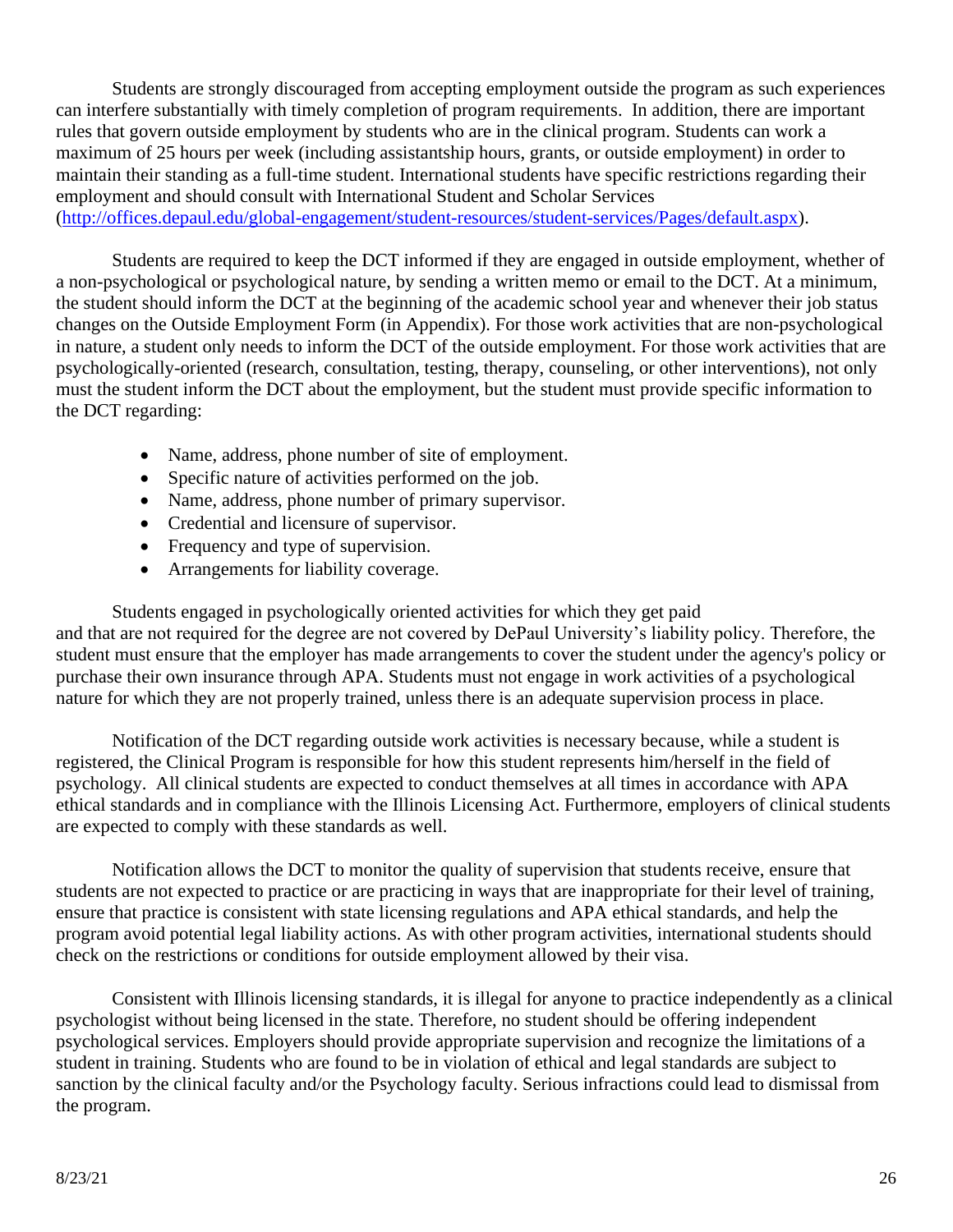Students are strongly discouraged from accepting employment outside the program as such experiences can interfere substantially with timely completion of program requirements. In addition, there are important rules that govern outside employment by students who are in the clinical program. Students can work a maximum of 25 hours per week (including assistantship hours, grants, or outside employment) in order to maintain their standing as a full-time student. International students have specific restrictions regarding their employment and should consult with International Student and Scholar Services (http://offices.depaul.edu/global-engagement/student-resources/student-services/Pages/default.aspx).

Students are required to keep the DCT informed if they are engaged in outside employment, whether of a non-psychological or psychological nature, by sending a written memo or email to the DCT. At a minimum, the student should inform the DCT at the beginning of the academic school year and whenever their job status changes on the Outside Employment Form (in Appendix). For those work activities that are non-psychological in nature, a student only needs to inform the DCT of the outside employment. For those work activities that are psychologically-oriented (research, consultation, testing, therapy, counseling, or other interventions), not only must the student inform the DCT about the employment, but the student must provide specific information to the DCT regarding:

- Name, address, phone number of site of employment.
- Specific nature of activities performed on the job.
- Name, address, phone number of primary supervisor.
- Credential and licensure of supervisor.
- Frequency and type of supervision.
- Arrangements for liability coverage.

Students engaged in psychologically oriented activities for which they get paid and that are not required for the degree are not covered by DePaul University's liability policy. Therefore, the student must ensure that the employer has made arrangements to cover the student under the agency's policy or purchase their own insurance through APA. Students must not engage in work activities of a psychological nature for which they are not properly trained, unless there is an adequate supervision process in place.

Notification of the DCT regarding outside work activities is necessary because, while a student is registered, the Clinical Program is responsible for how this student represents him/herself in the field of psychology. All clinical students are expected to conduct themselves at all times in accordance with APA ethical standards and in compliance with the Illinois Licensing Act. Furthermore, employers of clinical students are expected to comply with these standards as well.

Notification allows the DCT to monitor the quality of supervision that students receive, ensure that students are not expected to practice or are practicing in ways that are inappropriate for their level of training, ensure that practice is consistent with state licensing regulations and APA ethical standards, and help the program avoid potential legal liability actions. As with other program activities, international students should check on the restrictions or conditions for outside employment allowed by their visa.

Consistent with Illinois licensing standards, it is illegal for anyone to practice independently as a clinical psychologist without being licensed in the state. Therefore, no student should be offering independent psychological services. Employers should provide appropriate supervision and recognize the limitations of a student in training. Students who are found to be in violation of ethical and legal standards are subject to sanction by the clinical faculty and/or the Psychology faculty. Serious infractions could lead to dismissal from the program.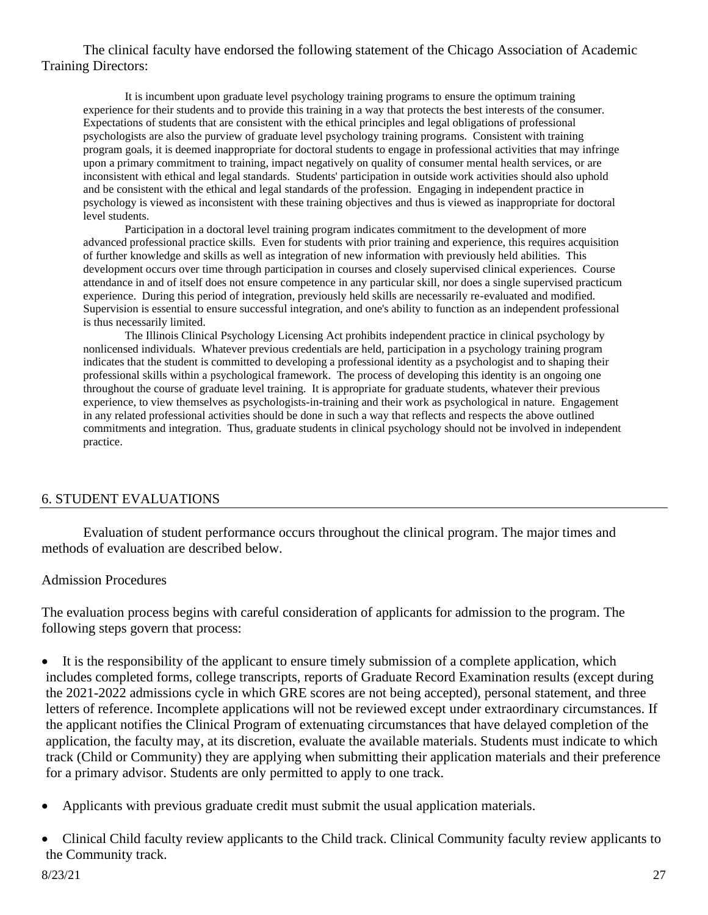The clinical faculty have endorsed the following statement of the Chicago Association of Academic Training Directors:

> It is incumbent upon graduate level psychology training programs to ensure the optimum training experience for their students and to provide this training in a way that protects the best interests of the consumer. Expectations of students that are consistent with the ethical principles and legal obligations of professional psychologists are also the purview of graduate level psychology training programs. Consistent with training program goals, it is deemed inappropriate for doctoral students to engage in professional activities that may infringe upon a primary commitment to training, impact negatively on quality of consumer mental health services, or are inconsistent with ethical and legal standards. Students' participation in outside work activities should also uphold and be consistent with the ethical and legal standards of the profession. Engaging in independent practice in psychology is viewed as inconsistent with these training objectives and thus is viewed as inappropriate for doctoral level students.
>
> Participation in a doctoral level training program indicates commitment to the development of more advanced professional practice skills. Even for students with prior training and experience, this requires acquisition of further knowledge and skills as well as integration of new information with previously held abilities. This development occurs over time through participation in courses and closely supervised clinical experiences. Course attendance in and of itself does not ensure competence in any particular skill, nor does a single supervised practicum experience. During this period of integration, previously held skills are necessarily re-evaluated and modified. Supervision is essential to ensure successful integration, and one's ability to function as an independent professional is thus necessarily limited.
>
> The Illinois Clinical Psychology Licensing Act prohibits independent practice in clinical psychology by nonlicensed individuals. Whatever previous credentials are held, participation in a psychology training program indicates that the student is committed to developing a professional identity as a psychologist and to shaping their professional skills within a psychological framework. The process of developing this identity is an ongoing one throughout the course of graduate level training. It is appropriate for graduate students, whatever their previous experience, to view themselves as psychologists-in-training and their work as psychological in nature. Engagement in any related professional activities should be done in such a way that reflects and respects the above outlined commitments and integration. Thus, graduate students in clinical psychology should not be involved in independent practice.

## 6. STUDENT EVALUATIONS

Evaluation of student performance occurs throughout the clinical program. The major times and methods of evaluation are described below.

### Admission Procedures

The evaluation process begins with careful consideration of applicants for admission to the program. The following steps govern that process:

- It is the responsibility of the applicant to ensure timely submission of a complete application, which includes completed forms, college transcripts, reports of Graduate Record Examination results (except during the 2021-2022 admissions cycle in which GRE scores are not being accepted), personal statement, and three letters of reference. Incomplete applications will not be reviewed except under extraordinary circumstances. If the applicant notifies the Clinical Program of extenuating circumstances that have delayed completion of the application, the faculty may, at its discretion, evaluate the available materials. Students must indicate to which track (Child or Community) they are applying when submitting their application materials and their preference for a primary advisor. Students are only permitted to apply to one track.
- Applicants with previous graduate credit must submit the usual application materials.
- Clinical Child faculty review applicants to the Child track. Clinical Community faculty review applicants to the Community track.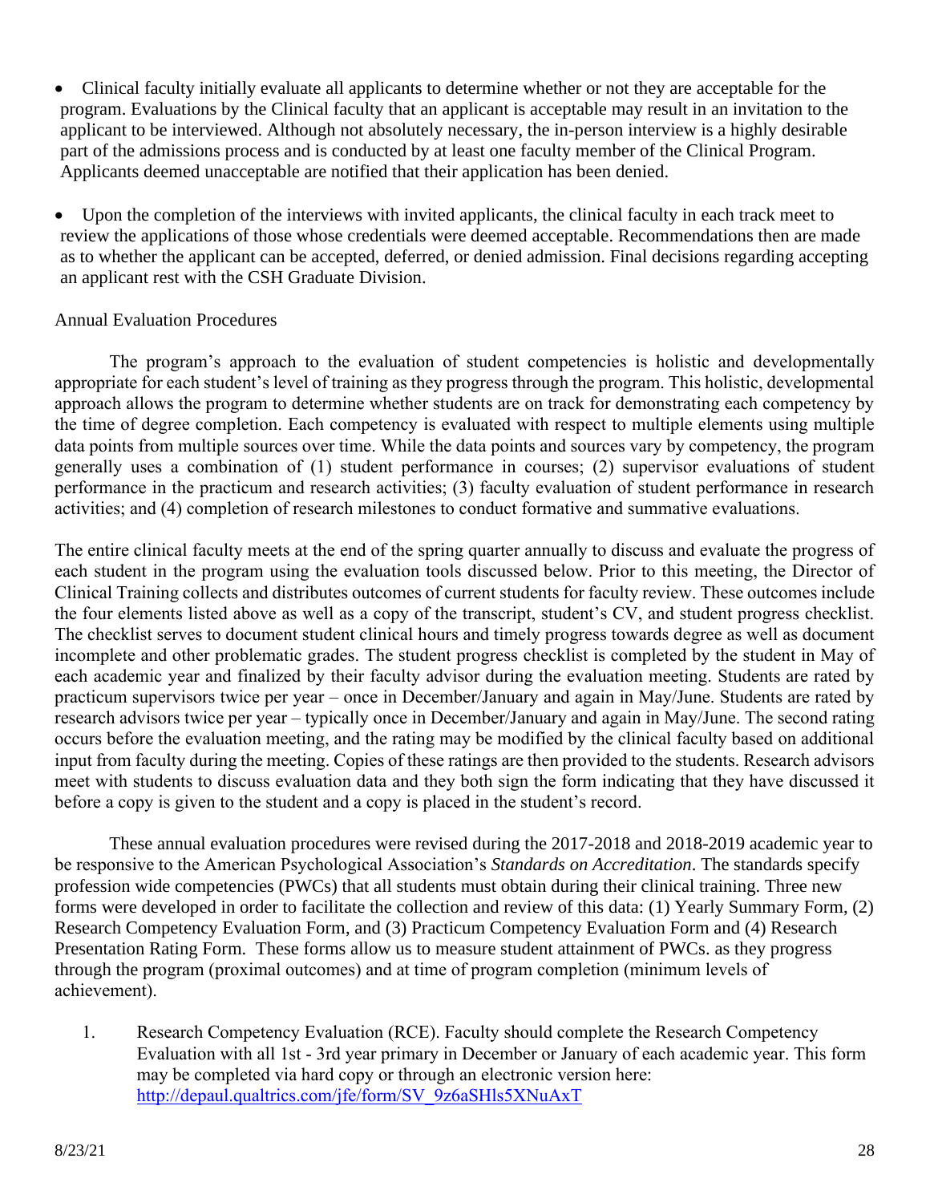- Clinical faculty initially evaluate all applicants to determine whether or not they are acceptable for the program. Evaluations by the Clinical faculty that an applicant is acceptable may result in an invitation to the applicant to be interviewed. Although not absolutely necessary, the in-person interview is a highly desirable part of the admissions process and is conducted by at least one faculty member of the Clinical Program. Applicants deemed unacceptable are notified that their application has been denied.

- Upon the completion of the interviews with invited applicants, the clinical faculty in each track meet to review the applications of those whose credentials were deemed acceptable. Recommendations then are made as to whether the applicant can be accepted, deferred, or denied admission. Final decisions regarding accepting an applicant rest with the CSH Graduate Division.

Annual Evaluation Procedures

The program's approach to the evaluation of student competencies is holistic and developmentally appropriate for each student's level of training as they progress through the program. This holistic, developmental approach allows the program to determine whether students are on track for demonstrating each competency by the time of degree completion. Each competency is evaluated with respect to multiple elements using multiple data points from multiple sources over time. While the data points and sources vary by competency, the program generally uses a combination of (1) student performance in courses; (2) supervisor evaluations of student performance in the practicum and research activities; (3) faculty evaluation of student performance in research activities; and (4) completion of research milestones to conduct formative and summative evaluations.

The entire clinical faculty meets at the end of the spring quarter annually to discuss and evaluate the progress of each student in the program using the evaluation tools discussed below. Prior to this meeting, the Director of Clinical Training collects and distributes outcomes of current students for faculty review. These outcomes include the four elements listed above as well as a copy of the transcript, student's CV, and student progress checklist. The checklist serves to document student clinical hours and timely progress towards degree as well as document incomplete and other problematic grades. The student progress checklist is completed by the student in May of each academic year and finalized by their faculty advisor during the evaluation meeting. Students are rated by practicum supervisors twice per year – once in December/January and again in May/June. Students are rated by research advisors twice per year – typically once in December/January and again in May/June. The second rating occurs before the evaluation meeting, and the rating may be modified by the clinical faculty based on additional input from faculty during the meeting. Copies of these ratings are then provided to the students. Research advisors meet with students to discuss evaluation data and they both sign the form indicating that they have discussed it before a copy is given to the student and a copy is placed in the student's record.

These annual evaluation procedures were revised during the 2017-2018 and 2018-2019 academic year to be responsive to the American Psychological Association's *Standards on Accreditation*. The standards specify profession wide competencies (PWCs) that all students must obtain during their clinical training. Three new forms were developed in order to facilitate the collection and review of this data: (1) Yearly Summary Form, (2) Research Competency Evaluation Form, and (3) Practicum Competency Evaluation Form and (4) Research Presentation Rating Form. These forms allow us to measure student attainment of PWCs. as they progress through the program (proximal outcomes) and at time of program completion (minimum levels of achievement).

1. Research Competency Evaluation (RCE). Faculty should complete the Research Competency Evaluation with all 1st - 3rd year primary in December or January of each academic year. This form may be completed via hard copy or through an electronic version here: [http://depaul.qualtrics.com/jfe/form/SV_9z6aSHls5XNuAxT](http://depaul.qualtrics.com/jfe/form/SV_9z6aSHls5XNuAxT)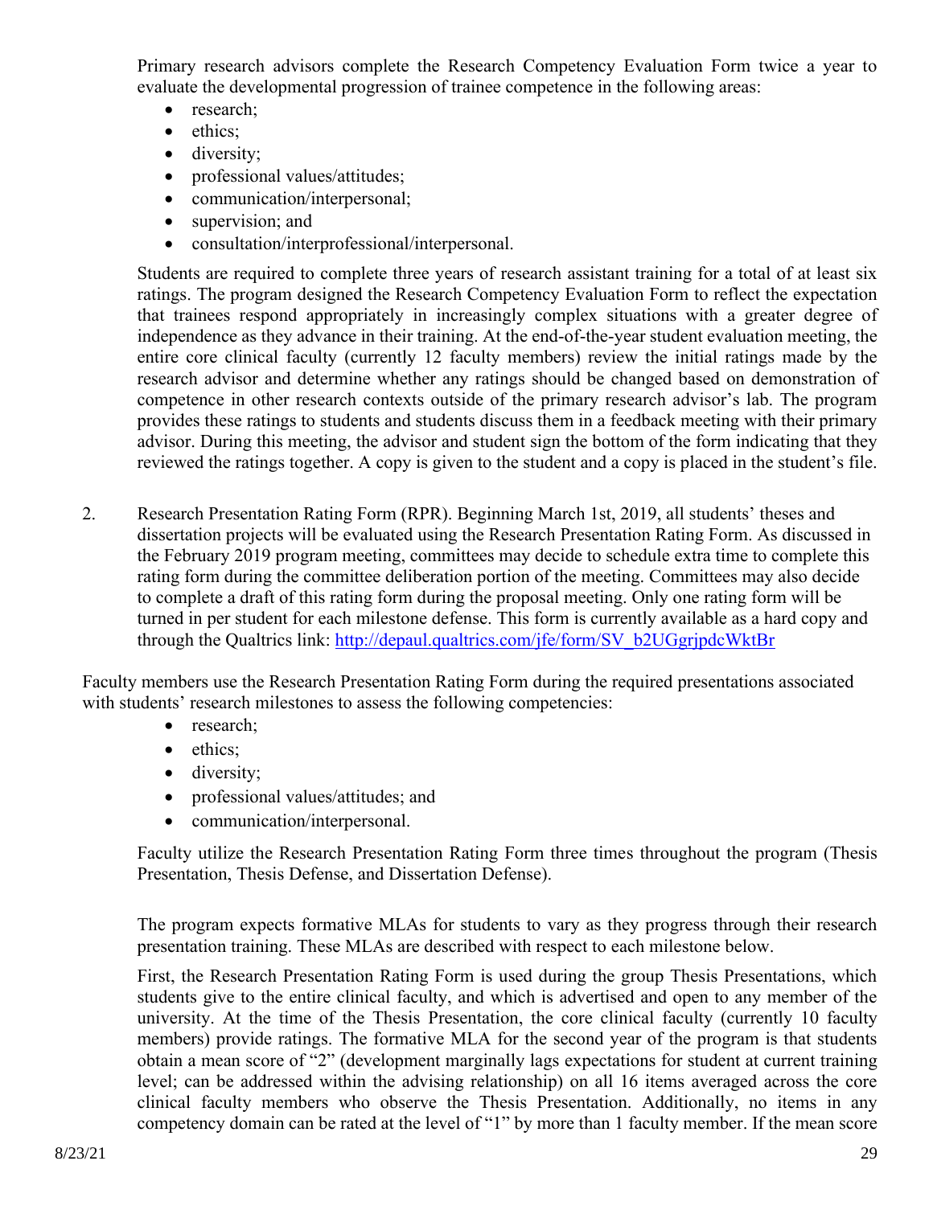Primary research advisors complete the Research Competency Evaluation Form twice a year to evaluate the developmental progression of trainee competence in the following areas:

- research;
- ethics;
- diversity;
- professional values/attitudes;
- communication/interpersonal;
- supervision; and
- consultation/interprofessional/interpersonal.

Students are required to complete three years of research assistant training for a total of at least six ratings. The program designed the Research Competency Evaluation Form to reflect the expectation that trainees respond appropriately in increasingly complex situations with a greater degree of independence as they advance in their training. At the end-of-the-year student evaluation meeting, the entire core clinical faculty (currently 12 faculty members) review the initial ratings made by the research advisor and determine whether any ratings should be changed based on demonstration of competence in other research contexts outside of the primary research advisor's lab. The program provides these ratings to students and students discuss them in a feedback meeting with their primary advisor. During this meeting, the advisor and student sign the bottom of the form indicating that they reviewed the ratings together. A copy is given to the student and a copy is placed in the student's file.

2. Research Presentation Rating Form (RPR). Beginning March 1st, 2019, all students' theses and dissertation projects will be evaluated using the Research Presentation Rating Form. As discussed in the February 2019 program meeting, committees may decide to schedule extra time to complete this rating form during the committee deliberation portion of the meeting. Committees may also decide to complete a draft of this rating form during the proposal meeting. Only one rating form will be turned in per student for each milestone defense. This form is currently available as a hard copy and through the Qualtrics link: [http://depaul.qualtrics.com/jfe/form/SV_b2UGgrjpdcWktBr](http://depaul.qualtrics.com/jfe/form/SV_b2UGgrjpdcWktBr)

Faculty members use the Research Presentation Rating Form during the required presentations associated with students' research milestones to assess the following competencies:

- research;
- ethics;
- diversity;
- professional values/attitudes; and
- communication/interpersonal.

Faculty utilize the Research Presentation Rating Form three times throughout the program (Thesis Presentation, Thesis Defense, and Dissertation Defense).

The program expects formative MLAs for students to vary as they progress through their research presentation training. These MLAs are described with respect to each milestone below.

First, the Research Presentation Rating Form is used during the group Thesis Presentations, which students give to the entire clinical faculty, and which is advertised and open to any member of the university. At the time of the Thesis Presentation, the core clinical faculty (currently 10 faculty members) provide ratings. The formative MLA for the second year of the program is that students obtain a mean score of "2" (development marginally lags expectations for student at current training level; can be addressed within the advising relationship) on all 16 items averaged across the core clinical faculty members who observe the Thesis Presentation. Additionally, no items in any competency domain can be rated at the level of "1" by more than 1 faculty member. If the mean score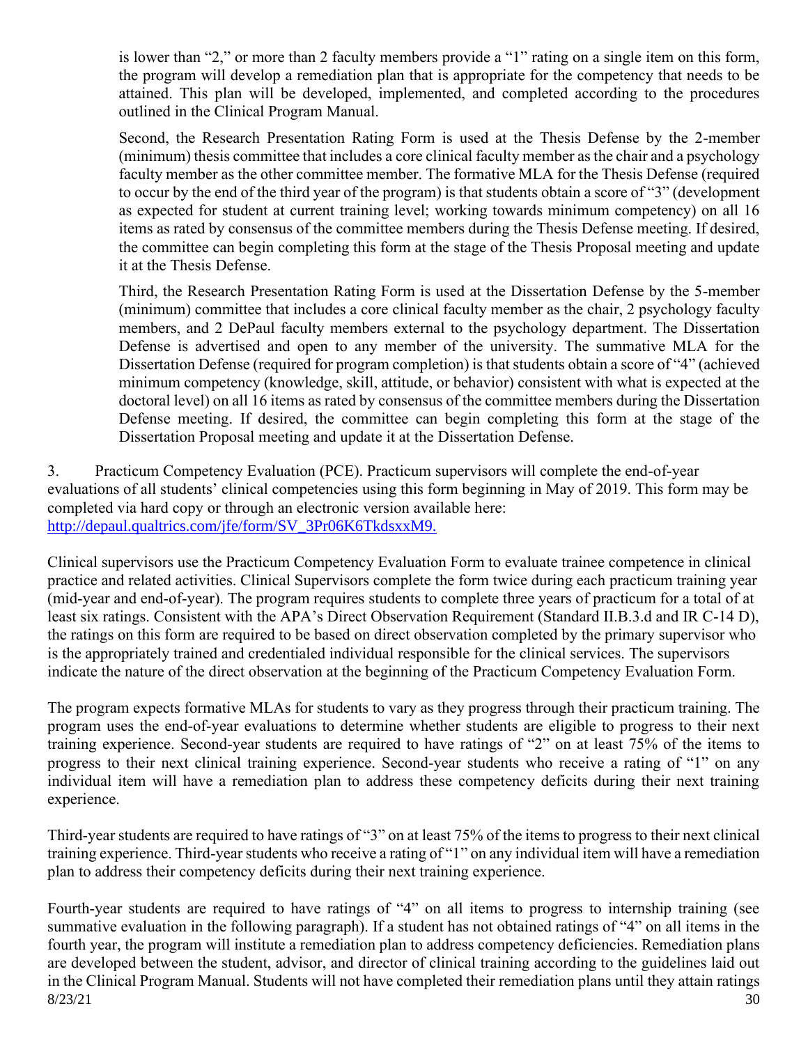is lower than "2," or more than 2 faculty members provide a "1" rating on a single item on this form, the program will develop a remediation plan that is appropriate for the competency that needs to be attained. This plan will be developed, implemented, and completed according to the procedures outlined in the Clinical Program Manual.

Second, the Research Presentation Rating Form is used at the Thesis Defense by the 2-member (minimum) thesis committee that includes a core clinical faculty member as the chair and a psychology faculty member as the other committee member. The formative MLA for the Thesis Defense (required to occur by the end of the third year of the program) is that students obtain a score of "3" (development as expected for student at current training level; working towards minimum competency) on all 16 items as rated by consensus of the committee members during the Thesis Defense meeting. If desired, the committee can begin completing this form at the stage of the Thesis Proposal meeting and update it at the Thesis Defense.

Third, the Research Presentation Rating Form is used at the Dissertation Defense by the 5-member (minimum) committee that includes a core clinical faculty member as the chair, 2 psychology faculty members, and 2 DePaul faculty members external to the psychology department. The Dissertation Defense is advertised and open to any member of the university. The summative MLA for the Dissertation Defense (required for program completion) is that students obtain a score of "4" (achieved minimum competency (knowledge, skill, attitude, or behavior) consistent with what is expected at the doctoral level) on all 16 items as rated by consensus of the committee members during the Dissertation Defense meeting. If desired, the committee can begin completing this form at the stage of the Dissertation Proposal meeting and update it at the Dissertation Defense.

3. Practicum Competency Evaluation (PCE). Practicum supervisors will complete the end-of-year evaluations of all students' clinical competencies using this form beginning in May of 2019. This form may be completed via hard copy or through an electronic version available here: http://depaul.qualtrics.com/jfe/form/SV_3Pr06K6TkdsxxM9.

Clinical supervisors use the Practicum Competency Evaluation Form to evaluate trainee competence in clinical practice and related activities. Clinical Supervisors complete the form twice during each practicum training year (mid-year and end-of-year). The program requires students to complete three years of practicum for a total of at least six ratings. Consistent with the APA's Direct Observation Requirement (Standard II.B.3.d and IR C-14 D), the ratings on this form are required to be based on direct observation completed by the primary supervisor who is the appropriately trained and credentialed individual responsible for the clinical services. The supervisors indicate the nature of the direct observation at the beginning of the Practicum Competency Evaluation Form.

The program expects formative MLAs for students to vary as they progress through their practicum training. The program uses the end-of-year evaluations to determine whether students are eligible to progress to their next training experience. Second-year students are required to have ratings of "2" on at least 75% of the items to progress to their next clinical training experience. Second-year students who receive a rating of "1" on any individual item will have a remediation plan to address these competency deficits during their next training experience.

Third-year students are required to have ratings of "3" on at least 75% of the items to progress to their next clinical training experience. Third-year students who receive a rating of "1" on any individual item will have a remediation plan to address their competency deficits during their next training experience.

Fourth-year students are required to have ratings of "4" on all items to progress to internship training (see summative evaluation in the following paragraph). If a student has not obtained ratings of "4" on all items in the fourth year, the program will institute a remediation plan to address competency deficiencies. Remediation plans are developed between the student, advisor, and director of clinical training according to the guidelines laid out in the Clinical Program Manual. Students will not have completed their remediation plans until they attain ratings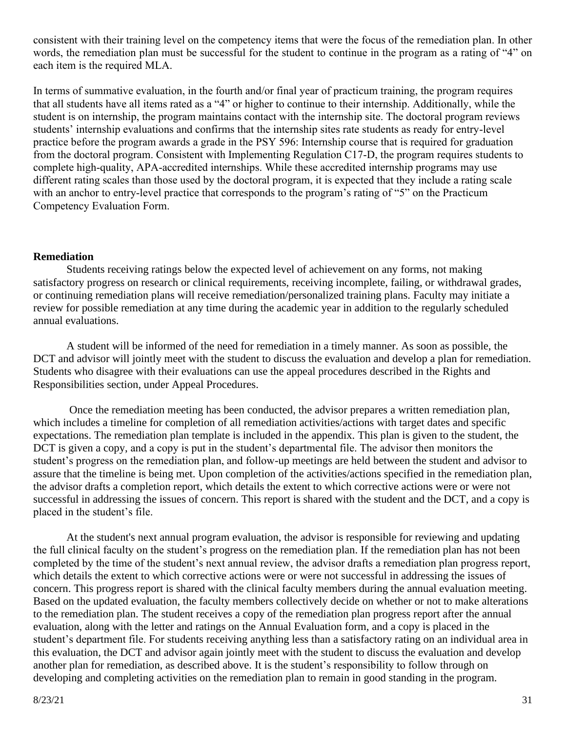consistent with their training level on the competency items that were the focus of the remediation plan. In other words, the remediation plan must be successful for the student to continue in the program as a rating of "4" on each item is the required MLA.

In terms of summative evaluation, in the fourth and/or final year of practicum training, the program requires that all students have all items rated as a "4" or higher to continue to their internship. Additionally, while the student is on internship, the program maintains contact with the internship site. The doctoral program reviews students' internship evaluations and confirms that the internship sites rate students as ready for entry-level practice before the program awards a grade in the PSY 596: Internship course that is required for graduation from the doctoral program. Consistent with Implementing Regulation C17-D, the program requires students to complete high-quality, APA-accredited internships. While these accredited internship programs may use different rating scales than those used by the doctoral program, it is expected that they include a rating scale with an anchor to entry-level practice that corresponds to the program's rating of "5" on the Practicum Competency Evaluation Form.

**Remediation**

Students receiving ratings below the expected level of achievement on any forms, not making satisfactory progress on research or clinical requirements, receiving incomplete, failing, or withdrawal grades, or continuing remediation plans will receive remediation/personalized training plans. Faculty may initiate a review for possible remediation at any time during the academic year in addition to the regularly scheduled annual evaluations.

A student will be informed of the need for remediation in a timely manner. As soon as possible, the DCT and advisor will jointly meet with the student to discuss the evaluation and develop a plan for remediation. Students who disagree with their evaluations can use the appeal procedures described in the Rights and Responsibilities section, under Appeal Procedures.

Once the remediation meeting has been conducted, the advisor prepares a written remediation plan, which includes a timeline for completion of all remediation activities/actions with target dates and specific expectations. The remediation plan template is included in the appendix. This plan is given to the student, the DCT is given a copy, and a copy is put in the student's departmental file. The advisor then monitors the student's progress on the remediation plan, and follow-up meetings are held between the student and advisor to assure that the timeline is being met. Upon completion of the activities/actions specified in the remediation plan, the advisor drafts a completion report, which details the extent to which corrective actions were or were not successful in addressing the issues of concern. This report is shared with the student and the DCT, and a copy is placed in the student's file.

At the student's next annual program evaluation, the advisor is responsible for reviewing and updating the full clinical faculty on the student's progress on the remediation plan. If the remediation plan has not been completed by the time of the student's next annual review, the advisor drafts a remediation plan progress report, which details the extent to which corrective actions were or were not successful in addressing the issues of concern. This progress report is shared with the clinical faculty members during the annual evaluation meeting. Based on the updated evaluation, the faculty members collectively decide on whether or not to make alterations to the remediation plan. The student receives a copy of the remediation plan progress report after the annual evaluation, along with the letter and ratings on the Annual Evaluation form, and a copy is placed in the student's department file. For students receiving anything less than a satisfactory rating on an individual area in this evaluation, the DCT and advisor again jointly meet with the student to discuss the evaluation and develop another plan for remediation, as described above. It is the student's responsibility to follow through on developing and completing activities on the remediation plan to remain in good standing in the program.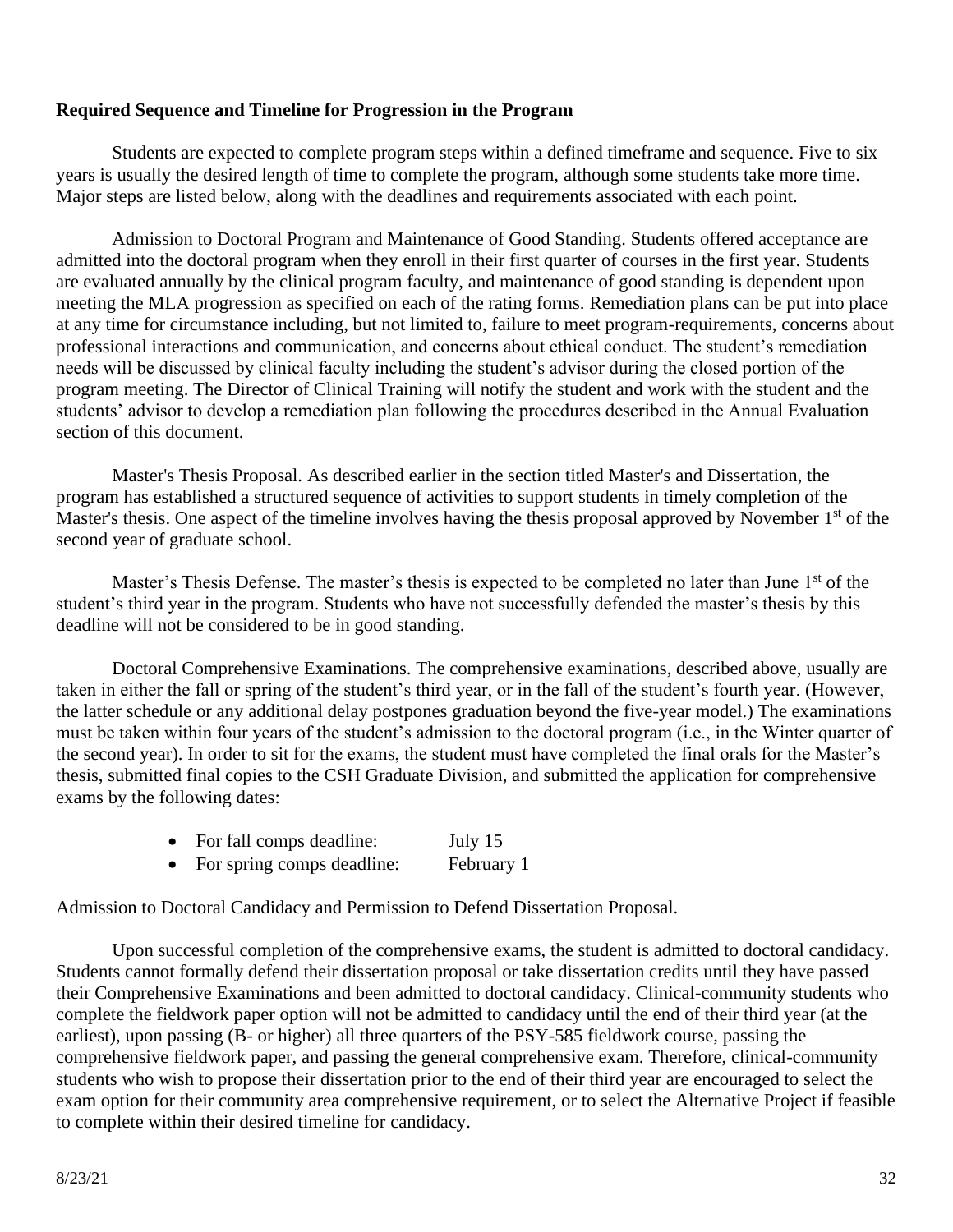**Required Sequence and Timeline for Progression in the Program**

Students are expected to complete program steps within a defined timeframe and sequence. Five to six years is usually the desired length of time to complete the program, although some students take more time. Major steps are listed below, along with the deadlines and requirements associated with each point.

Admission to Doctoral Program and Maintenance of Good Standing. Students offered acceptance are admitted into the doctoral program when they enroll in their first quarter of courses in the first year. Students are evaluated annually by the clinical program faculty, and maintenance of good standing is dependent upon meeting the MLA progression as specified on each of the rating forms. Remediation plans can be put into place at any time for circumstance including, but not limited to, failure to meet program-requirements, concerns about professional interactions and communication, and concerns about ethical conduct. The student's remediation needs will be discussed by clinical faculty including the student's advisor during the closed portion of the program meeting. The Director of Clinical Training will notify the student and work with the student and the students' advisor to develop a remediation plan following the procedures described in the Annual Evaluation section of this document.

Master's Thesis Proposal. As described earlier in the section titled Master's and Dissertation, the program has established a structured sequence of activities to support students in timely completion of the Master's thesis. One aspect of the timeline involves having the thesis proposal approved by November 1st of the second year of graduate school.

Master's Thesis Defense. The master's thesis is expected to be completed no later than June 1st of the student's third year in the program. Students who have not successfully defended the master's thesis by this deadline will not be considered to be in good standing.

Doctoral Comprehensive Examinations. The comprehensive examinations, described above, usually are taken in either the fall or spring of the student's third year, or in the fall of the student's fourth year. (However, the latter schedule or any additional delay postpones graduation beyond the five-year model.) The examinations must be taken within four years of the student's admission to the doctoral program (i.e., in the Winter quarter of the second year). In order to sit for the exams, the student must have completed the final orals for the Master's thesis, submitted final copies to the CSH Graduate Division, and submitted the application for comprehensive exams by the following dates:

- For fall comps deadline: July 15
- For spring comps deadline: February 1

Admission to Doctoral Candidacy and Permission to Defend Dissertation Proposal.

Upon successful completion of the comprehensive exams, the student is admitted to doctoral candidacy. Students cannot formally defend their dissertation proposal or take dissertation credits until they have passed their Comprehensive Examinations and been admitted to doctoral candidacy. Clinical-community students who complete the fieldwork paper option will not be admitted to candidacy until the end of their third year (at the earliest), upon passing (B- or higher) all three quarters of the PSY-585 fieldwork course, passing the comprehensive fieldwork paper, and passing the general comprehensive exam. Therefore, clinical-community students who wish to propose their dissertation prior to the end of their third year are encouraged to select the exam option for their community area comprehensive requirement, or to select the Alternative Project if feasible to complete within their desired timeline for candidacy.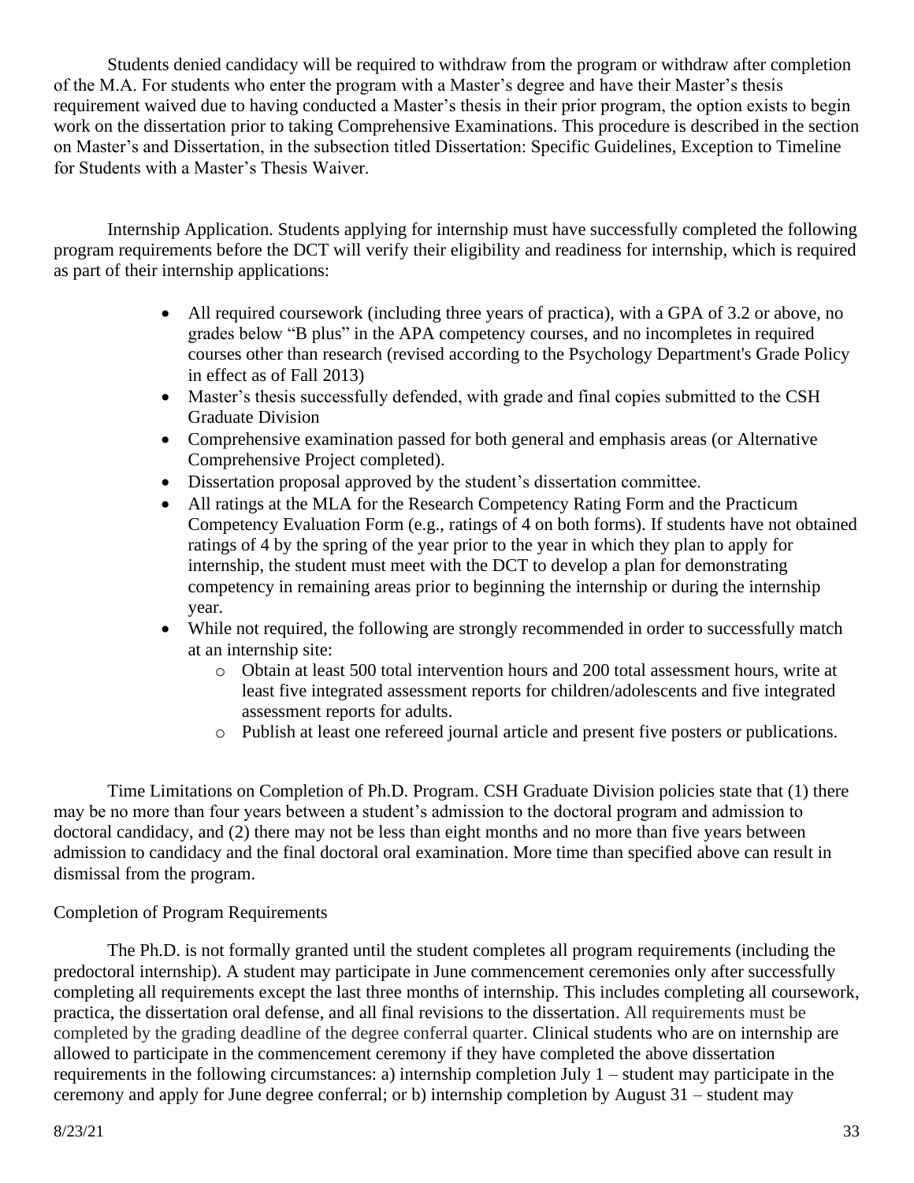Students denied candidacy will be required to withdraw from the program or withdraw after completion of the M.A. For students who enter the program with a Master's degree and have their Master's thesis requirement waived due to having conducted a Master's thesis in their prior program, the option exists to begin work on the dissertation prior to taking Comprehensive Examinations. This procedure is described in the section on Master's and Dissertation, in the subsection titled Dissertation: Specific Guidelines, Exception to Timeline for Students with a Master's Thesis Waiver.

Internship Application. Students applying for internship must have successfully completed the following program requirements before the DCT will verify their eligibility and readiness for internship, which is required as part of their internship applications:

- All required coursework (including three years of practica), with a GPA of 3.2 or above, no grades below "B plus" in the APA competency courses, and no incompletes in required courses other than research (revised according to the Psychology Department's Grade Policy in effect as of Fall 2013)
- Master's thesis successfully defended, with grade and final copies submitted to the CSH Graduate Division
- Comprehensive examination passed for both general and emphasis areas (or Alternative Comprehensive Project completed).
- Dissertation proposal approved by the student's dissertation committee.
- All ratings at the MLA for the Research Competency Rating Form and the Practicum Competency Evaluation Form (e.g., ratings of 4 on both forms). If students have not obtained ratings of 4 by the spring of the year prior to the year in which they plan to apply for internship, the student must meet with the DCT to develop a plan for demonstrating competency in remaining areas prior to beginning the internship or during the internship year.
- While not required, the following are strongly recommended in order to successfully match at an internship site:
  - Obtain at least 500 total intervention hours and 200 total assessment hours, write at least five integrated assessment reports for children/adolescents and five integrated assessment reports for adults.
  - Publish at least one refereed journal article and present five posters or publications.

Time Limitations on Completion of Ph.D. Program. CSH Graduate Division policies state that (1) there may be no more than four years between a student's admission to the doctoral program and admission to doctoral candidacy, and (2) there may not be less than eight months and no more than five years between admission to candidacy and the final doctoral oral examination. More time than specified above can result in dismissal from the program.

Completion of Program Requirements

The Ph.D. is not formally granted until the student completes all program requirements (including the predoctoral internship). A student may participate in June commencement ceremonies only after successfully completing all requirements except the last three months of internship. This includes completing all coursework, practica, the dissertation oral defense, and all final revisions to the dissertation. All requirements must be completed by the grading deadline of the degree conferral quarter. Clinical students who are on internship are allowed to participate in the commencement ceremony if they have completed the above dissertation requirements in the following circumstances: a) internship completion July 1 – student may participate in the ceremony and apply for June degree conferral; or b) internship completion by August 31 – student may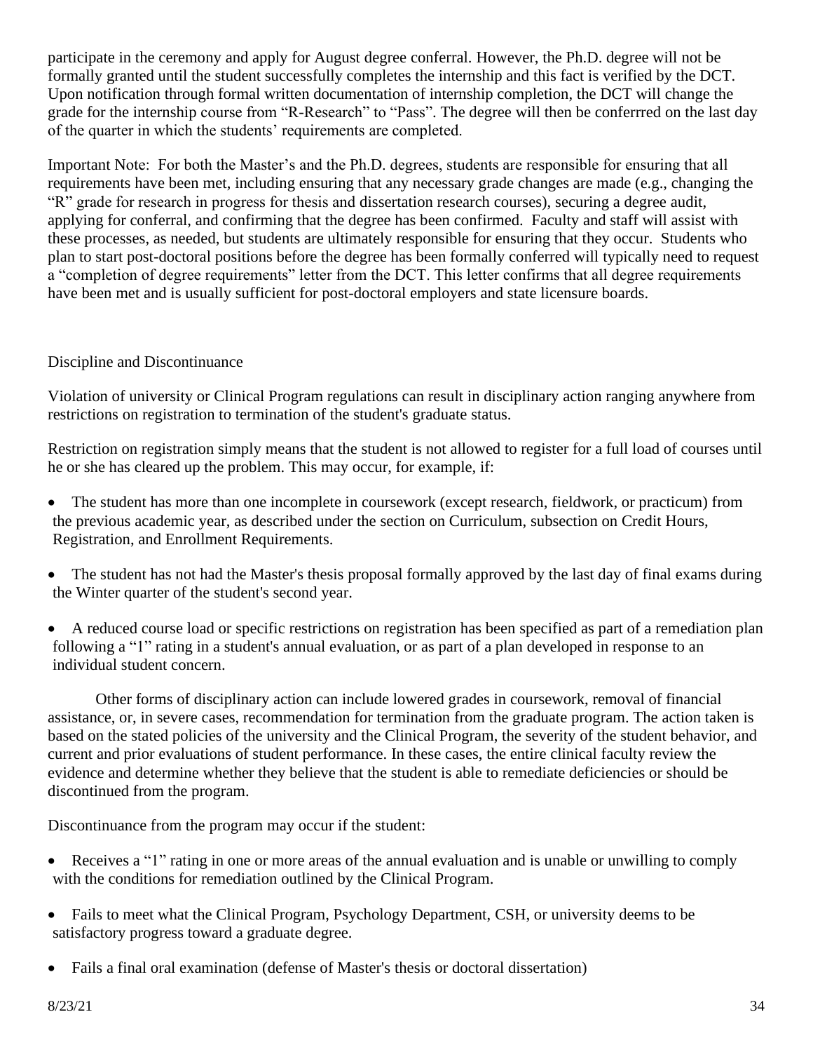participate in the ceremony and apply for August degree conferral. However, the Ph.D. degree will not be formally granted until the student successfully completes the internship and this fact is verified by the DCT. Upon notification through formal written documentation of internship completion, the DCT will change the grade for the internship course from "R-Research" to "Pass". The degree will then be conferrred on the last day of the quarter in which the students' requirements are completed.

Important Note: For both the Master's and the Ph.D. degrees, students are responsible for ensuring that all requirements have been met, including ensuring that any necessary grade changes are made (e.g., changing the "R" grade for research in progress for thesis and dissertation research courses), securing a degree audit, applying for conferral, and confirming that the degree has been confirmed. Faculty and staff will assist with these processes, as needed, but students are ultimately responsible for ensuring that they occur. Students who plan to start post-doctoral positions before the degree has been formally conferred will typically need to request a "completion of degree requirements" letter from the DCT. This letter confirms that all degree requirements have been met and is usually sufficient for post-doctoral employers and state licensure boards.

## Discipline and Discontinuance

Violation of university or Clinical Program regulations can result in disciplinary action ranging anywhere from restrictions on registration to termination of the student's graduate status.

Restriction on registration simply means that the student is not allowed to register for a full load of courses until he or she has cleared up the problem. This may occur, for example, if:

- The student has more than one incomplete in coursework (except research, fieldwork, or practicum) from the previous academic year, as described under the section on Curriculum, subsection on Credit Hours, Registration, and Enrollment Requirements.
- The student has not had the Master's thesis proposal formally approved by the last day of final exams during the Winter quarter of the student's second year.
- A reduced course load or specific restrictions on registration has been specified as part of a remediation plan following a "1" rating in a student's annual evaluation, or as part of a plan developed in response to an individual student concern.

Other forms of disciplinary action can include lowered grades in coursework, removal of financial assistance, or, in severe cases, recommendation for termination from the graduate program. The action taken is based on the stated policies of the university and the Clinical Program, the severity of the student behavior, and current and prior evaluations of student performance. In these cases, the entire clinical faculty review the evidence and determine whether they believe that the student is able to remediate deficiencies or should be discontinued from the program.

Discontinuance from the program may occur if the student:

- Receives a "1" rating in one or more areas of the annual evaluation and is unable or unwilling to comply with the conditions for remediation outlined by the Clinical Program.
- Fails to meet what the Clinical Program, Psychology Department, CSH, or university deems to be satisfactory progress toward a graduate degree.
- Fails a final oral examination (defense of Master's thesis or doctoral dissertation)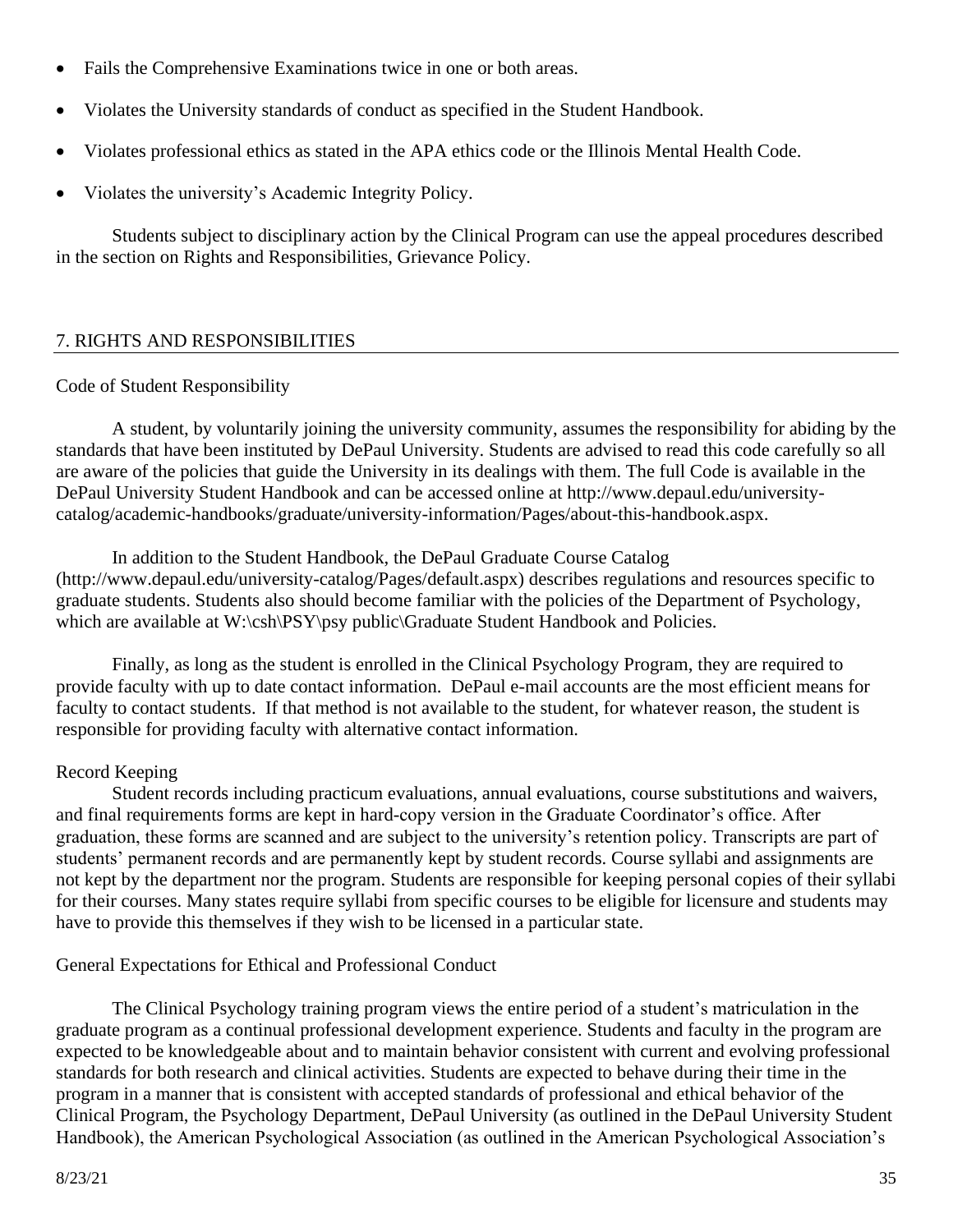- Fails the Comprehensive Examinations twice in one or both areas.
- Violates the University standards of conduct as specified in the Student Handbook.
- Violates professional ethics as stated in the APA ethics code or the Illinois Mental Health Code.
- Violates the university's Academic Integrity Policy.

Students subject to disciplinary action by the Clinical Program can use the appeal procedures described in the section on Rights and Responsibilities, Grievance Policy.

## 7. RIGHTS AND RESPONSIBILITIES

### Code of Student Responsibility

A student, by voluntarily joining the university community, assumes the responsibility for abiding by the standards that have been instituted by DePaul University. Students are advised to read this code carefully so all are aware of the policies that guide the University in its dealings with them. The full Code is available in the DePaul University Student Handbook and can be accessed online at http://www.depaul.edu/university-catalog/academic-handbooks/graduate/university-information/Pages/about-this-handbook.aspx.

In addition to the Student Handbook, the DePaul Graduate Course Catalog (http://www.depaul.edu/university-catalog/Pages/default.aspx) describes regulations and resources specific to graduate students. Students also should become familiar with the policies of the Department of Psychology, which are available at W:\csh\PSY\psy public\Graduate Student Handbook and Policies.

Finally, as long as the student is enrolled in the Clinical Psychology Program, they are required to provide faculty with up to date contact information. DePaul e-mail accounts are the most efficient means for faculty to contact students. If that method is not available to the student, for whatever reason, the student is responsible for providing faculty with alternative contact information.

### Record Keeping

Student records including practicum evaluations, annual evaluations, course substitutions and waivers, and final requirements forms are kept in hard-copy version in the Graduate Coordinator's office. After graduation, these forms are scanned and are subject to the university's retention policy. Transcripts are part of students' permanent records and are permanently kept by student records. Course syllabi and assignments are not kept by the department nor the program. Students are responsible for keeping personal copies of their syllabi for their courses. Many states require syllabi from specific courses to be eligible for licensure and students may have to provide this themselves if they wish to be licensed in a particular state.

### General Expectations for Ethical and Professional Conduct

The Clinical Psychology training program views the entire period of a student's matriculation in the graduate program as a continual professional development experience. Students and faculty in the program are expected to be knowledgeable about and to maintain behavior consistent with current and evolving professional standards for both research and clinical activities. Students are expected to behave during their time in the program in a manner that is consistent with accepted standards of professional and ethical behavior of the Clinical Program, the Psychology Department, DePaul University (as outlined in the DePaul University Student Handbook), the American Psychological Association (as outlined in the American Psychological Association's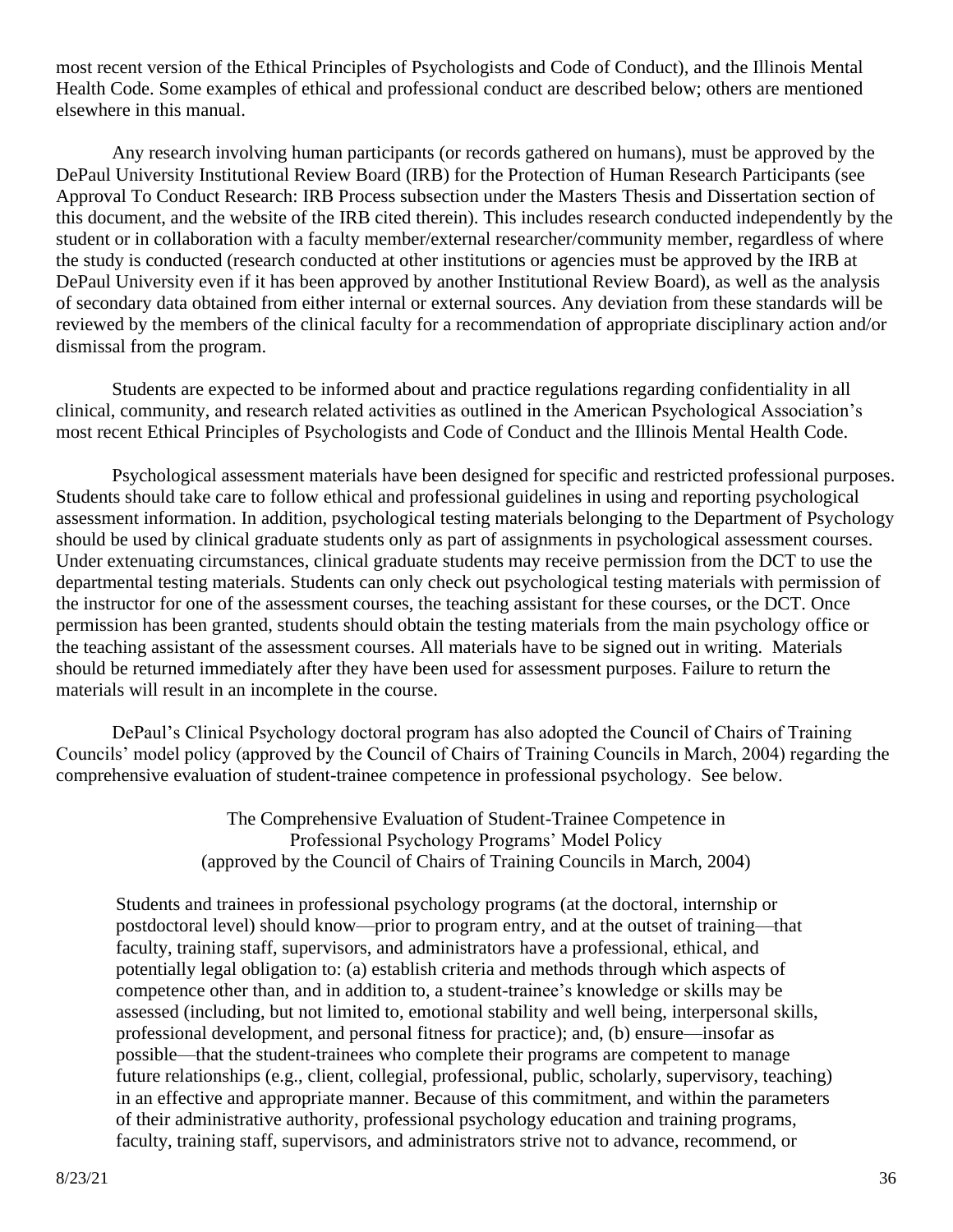most recent version of the Ethical Principles of Psychologists and Code of Conduct), and the Illinois Mental Health Code. Some examples of ethical and professional conduct are described below; others are mentioned elsewhere in this manual.

Any research involving human participants (or records gathered on humans), must be approved by the DePaul University Institutional Review Board (IRB) for the Protection of Human Research Participants (see Approval To Conduct Research: IRB Process subsection under the Masters Thesis and Dissertation section of this document, and the website of the IRB cited therein). This includes research conducted independently by the student or in collaboration with a faculty member/external researcher/community member, regardless of where the study is conducted (research conducted at other institutions or agencies must be approved by the IRB at DePaul University even if it has been approved by another Institutional Review Board), as well as the analysis of secondary data obtained from either internal or external sources. Any deviation from these standards will be reviewed by the members of the clinical faculty for a recommendation of appropriate disciplinary action and/or dismissal from the program.

Students are expected to be informed about and practice regulations regarding confidentiality in all clinical, community, and research related activities as outlined in the American Psychological Association's most recent Ethical Principles of Psychologists and Code of Conduct and the Illinois Mental Health Code.

Psychological assessment materials have been designed for specific and restricted professional purposes. Students should take care to follow ethical and professional guidelines in using and reporting psychological assessment information. In addition, psychological testing materials belonging to the Department of Psychology should be used by clinical graduate students only as part of assignments in psychological assessment courses. Under extenuating circumstances, clinical graduate students may receive permission from the DCT to use the departmental testing materials. Students can only check out psychological testing materials with permission of the instructor for one of the assessment courses, the teaching assistant for these courses, or the DCT. Once permission has been granted, students should obtain the testing materials from the main psychology office or the teaching assistant of the assessment courses. All materials have to be signed out in writing. Materials should be returned immediately after they have been used for assessment purposes. Failure to return the materials will result in an incomplete in the course.

DePaul's Clinical Psychology doctoral program has also adopted the Council of Chairs of Training Councils' model policy (approved by the Council of Chairs of Training Councils in March, 2004) regarding the comprehensive evaluation of student-trainee competence in professional psychology. See below.

The Comprehensive Evaluation of Student-Trainee Competence in
Professional Psychology Programs' Model Policy
(approved by the Council of Chairs of Training Councils in March, 2004)

> Students and trainees in professional psychology programs (at the doctoral, internship or postdoctoral level) should know—prior to program entry, and at the outset of training—that faculty, training staff, supervisors, and administrators have a professional, ethical, and potentially legal obligation to: (a) establish criteria and methods through which aspects of competence other than, and in addition to, a student-trainee's knowledge or skills may be assessed (including, but not limited to, emotional stability and well being, interpersonal skills, professional development, and personal fitness for practice); and, (b) ensure—insofar as possible—that the student-trainees who complete their programs are competent to manage future relationships (e.g., client, collegial, professional, public, scholarly, supervisory, teaching) in an effective and appropriate manner. Because of this commitment, and within the parameters of their administrative authority, professional psychology education and training programs, faculty, training staff, supervisors, and administrators strive not to advance, recommend, or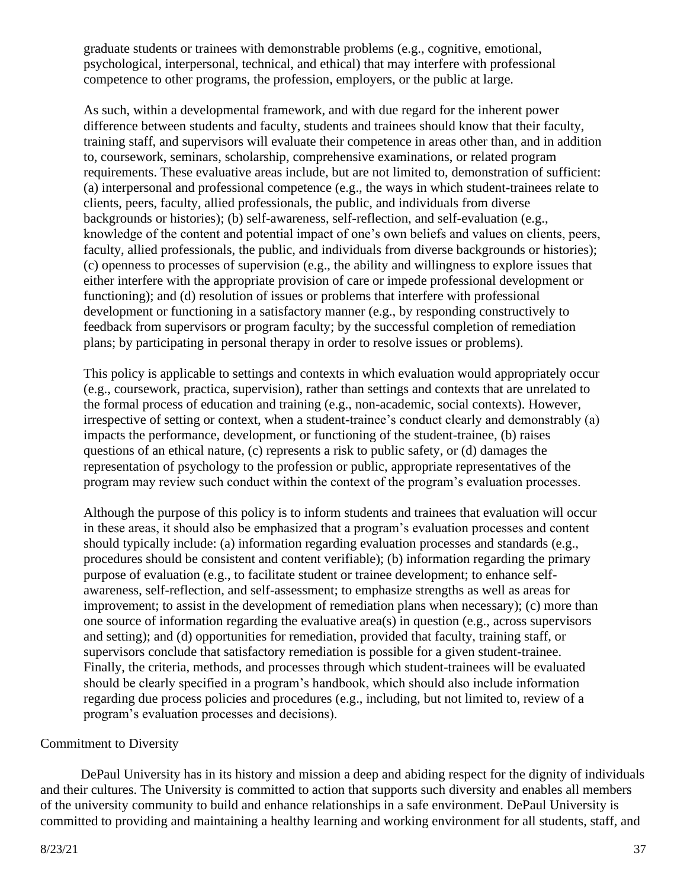graduate students or trainees with demonstrable problems (e.g., cognitive, emotional, psychological, interpersonal, technical, and ethical) that may interfere with professional competence to other programs, the profession, employers, or the public at large.

As such, within a developmental framework, and with due regard for the inherent power difference between students and faculty, students and trainees should know that their faculty, training staff, and supervisors will evaluate their competence in areas other than, and in addition to, coursework, seminars, scholarship, comprehensive examinations, or related program requirements. These evaluative areas include, but are not limited to, demonstration of sufficient: (a) interpersonal and professional competence (e.g., the ways in which student-trainees relate to clients, peers, faculty, allied professionals, the public, and individuals from diverse backgrounds or histories); (b) self-awareness, self-reflection, and self-evaluation (e.g., knowledge of the content and potential impact of one's own beliefs and values on clients, peers, faculty, allied professionals, the public, and individuals from diverse backgrounds or histories); (c) openness to processes of supervision (e.g., the ability and willingness to explore issues that either interfere with the appropriate provision of care or impede professional development or functioning); and (d) resolution of issues or problems that interfere with professional development or functioning in a satisfactory manner (e.g., by responding constructively to feedback from supervisors or program faculty; by the successful completion of remediation plans; by participating in personal therapy in order to resolve issues or problems).

This policy is applicable to settings and contexts in which evaluation would appropriately occur (e.g., coursework, practica, supervision), rather than settings and contexts that are unrelated to the formal process of education and training (e.g., non-academic, social contexts). However, irrespective of setting or context, when a student-trainee's conduct clearly and demonstrably (a) impacts the performance, development, or functioning of the student-trainee, (b) raises questions of an ethical nature, (c) represents a risk to public safety, or (d) damages the representation of psychology to the profession or public, appropriate representatives of the program may review such conduct within the context of the program's evaluation processes.

Although the purpose of this policy is to inform students and trainees that evaluation will occur in these areas, it should also be emphasized that a program's evaluation processes and content should typically include: (a) information regarding evaluation processes and standards (e.g., procedures should be consistent and content verifiable); (b) information regarding the primary purpose of evaluation (e.g., to facilitate student or trainee development; to enhance self-awareness, self-reflection, and self-assessment; to emphasize strengths as well as areas for improvement; to assist in the development of remediation plans when necessary); (c) more than one source of information regarding the evaluative area(s) in question (e.g., across supervisors and setting); and (d) opportunities for remediation, provided that faculty, training staff, or supervisors conclude that satisfactory remediation is possible for a given student-trainee. Finally, the criteria, methods, and processes through which student-trainees will be evaluated should be clearly specified in a program's handbook, which should also include information regarding due process policies and procedures (e.g., including, but not limited to, review of a program's evaluation processes and decisions).

## Commitment to Diversity

DePaul University has in its history and mission a deep and abiding respect for the dignity of individuals and their cultures. The University is committed to action that supports such diversity and enables all members of the university community to build and enhance relationships in a safe environment. DePaul University is committed to providing and maintaining a healthy learning and working environment for all students, staff, and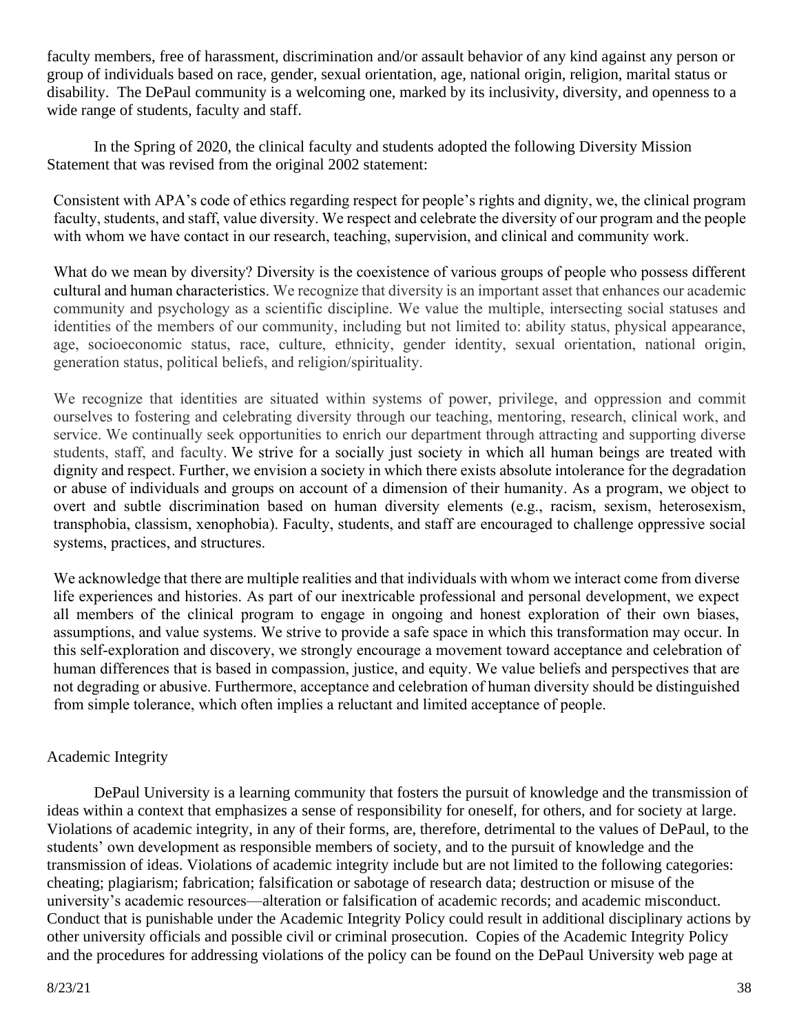faculty members, free of harassment, discrimination and/or assault behavior of any kind against any person or group of individuals based on race, gender, sexual orientation, age, national origin, religion, marital status or disability. The DePaul community is a welcoming one, marked by its inclusivity, diversity, and openness to a wide range of students, faculty and staff.

In the Spring of 2020, the clinical faculty and students adopted the following Diversity Mission Statement that was revised from the original 2002 statement:

> Consistent with APA's code of ethics regarding respect for people's rights and dignity, we, the clinical program faculty, students, and staff, value diversity. We respect and celebrate the diversity of our program and the people with whom we have contact in our research, teaching, supervision, and clinical and community work.
>
> What do we mean by diversity? Diversity is the coexistence of various groups of people who possess different cultural and human characteristics. We recognize that diversity is an important asset that enhances our academic community and psychology as a scientific discipline. We value the multiple, intersecting social statuses and identities of the members of our community, including but not limited to: ability status, physical appearance, age, socioeconomic status, race, culture, ethnicity, gender identity, sexual orientation, national origin, generation status, political beliefs, and religion/spirituality.
>
> We recognize that identities are situated within systems of power, privilege, and oppression and commit ourselves to fostering and celebrating diversity through our teaching, mentoring, research, clinical work, and service. We continually seek opportunities to enrich our department through attracting and supporting diverse students, staff, and faculty. We strive for a socially just society in which all human beings are treated with dignity and respect. Further, we envision a society in which there exists absolute intolerance for the degradation or abuse of individuals and groups on account of a dimension of their humanity. As a program, we object to overt and subtle discrimination based on human diversity elements (e.g., racism, sexism, heterosexism, transphobia, classism, xenophobia). Faculty, students, and staff are encouraged to challenge oppressive social systems, practices, and structures.
>
> We acknowledge that there are multiple realities and that individuals with whom we interact come from diverse life experiences and histories. As part of our inextricable professional and personal development, we expect all members of the clinical program to engage in ongoing and honest exploration of their own biases, assumptions, and value systems. We strive to provide a safe space in which this transformation may occur. In this self-exploration and discovery, we strongly encourage a movement toward acceptance and celebration of human differences that is based in compassion, justice, and equity. We value beliefs and perspectives that are not degrading or abusive. Furthermore, acceptance and celebration of human diversity should be distinguished from simple tolerance, which often implies a reluctant and limited acceptance of people.

## Academic Integrity

DePaul University is a learning community that fosters the pursuit of knowledge and the transmission of ideas within a context that emphasizes a sense of responsibility for oneself, for others, and for society at large. Violations of academic integrity, in any of their forms, are, therefore, detrimental to the values of DePaul, to the students' own development as responsible members of society, and to the pursuit of knowledge and the transmission of ideas. Violations of academic integrity include but are not limited to the following categories: cheating; plagiarism; fabrication; falsification or sabotage of research data; destruction or misuse of the university's academic resources—alteration or falsification of academic records; and academic misconduct. Conduct that is punishable under the Academic Integrity Policy could result in additional disciplinary actions by other university officials and possible civil or criminal prosecution. Copies of the Academic Integrity Policy and the procedures for addressing violations of the policy can be found on the DePaul University web page at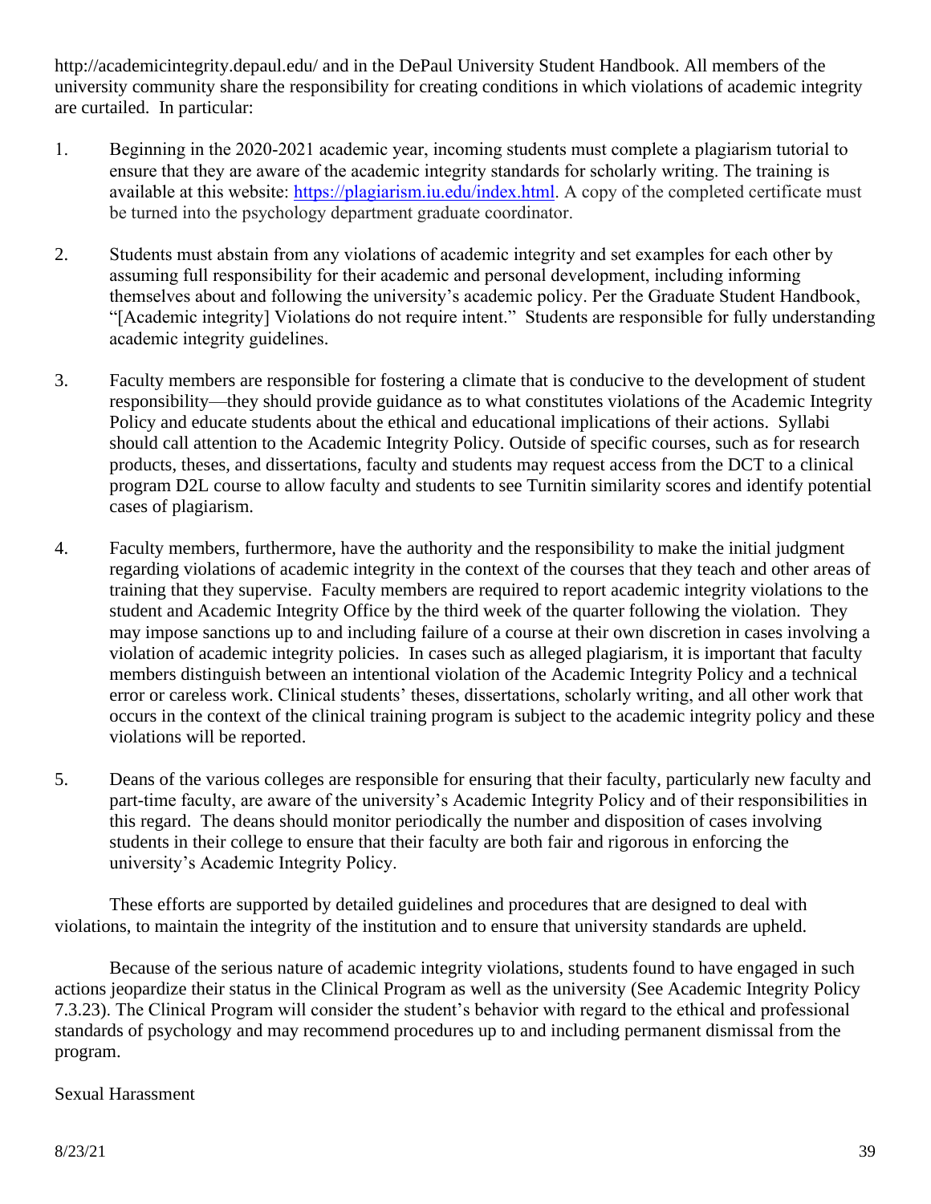http://academicintegrity.depaul.edu/ and in the DePaul University Student Handbook. All members of the university community share the responsibility for creating conditions in which violations of academic integrity are curtailed. In particular:

1. Beginning in the 2020-2021 academic year, incoming students must complete a plagiarism tutorial to ensure that they are aware of the academic integrity standards for scholarly writing. The training is available at this website: [https://plagiarism.iu.edu/index.html](https://plagiarism.iu.edu/index.html). A copy of the completed certificate must be turned into the psychology department graduate coordinator.

2. Students must abstain from any violations of academic integrity and set examples for each other by assuming full responsibility for their academic and personal development, including informing themselves about and following the university's academic policy. Per the Graduate Student Handbook, "[Academic integrity] Violations do not require intent." Students are responsible for fully understanding academic integrity guidelines.

3. Faculty members are responsible for fostering a climate that is conducive to the development of student responsibility—they should provide guidance as to what constitutes violations of the Academic Integrity Policy and educate students about the ethical and educational implications of their actions. Syllabi should call attention to the Academic Integrity Policy. Outside of specific courses, such as for research products, theses, and dissertations, faculty and students may request access from the DCT to a clinical program D2L course to allow faculty and students to see Turnitin similarity scores and identify potential cases of plagiarism.

4. Faculty members, furthermore, have the authority and the responsibility to make the initial judgment regarding violations of academic integrity in the context of the courses that they teach and other areas of training that they supervise. Faculty members are required to report academic integrity violations to the student and Academic Integrity Office by the third week of the quarter following the violation. They may impose sanctions up to and including failure of a course at their own discretion in cases involving a violation of academic integrity policies. In cases such as alleged plagiarism, it is important that faculty members distinguish between an intentional violation of the Academic Integrity Policy and a technical error or careless work. Clinical students' theses, dissertations, scholarly writing, and all other work that occurs in the context of the clinical training program is subject to the academic integrity policy and these violations will be reported.

5. Deans of the various colleges are responsible for ensuring that their faculty, particularly new faculty and part-time faculty, are aware of the university's Academic Integrity Policy and of their responsibilities in this regard. The deans should monitor periodically the number and disposition of cases involving students in their college to ensure that their faculty are both fair and rigorous in enforcing the university's Academic Integrity Policy.

These efforts are supported by detailed guidelines and procedures that are designed to deal with violations, to maintain the integrity of the institution and to ensure that university standards are upheld.

Because of the serious nature of academic integrity violations, students found to have engaged in such actions jeopardize their status in the Clinical Program as well as the university (See Academic Integrity Policy 7.3.23). The Clinical Program will consider the student's behavior with regard to the ethical and professional standards of psychology and may recommend procedures up to and including permanent dismissal from the program.

Sexual Harassment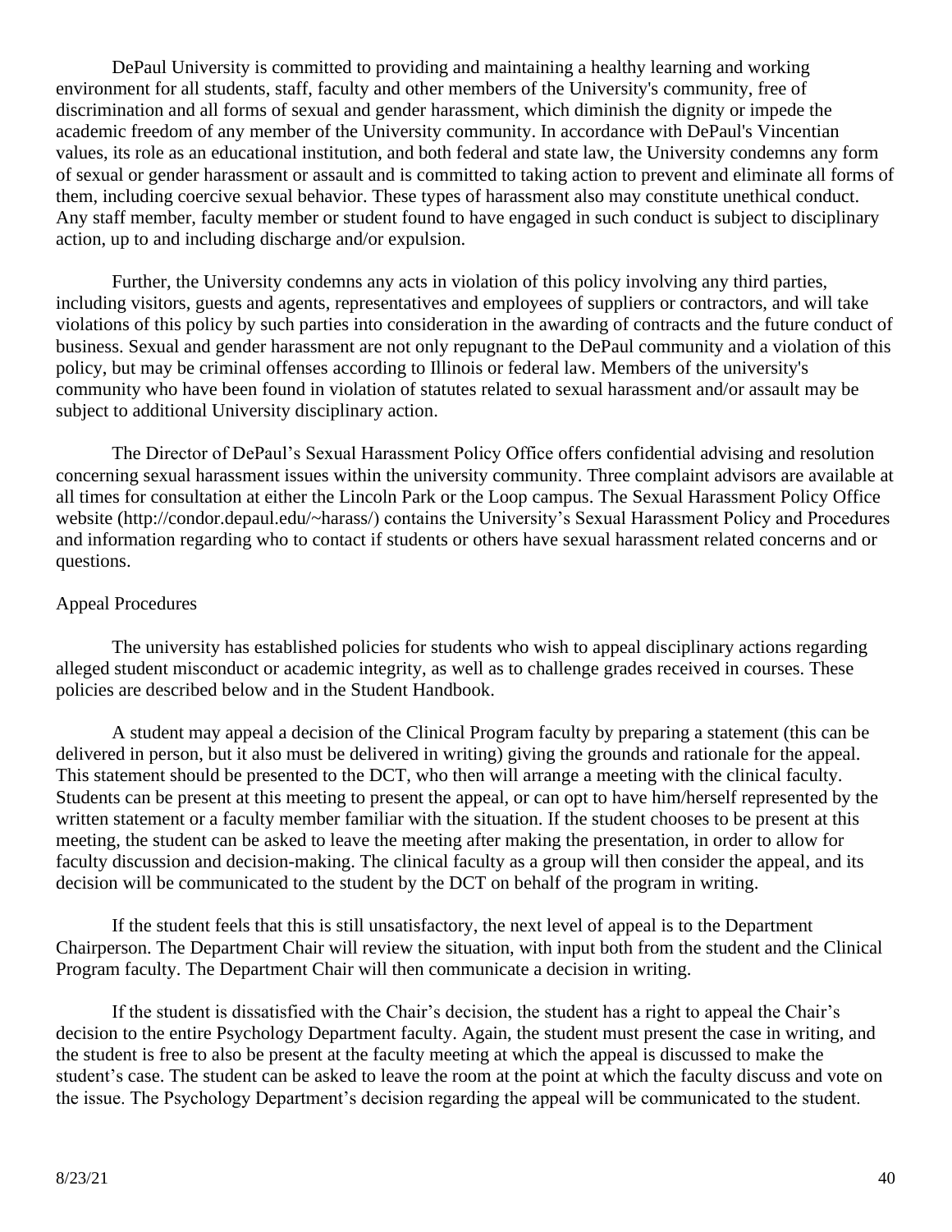DePaul University is committed to providing and maintaining a healthy learning and working environment for all students, staff, faculty and other members of the University's community, free of discrimination and all forms of sexual and gender harassment, which diminish the dignity or impede the academic freedom of any member of the University community. In accordance with DePaul's Vincentian values, its role as an educational institution, and both federal and state law, the University condemns any form of sexual or gender harassment or assault and is committed to taking action to prevent and eliminate all forms of them, including coercive sexual behavior. These types of harassment also may constitute unethical conduct. Any staff member, faculty member or student found to have engaged in such conduct is subject to disciplinary action, up to and including discharge and/or expulsion.

Further, the University condemns any acts in violation of this policy involving any third parties, including visitors, guests and agents, representatives and employees of suppliers or contractors, and will take violations of this policy by such parties into consideration in the awarding of contracts and the future conduct of business. Sexual and gender harassment are not only repugnant to the DePaul community and a violation of this policy, but may be criminal offenses according to Illinois or federal law. Members of the university's community who have been found in violation of statutes related to sexual harassment and/or assault may be subject to additional University disciplinary action.

The Director of DePaul's Sexual Harassment Policy Office offers confidential advising and resolution concerning sexual harassment issues within the university community. Three complaint advisors are available at all times for consultation at either the Lincoln Park or the Loop campus. The Sexual Harassment Policy Office website (http://condor.depaul.edu/~harass/) contains the University's Sexual Harassment Policy and Procedures and information regarding who to contact if students or others have sexual harassment related concerns and or questions.

## Appeal Procedures

The university has established policies for students who wish to appeal disciplinary actions regarding alleged student misconduct or academic integrity, as well as to challenge grades received in courses. These policies are described below and in the Student Handbook.

A student may appeal a decision of the Clinical Program faculty by preparing a statement (this can be delivered in person, but it also must be delivered in writing) giving the grounds and rationale for the appeal. This statement should be presented to the DCT, who then will arrange a meeting with the clinical faculty. Students can be present at this meeting to present the appeal, or can opt to have him/herself represented by the written statement or a faculty member familiar with the situation. If the student chooses to be present at this meeting, the student can be asked to leave the meeting after making the presentation, in order to allow for faculty discussion and decision-making. The clinical faculty as a group will then consider the appeal, and its decision will be communicated to the student by the DCT on behalf of the program in writing.

If the student feels that this is still unsatisfactory, the next level of appeal is to the Department Chairperson. The Department Chair will review the situation, with input both from the student and the Clinical Program faculty. The Department Chair will then communicate a decision in writing.

If the student is dissatisfied with the Chair's decision, the student has a right to appeal the Chair's decision to the entire Psychology Department faculty. Again, the student must present the case in writing, and the student is free to also be present at the faculty meeting at which the appeal is discussed to make the student's case. The student can be asked to leave the room at the point at which the faculty discuss and vote on the issue. The Psychology Department's decision regarding the appeal will be communicated to the student.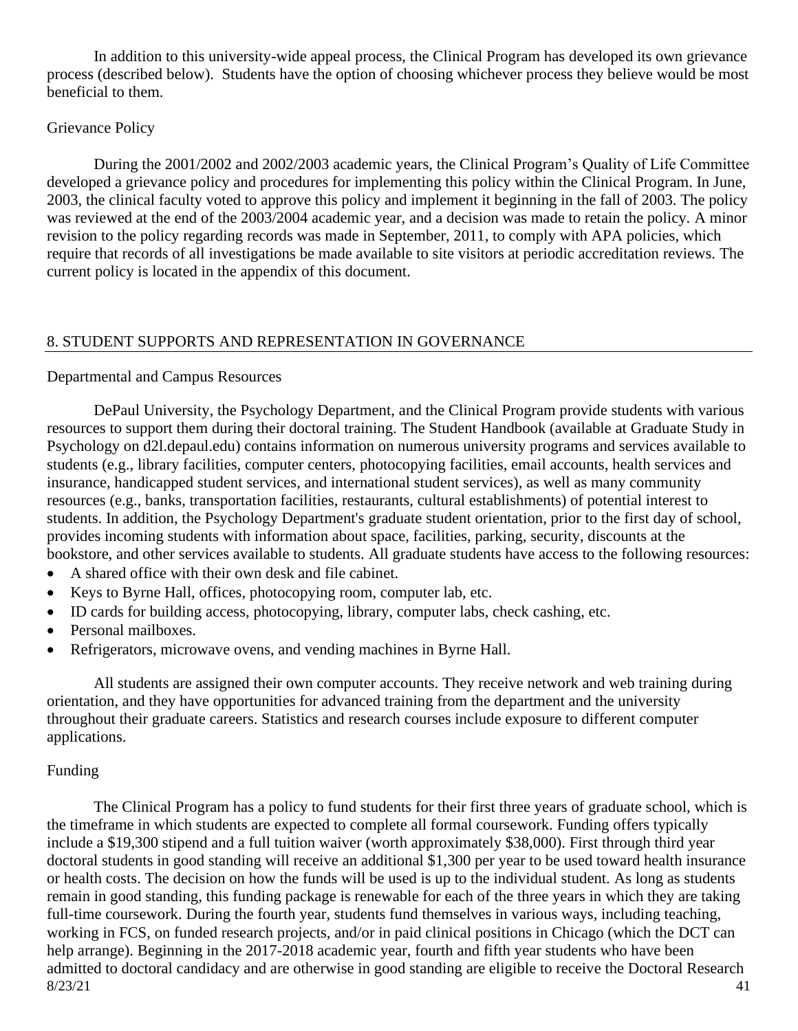In addition to this university-wide appeal process, the Clinical Program has developed its own grievance process (described below). Students have the option of choosing whichever process they believe would be most beneficial to them.

### Grievance Policy

During the 2001/2002 and 2002/2003 academic years, the Clinical Program's Quality of Life Committee developed a grievance policy and procedures for implementing this policy within the Clinical Program. In June, 2003, the clinical faculty voted to approve this policy and implement it beginning in the fall of 2003. The policy was reviewed at the end of the 2003/2004 academic year, and a decision was made to retain the policy. A minor revision to the policy regarding records was made in September, 2011, to comply with APA policies, which require that records of all investigations be made available to site visitors at periodic accreditation reviews. The current policy is located in the appendix of this document.

## 8. STUDENT SUPPORTS AND REPRESENTATION IN GOVERNANCE

### Departmental and Campus Resources

DePaul University, the Psychology Department, and the Clinical Program provide students with various resources to support them during their doctoral training. The Student Handbook (available at Graduate Study in Psychology on d2l.depaul.edu) contains information on numerous university programs and services available to students (e.g., library facilities, computer centers, photocopying facilities, email accounts, health services and insurance, handicapped student services, and international student services), as well as many community resources (e.g., banks, transportation facilities, restaurants, cultural establishments) of potential interest to students. In addition, the Psychology Department's graduate student orientation, prior to the first day of school, provides incoming students with information about space, facilities, parking, security, discounts at the bookstore, and other services available to students. All graduate students have access to the following resources:

- A shared office with their own desk and file cabinet.
- Keys to Byrne Hall, offices, photocopying room, computer lab, etc.
- ID cards for building access, photocopying, library, computer labs, check cashing, etc.
- Personal mailboxes.
- Refrigerators, microwave ovens, and vending machines in Byrne Hall.

All students are assigned their own computer accounts. They receive network and web training during orientation, and they have opportunities for advanced training from the department and the university throughout their graduate careers. Statistics and research courses include exposure to different computer applications.

### Funding

The Clinical Program has a policy to fund students for their first three years of graduate school, which is the timeframe in which students are expected to complete all formal coursework. Funding offers typically include a $19,300 stipend and a full tuition waiver (worth approximately $38,000). First through third year doctoral students in good standing will receive an additional $1,300 per year to be used toward health insurance or health costs. The decision on how the funds will be used is up to the individual student. As long as students remain in good standing, this funding package is renewable for each of the three years in which they are taking full-time coursework. During the fourth year, students fund themselves in various ways, including teaching, working in FCS, on funded research projects, and/or in paid clinical positions in Chicago (which the DCT can help arrange). Beginning in the 2017-2018 academic year, fourth and fifth year students who have been admitted to doctoral candidacy and are otherwise in good standing are eligible to receive the Doctoral Research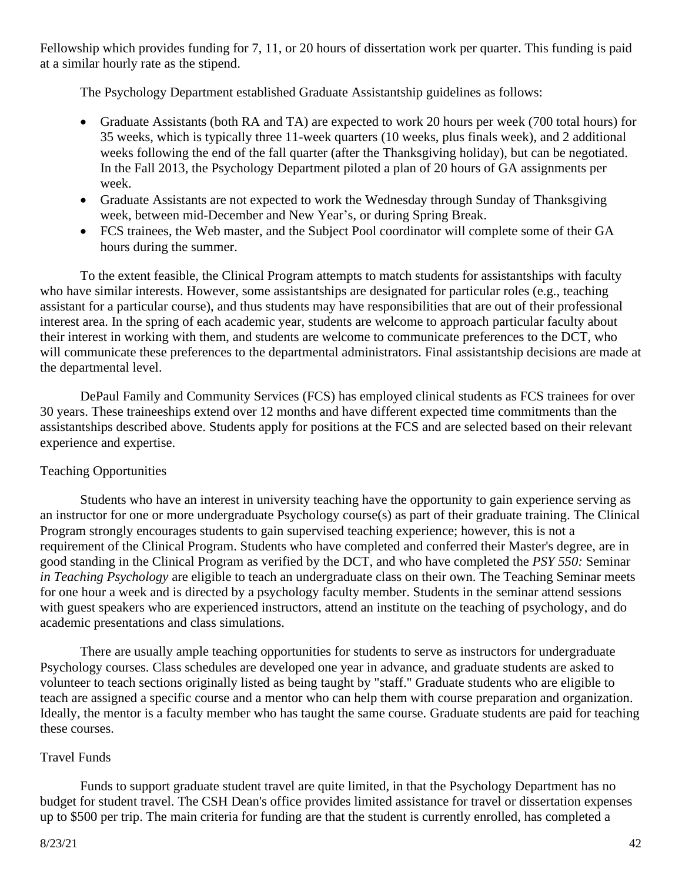Fellowship which provides funding for 7, 11, or 20 hours of dissertation work per quarter. This funding is paid at a similar hourly rate as the stipend.

The Psychology Department established Graduate Assistantship guidelines as follows:

- Graduate Assistants (both RA and TA) are expected to work 20 hours per week (700 total hours) for 35 weeks, which is typically three 11-week quarters (10 weeks, plus finals week), and 2 additional weeks following the end of the fall quarter (after the Thanksgiving holiday), but can be negotiated. In the Fall 2013, the Psychology Department piloted a plan of 20 hours of GA assignments per week.
- Graduate Assistants are not expected to work the Wednesday through Sunday of Thanksgiving week, between mid-December and New Year's, or during Spring Break.
- FCS trainees, the Web master, and the Subject Pool coordinator will complete some of their GA hours during the summer.

To the extent feasible, the Clinical Program attempts to match students for assistantships with faculty who have similar interests. However, some assistantships are designated for particular roles (e.g., teaching assistant for a particular course), and thus students may have responsibilities that are out of their professional interest area. In the spring of each academic year, students are welcome to approach particular faculty about their interest in working with them, and students are welcome to communicate preferences to the DCT, who will communicate these preferences to the departmental administrators. Final assistantship decisions are made at the departmental level.

DePaul Family and Community Services (FCS) has employed clinical students as FCS trainees for over 30 years. These traineeships extend over 12 months and have different expected time commitments than the assistantships described above. Students apply for positions at the FCS and are selected based on their relevant experience and expertise.

### Teaching Opportunities

Students who have an interest in university teaching have the opportunity to gain experience serving as an instructor for one or more undergraduate Psychology course(s) as part of their graduate training. The Clinical Program strongly encourages students to gain supervised teaching experience; however, this is not a requirement of the Clinical Program. Students who have completed and conferred their Master's degree, are in good standing in the Clinical Program as verified by the DCT, and who have completed the *PSY 550:* Seminar *in Teaching Psychology* are eligible to teach an undergraduate class on their own. The Teaching Seminar meets for one hour a week and is directed by a psychology faculty member. Students in the seminar attend sessions with guest speakers who are experienced instructors, attend an institute on the teaching of psychology, and do academic presentations and class simulations.

There are usually ample teaching opportunities for students to serve as instructors for undergraduate Psychology courses. Class schedules are developed one year in advance, and graduate students are asked to volunteer to teach sections originally listed as being taught by "staff." Graduate students who are eligible to teach are assigned a specific course and a mentor who can help them with course preparation and organization. Ideally, the mentor is a faculty member who has taught the same course. Graduate students are paid for teaching these courses.

### Travel Funds

Funds to support graduate student travel are quite limited, in that the Psychology Department has no budget for student travel. The CSH Dean's office provides limited assistance for travel or dissertation expenses up to $500 per trip. The main criteria for funding are that the student is currently enrolled, has completed a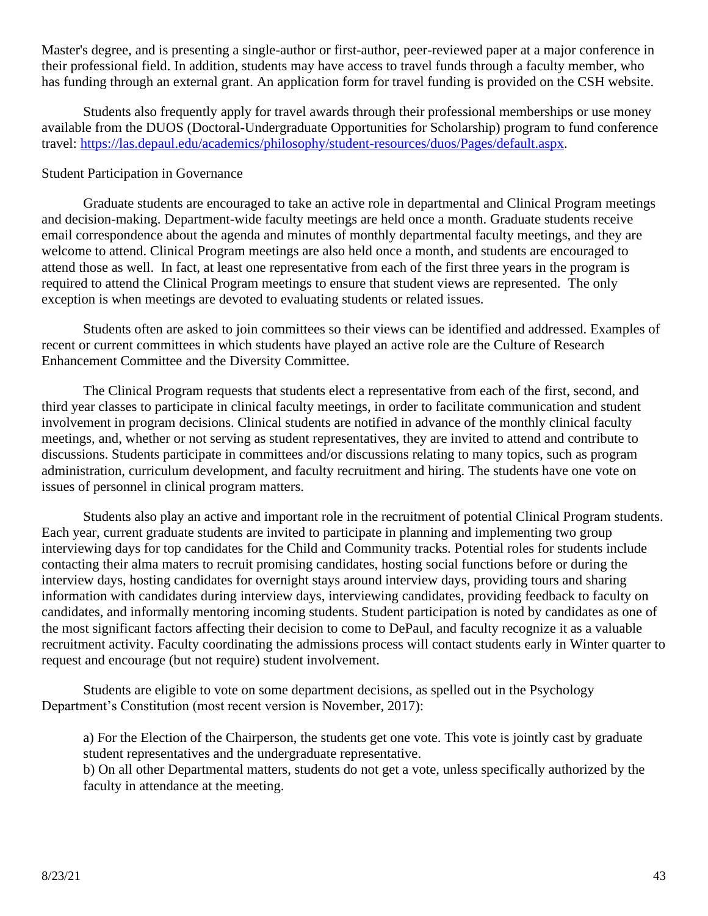Master's degree, and is presenting a single-author or first-author, peer-reviewed paper at a major conference in their professional field. In addition, students may have access to travel funds through a faculty member, who has funding through an external grant. An application form for travel funding is provided on the CSH website.

Students also frequently apply for travel awards through their professional memberships or use money available from the DUOS (Doctoral-Undergraduate Opportunities for Scholarship) program to fund conference travel: https://las.depaul.edu/academics/philosophy/student-resources/duos/Pages/default.aspx.

Student Participation in Governance

Graduate students are encouraged to take an active role in departmental and Clinical Program meetings and decision-making. Department-wide faculty meetings are held once a month. Graduate students receive email correspondence about the agenda and minutes of monthly departmental faculty meetings, and they are welcome to attend. Clinical Program meetings are also held once a month, and students are encouraged to attend those as well. In fact, at least one representative from each of the first three years in the program is required to attend the Clinical Program meetings to ensure that student views are represented. The only exception is when meetings are devoted to evaluating students or related issues.

Students often are asked to join committees so their views can be identified and addressed. Examples of recent or current committees in which students have played an active role are the Culture of Research Enhancement Committee and the Diversity Committee.

The Clinical Program requests that students elect a representative from each of the first, second, and third year classes to participate in clinical faculty meetings, in order to facilitate communication and student involvement in program decisions. Clinical students are notified in advance of the monthly clinical faculty meetings, and, whether or not serving as student representatives, they are invited to attend and contribute to discussions. Students participate in committees and/or discussions relating to many topics, such as program administration, curriculum development, and faculty recruitment and hiring. The students have one vote on issues of personnel in clinical program matters.

Students also play an active and important role in the recruitment of potential Clinical Program students. Each year, current graduate students are invited to participate in planning and implementing two group interviewing days for top candidates for the Child and Community tracks. Potential roles for students include contacting their alma maters to recruit promising candidates, hosting social functions before or during the interview days, hosting candidates for overnight stays around interview days, providing tours and sharing information with candidates during interview days, interviewing candidates, providing feedback to faculty on candidates, and informally mentoring incoming students. Student participation is noted by candidates as one of the most significant factors affecting their decision to come to DePaul, and faculty recognize it as a valuable recruitment activity. Faculty coordinating the admissions process will contact students early in Winter quarter to request and encourage (but not require) student involvement.

Students are eligible to vote on some department decisions, as spelled out in the Psychology Department's Constitution (most recent version is November, 2017):

a) For the Election of the Chairperson, the students get one vote. This vote is jointly cast by graduate student representatives and the undergraduate representative.
b) On all other Departmental matters, students do not get a vote, unless specifically authorized by the faculty in attendance at the meeting.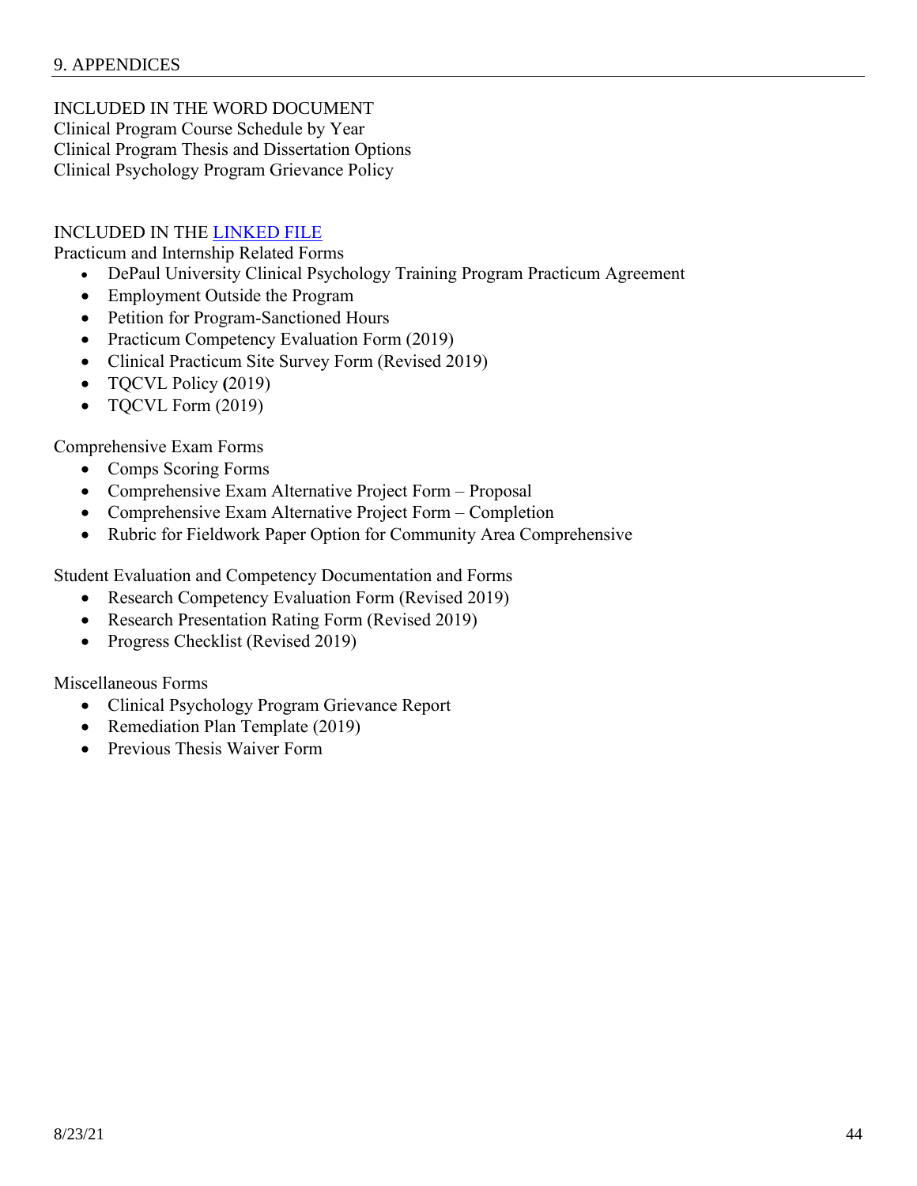# 9. APPENDICES

INCLUDED IN THE WORD DOCUMENT
Clinical Program Course Schedule by Year
Clinical Program Thesis and Dissertation Options
Clinical Psychology Program Grievance Policy

INCLUDED IN THE LINKED FILE

Practicum and Internship Related Forms

- DePaul University Clinical Psychology Training Program Practicum Agreement
- Employment Outside the Program
- Petition for Program-Sanctioned Hours
- Practicum Competency Evaluation Form (2019)
- Clinical Practicum Site Survey Form (Revised 2019)
- TQCVL Policy **(**2019)
- TQCVL Form (2019)

Comprehensive Exam Forms

- Comps Scoring Forms
- Comprehensive Exam Alternative Project Form – Proposal
- Comprehensive Exam Alternative Project Form – Completion
- Rubric for Fieldwork Paper Option for Community Area Comprehensive

Student Evaluation and Competency Documentation and Forms

- Research Competency Evaluation Form (Revised 2019)
- Research Presentation Rating Form (Revised 2019)
- Progress Checklist (Revised 2019)

Miscellaneous Forms

- Clinical Psychology Program Grievance Report
- Remediation Plan Template (2019)
- Previous Thesis Waiver Form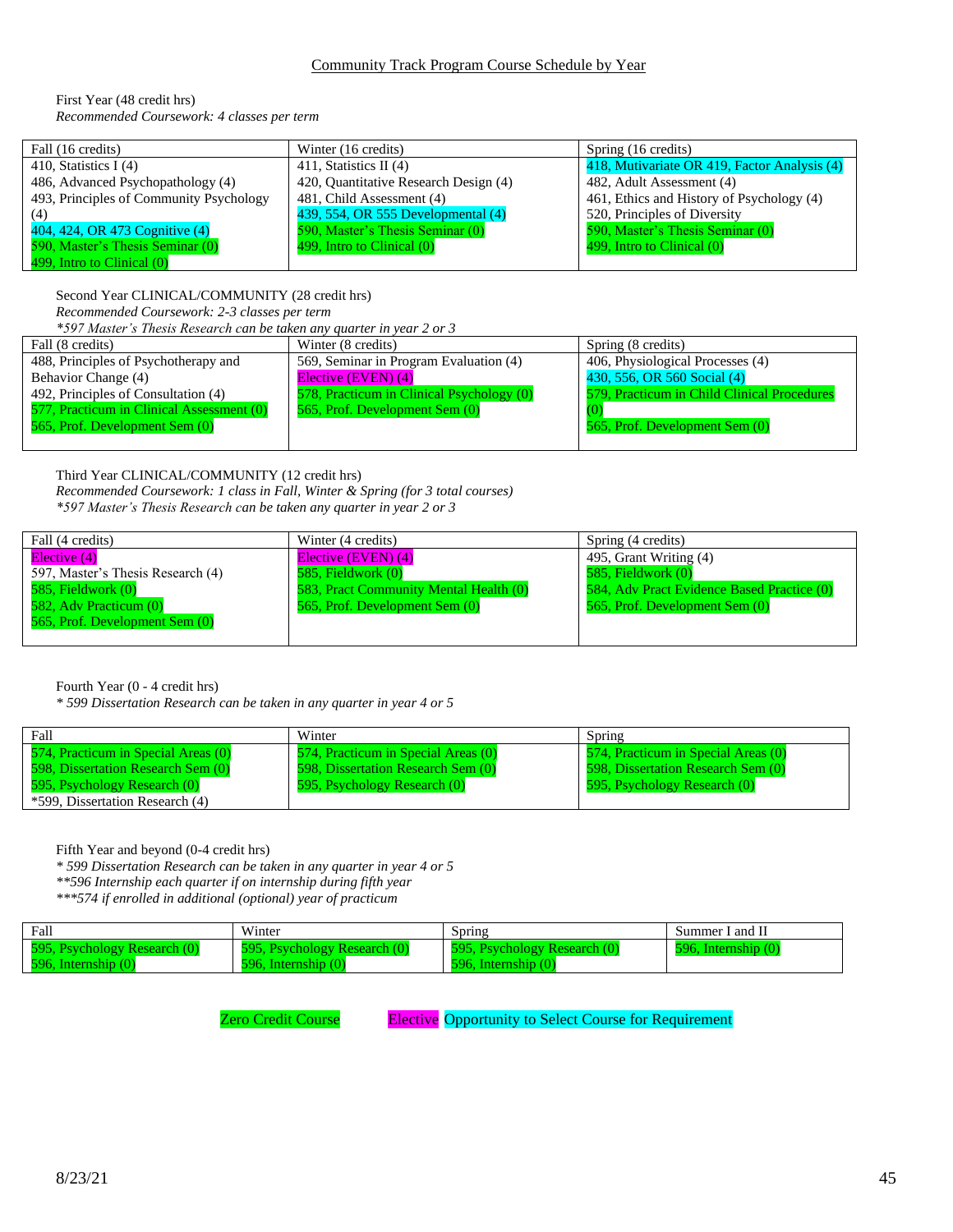## Community Track Program Course Schedule by Year

First Year (48 credit hrs)
*Recommended Coursework: 4 classes per term*

| Fall (16 credits) | Winter (16 credits) | Spring (16 credits) |
|---|---|---|
| 410, Statistics I (4)<br>486, Advanced Psychopathology (4)<br>493, Principles of Community Psychology (4)<br>404, 424, OR 473 Cognitive (4)<br>590, Master's Thesis Seminar (0)<br>499, Intro to Clinical (0) | 411, Statistics II (4)<br>420, Quantitative Research Design (4)<br>481, Child Assessment (4)<br>439, 554, OR 555 Developmental (4)<br>590, Master's Thesis Seminar (0)<br>499, Intro to Clinical (0) | 418, Mutivariate OR 419, Factor Analysis (4)<br>482, Adult Assessment (4)<br>461, Ethics and History of Psychology (4)<br>520, Principles of Diversity<br>590, Master's Thesis Seminar (0)<br>499, Intro to Clinical (0) |

Second Year CLINICAL/COMMUNITY (28 credit hrs)
*Recommended Coursework: 2-3 classes per term*
*\*597 Master's Thesis Research can be taken any quarter in year 2 or 3*

| Fall (8 credits) | Winter (8 credits) | Spring (8 credits) |
|---|---|---|
| 488, Principles of Psychotherapy and Behavior Change (4)<br>492, Principles of Consultation (4)<br>577, Practicum in Clinical Assessment (0)<br>565, Prof. Development Sem (0) | 569, Seminar in Program Evaluation (4)<br>Elective (EVEN) (4)<br>578, Practicum in Clinical Psychology (0)<br>565, Prof. Development Sem (0) | 406, Physiological Processes (4)<br>430, 556, OR 560 Social (4)<br>579, Practicum in Child Clinical Procedures (0)<br>565, Prof. Development Sem (0) |

Third Year CLINICAL/COMMUNITY (12 credit hrs)
*Recommended Coursework: 1 class in Fall, Winter & Spring (for 3 total courses)*
*\*597 Master's Thesis Research can be taken any quarter in year 2 or 3*

| Fall (4 credits) | Winter (4 credits) | Spring (4 credits) |
|---|---|---|
| Elective (4)<br>597, Master's Thesis Research (4)<br>585, Fieldwork (0)<br>582, Adv Practicum (0)<br>565, Prof. Development Sem (0) | Elective (EVEN) (4)<br>585, Fieldwork (0)<br>583, Pract Community Mental Health (0)<br>565, Prof. Development Sem (0) | 495, Grant Writing (4)<br>585, Fieldwork (0)<br>584, Adv Pract Evidence Based Practice (0)<br>565, Prof. Development Sem (0) |

Fourth Year (0 - 4 credit hrs)
*\* 599 Dissertation Research can be taken in any quarter in year 4 or 5*

| Fall | Winter | Spring |
|---|---|---|
| 574, Practicum in Special Areas (0)<br>598, Dissertation Research Sem (0)<br>595, Psychology Research (0)<br>\*599, Dissertation Research (4) | 574, Practicum in Special Areas (0)<br>598, Dissertation Research Sem (0)<br>595, Psychology Research (0) | 574, Practicum in Special Areas (0)<br>598, Dissertation Research Sem (0)<br>595, Psychology Research (0) |

Fifth Year and beyond (0-4 credit hrs)
*\* 599 Dissertation Research can be taken in any quarter in year 4 or 5*
*\*\*596 Internship each quarter if on internship during fifth year*
*\*\*\*574 if enrolled in additional (optional) year of practicum*

| Fall | Winter | Spring | Summer I and II |
|---|---|---|---|
| 595, Psychology Research (0)<br>596, Internship (0) | 595, Psychology Research (0)<br>596, Internship (0) | 595, Psychology Research (0)<br>596, Internship (0) | 596, Internship (0) |

Zero Credit Course &nbsp;&nbsp;&nbsp; Elective &nbsp; Opportunity to Select Course for Requirement

8/23/21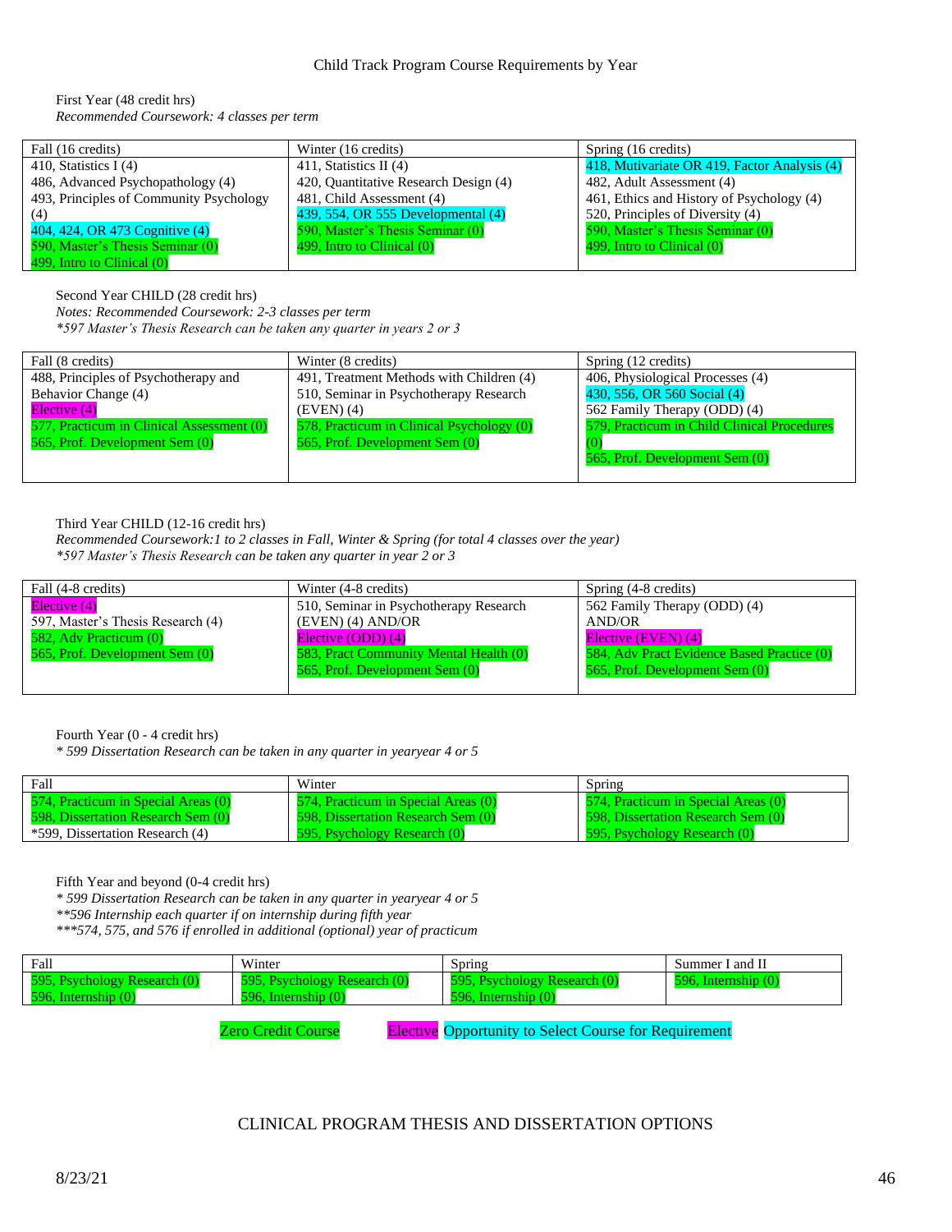# Child Track Program Course Requirements by Year

First Year (48 credit hrs)
*Recommended Coursework: 4 classes per term*

| Fall (16 credits) | Winter (16 credits) | Spring (16 credits) |
|---|---|---|
| 410, Statistics I (4)<br>486, Advanced Psychopathology (4)<br>493, Principles of Community Psychology (4)<br>404, 424, OR 473 Cognitive (4)<br>590, Master's Thesis Seminar (0)<br>499, Intro to Clinical (0) | 411, Statistics II (4)<br>420, Quantitative Research Design (4)<br>481, Child Assessment (4)<br>439, 554, OR 555 Developmental (4)<br>590, Master's Thesis Seminar (0)<br>499, Intro to Clinical (0) | 418, Mutivariate OR 419, Factor Analysis (4)<br>482, Adult Assessment (4)<br>461, Ethics and History of Psychology (4)<br>520, Principles of Diversity (4)<br>590, Master's Thesis Seminar (0)<br>499, Intro to Clinical (0) |

Second Year CHILD (28 credit hrs)
*Notes: Recommended Coursework: 2-3 classes per term*
*\*597 Master's Thesis Research can be taken any quarter in years 2 or 3*

| Fall (8 credits) | Winter (8 credits) | Spring (12 credits) |
|---|---|---|
| 488, Principles of Psychotherapy and Behavior Change (4)<br>Elective (4)<br>577, Practicum in Clinical Assessment (0)<br>565, Prof. Development Sem (0) | 491, Treatment Methods with Children (4)<br>510, Seminar in Psychotherapy Research (EVEN) (4)<br>578, Practicum in Clinical Psychology (0)<br>565, Prof. Development Sem (0) | 406, Physiological Processes (4)<br>430, 556, OR 560 Social (4)<br>562 Family Therapy (ODD) (4)<br>579, Practicum in Child Clinical Procedures (0)<br>565, Prof. Development Sem (0) |

Third Year CHILD (12-16 credit hrs)
*Recommended Coursework:1 to 2 classes in Fall, Winter & Spring (for total 4 classes over the year)*
*\*597 Master's Thesis Research can be taken any quarter in year 2 or 3*

| Fall (4-8 credits) | Winter (4-8 credits) | Spring (4-8 credits) |
|---|---|---|
| Elective (4)<br>597, Master's Thesis Research (4)<br>582, Adv Practicum (0)<br>565, Prof. Development Sem (0) | 510, Seminar in Psychotherapy Research (EVEN) (4) AND/OR<br>Elective (ODD) (4)<br>583, Pract Community Mental Health (0)<br>565, Prof. Development Sem (0) | 562 Family Therapy (ODD) (4)<br>AND/OR<br>Elective (EVEN) (4)<br>584, Adv Pract Evidence Based Practice (0)<br>565, Prof. Development Sem (0) |

Fourth Year (0 - 4 credit hrs)
*\* 599 Dissertation Research can be taken in any quarter in yearyear 4 or 5*

| Fall | Winter | Spring |
|---|---|---|
| 574, Practicum in Special Areas (0)<br>598, Dissertation Research Sem (0)<br>\*599, Dissertation Research (4) | 574, Practicum in Special Areas (0)<br>598, Dissertation Research Sem (0)<br>595, Psychology Research (0) | 574, Practicum in Special Areas (0)<br>598, Dissertation Research Sem (0)<br>595, Psychology Research (0) |

Fifth Year and beyond (0-4 credit hrs)
*\* 599 Dissertation Research can be taken in any quarter in yearyear 4 or 5*
*\*\*596 Internship each quarter if on internship during fifth year*
*\*\*\*574, 575, and 576 if enrolled in additional (optional) year of practicum*

| Fall | Winter | Spring | Summer I and II |
|---|---|---|---|
| 595, Psychology Research (0)<br>596, Internship (0) | 595, Psychology Research (0)<br>596, Internship (0) | 595, Psychology Research (0)<br>596, Internship (0) | 596, Internship (0) |

Zero Credit Course &nbsp;&nbsp;&nbsp; Elective &nbsp; Opportunity to Select Course for Requirement

# CLINICAL PROGRAM THESIS AND DISSERTATION OPTIONS

8/23/21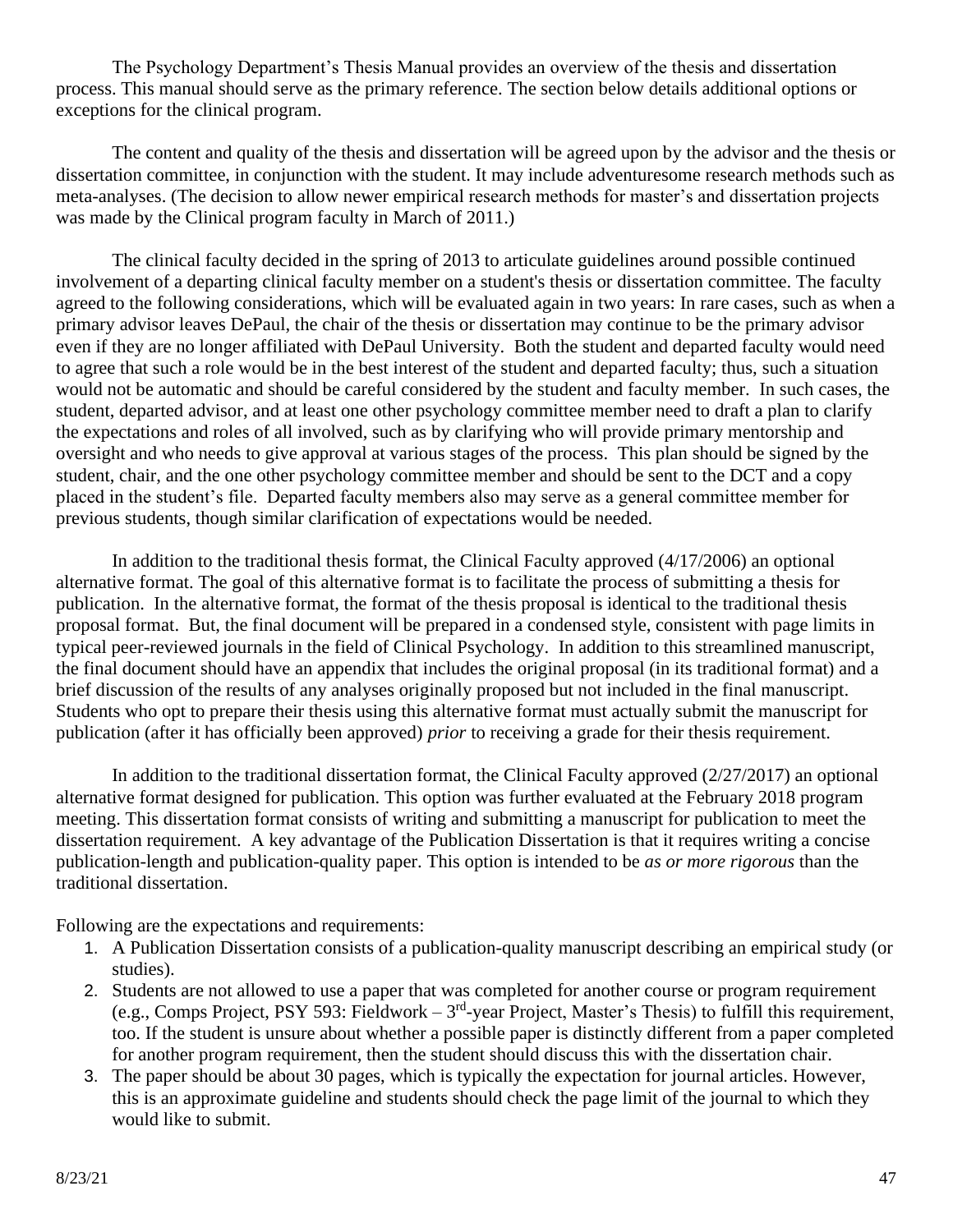The Psychology Department's Thesis Manual provides an overview of the thesis and dissertation process. This manual should serve as the primary reference. The section below details additional options or exceptions for the clinical program.

The content and quality of the thesis and dissertation will be agreed upon by the advisor and the thesis or dissertation committee, in conjunction with the student. It may include adventuresome research methods such as meta-analyses. (The decision to allow newer empirical research methods for master's and dissertation projects was made by the Clinical program faculty in March of 2011.)

The clinical faculty decided in the spring of 2013 to articulate guidelines around possible continued involvement of a departing clinical faculty member on a student's thesis or dissertation committee. The faculty agreed to the following considerations, which will be evaluated again in two years: In rare cases, such as when a primary advisor leaves DePaul, the chair of the thesis or dissertation may continue to be the primary advisor even if they are no longer affiliated with DePaul University. Both the student and departed faculty would need to agree that such a role would be in the best interest of the student and departed faculty; thus, such a situation would not be automatic and should be careful considered by the student and faculty member. In such cases, the student, departed advisor, and at least one other psychology committee member need to draft a plan to clarify the expectations and roles of all involved, such as by clarifying who will provide primary mentorship and oversight and who needs to give approval at various stages of the process. This plan should be signed by the student, chair, and the one other psychology committee member and should be sent to the DCT and a copy placed in the student's file. Departed faculty members also may serve as a general committee member for previous students, though similar clarification of expectations would be needed.

In addition to the traditional thesis format, the Clinical Faculty approved (4/17/2006) an optional alternative format. The goal of this alternative format is to facilitate the process of submitting a thesis for publication. In the alternative format, the format of the thesis proposal is identical to the traditional thesis proposal format. But, the final document will be prepared in a condensed style, consistent with page limits in typical peer-reviewed journals in the field of Clinical Psychology. In addition to this streamlined manuscript, the final document should have an appendix that includes the original proposal (in its traditional format) and a brief discussion of the results of any analyses originally proposed but not included in the final manuscript. Students who opt to prepare their thesis using this alternative format must actually submit the manuscript for publication (after it has officially been approved) *prior* to receiving a grade for their thesis requirement.

In addition to the traditional dissertation format, the Clinical Faculty approved (2/27/2017) an optional alternative format designed for publication. This option was further evaluated at the February 2018 program meeting. This dissertation format consists of writing and submitting a manuscript for publication to meet the dissertation requirement. A key advantage of the Publication Dissertation is that it requires writing a concise publication-length and publication-quality paper. This option is intended to be *as or more rigorous* than the traditional dissertation.

Following are the expectations and requirements:

1. A Publication Dissertation consists of a publication-quality manuscript describing an empirical study (or studies).
2. Students are not allowed to use a paper that was completed for another course or program requirement (e.g., Comps Project, PSY 593: Fieldwork – 3rd-year Project, Master's Thesis) to fulfill this requirement, too. If the student is unsure about whether a possible paper is distinctly different from a paper completed for another program requirement, then the student should discuss this with the dissertation chair.
3. The paper should be about 30 pages, which is typically the expectation for journal articles. However, this is an approximate guideline and students should check the page limit of the journal to which they would like to submit.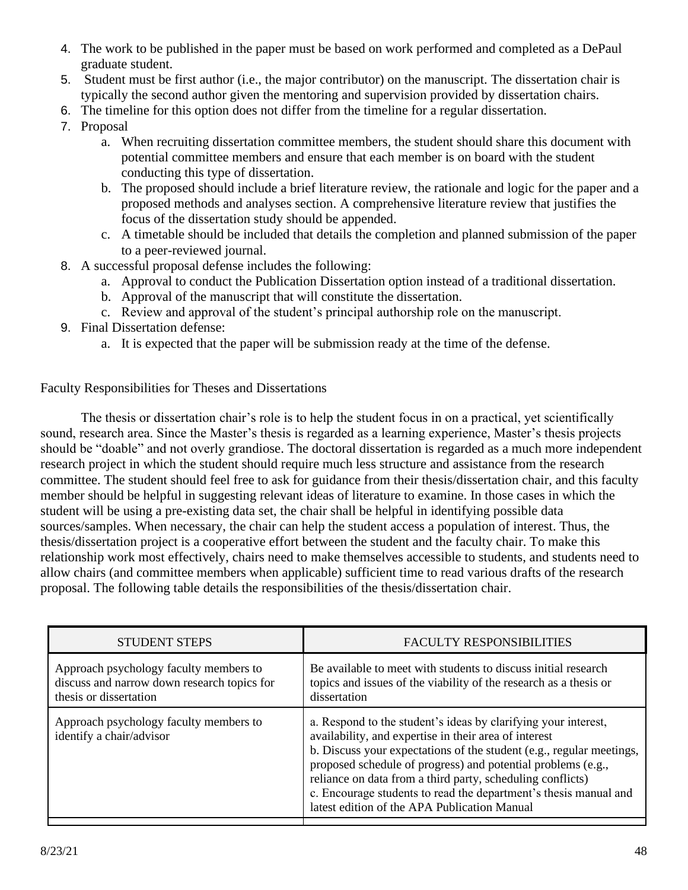4. The work to be published in the paper must be based on work performed and completed as a DePaul graduate student.
5. Student must be first author (i.e., the major contributor) on the manuscript. The dissertation chair is typically the second author given the mentoring and supervision provided by dissertation chairs.
6. The timeline for this option does not differ from the timeline for a regular dissertation.
7. Proposal
    a. When recruiting dissertation committee members, the student should share this document with potential committee members and ensure that each member is on board with the student conducting this type of dissertation.
    b. The proposed should include a brief literature review, the rationale and logic for the paper and a proposed methods and analyses section. A comprehensive literature review that justifies the focus of the dissertation study should be appended.
    c. A timetable should be included that details the completion and planned submission of the paper to a peer-reviewed journal.
8. A successful proposal defense includes the following:
    a. Approval to conduct the Publication Dissertation option instead of a traditional dissertation.
    b. Approval of the manuscript that will constitute the dissertation.
    c. Review and approval of the student's principal authorship role on the manuscript.
9. Final Dissertation defense:
    a. It is expected that the paper will be submission ready at the time of the defense.

Faculty Responsibilities for Theses and Dissertations

The thesis or dissertation chair's role is to help the student focus in on a practical, yet scientifically sound, research area. Since the Master's thesis is regarded as a learning experience, Master's thesis projects should be "doable" and not overly grandiose. The doctoral dissertation is regarded as a much more independent research project in which the student should require much less structure and assistance from the research committee. The student should feel free to ask for guidance from their thesis/dissertation chair, and this faculty member should be helpful in suggesting relevant ideas of literature to examine. In those cases in which the student will be using a pre-existing data set, the chair shall be helpful in identifying possible data sources/samples. When necessary, the chair can help the student access a population of interest. Thus, the thesis/dissertation project is a cooperative effort between the student and the faculty chair. To make this relationship work most effectively, chairs need to make themselves accessible to students, and students need to allow chairs (and committee members when applicable) sufficient time to read various drafts of the research proposal. The following table details the responsibilities of the thesis/dissertation chair.

| STUDENT STEPS | FACULTY RESPONSIBILITIES |
|---|---|
| Approach psychology faculty members to discuss and narrow down research topics for thesis or dissertation | Be available to meet with students to discuss initial research topics and issues of the viability of the research as a thesis or dissertation |
| Approach psychology faculty members to identify a chair/advisor | a. Respond to the student's ideas by clarifying your interest, availability, and expertise in their area of interest<br>b. Discuss your expectations of the student (e.g., regular meetings, proposed schedule of progress) and potential problems (e.g., reliance on data from a third party, scheduling conflicts)<br>c. Encourage students to read the department's thesis manual and latest edition of the APA Publication Manual |
| | |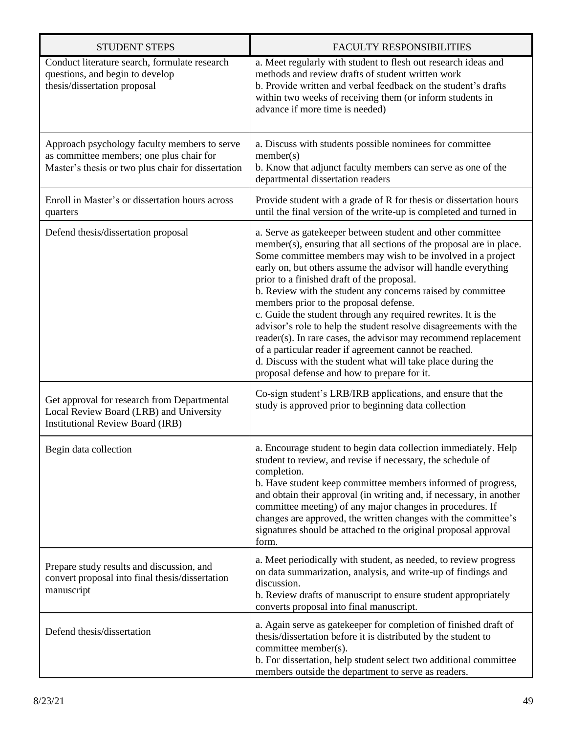| STUDENT STEPS | FACULTY RESPONSIBILITIES |
|---|---|
| Conduct literature search, formulate research questions, and begin to develop thesis/dissertation proposal | a. Meet regularly with student to flesh out research ideas and methods and review drafts of student written work<br>b. Provide written and verbal feedback on the student's drafts within two weeks of receiving them (or inform students in advance if more time is needed) |
| Approach psychology faculty members to serve as committee members; one plus chair for Master's thesis or two plus chair for dissertation | a. Discuss with students possible nominees for committee member(s)<br>b. Know that adjunct faculty members can serve as one of the departmental dissertation readers |
| Enroll in Master's or dissertation hours across quarters | Provide student with a grade of R for thesis or dissertation hours until the final version of the write-up is completed and turned in |
| Defend thesis/dissertation proposal | a. Serve as gatekeeper between student and other committee member(s), ensuring that all sections of the proposal are in place. Some committee members may wish to be involved in a project early on, but others assume the advisor will handle everything prior to a finished draft of the proposal.<br>b. Review with the student any concerns raised by committee members prior to the proposal defense.<br>c. Guide the student through any required rewrites. It is the advisor's role to help the student resolve disagreements with the reader(s). In rare cases, the advisor may recommend replacement of a particular reader if agreement cannot be reached.<br>d. Discuss with the student what will take place during the proposal defense and how to prepare for it. |
| Get approval for research from Departmental Local Review Board (LRB) and University Institutional Review Board (IRB) | Co-sign student's LRB/IRB applications, and ensure that the study is approved prior to beginning data collection |
| Begin data collection | a. Encourage student to begin data collection immediately. Help student to review, and revise if necessary, the schedule of completion.<br>b. Have student keep committee members informed of progress, and obtain their approval (in writing and, if necessary, in another committee meeting) of any major changes in procedures. If changes are approved, the written changes with the committee's signatures should be attached to the original proposal approval form. |
| Prepare study results and discussion, and convert proposal into final thesis/dissertation manuscript | a. Meet periodically with student, as needed, to review progress on data summarization, analysis, and write-up of findings and discussion.<br>b. Review drafts of manuscript to ensure student appropriately converts proposal into final manuscript. |
| Defend thesis/dissertation | a. Again serve as gatekeeper for completion of finished draft of thesis/dissertation before it is distributed by the student to committee member(s).<br>b. For dissertation, help student select two additional committee members outside the department to serve as readers. |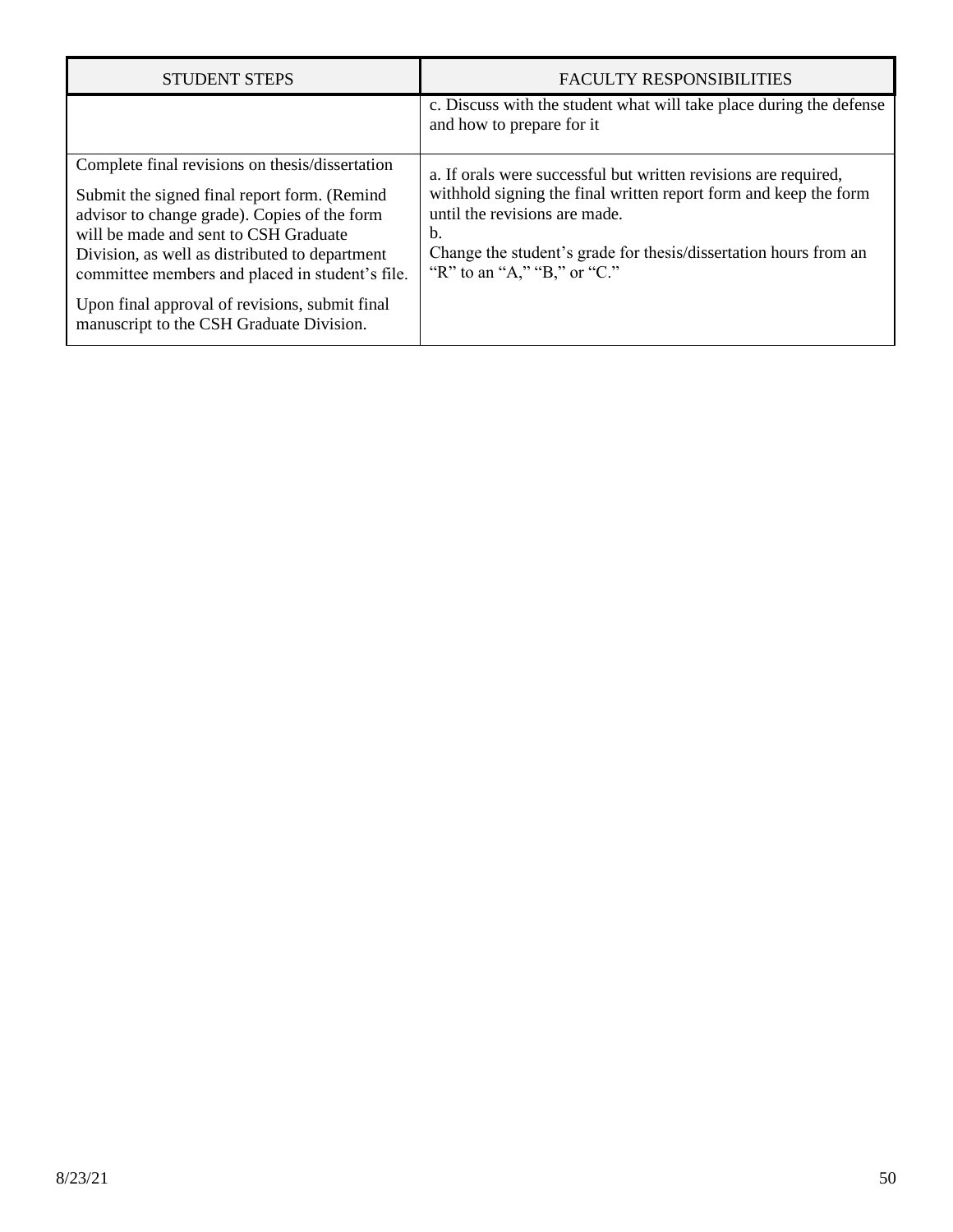| STUDENT STEPS | FACULTY RESPONSIBILITIES |
| --- | --- |
| | c. Discuss with the student what will take place during the defense and how to prepare for it |
| Complete final revisions on thesis/dissertation<br><br>Submit the signed final report form. (Remind advisor to change grade). Copies of the form will be made and sent to CSH Graduate Division, as well as distributed to department committee members and placed in student's file.<br><br>Upon final approval of revisions, submit final manuscript to the CSH Graduate Division. | a. If orals were successful but written revisions are required, withhold signing the final written report form and keep the form until the revisions are made.<br>b.<br>Change the student's grade for thesis/dissertation hours from an "R" to an "A," "B," or "C." |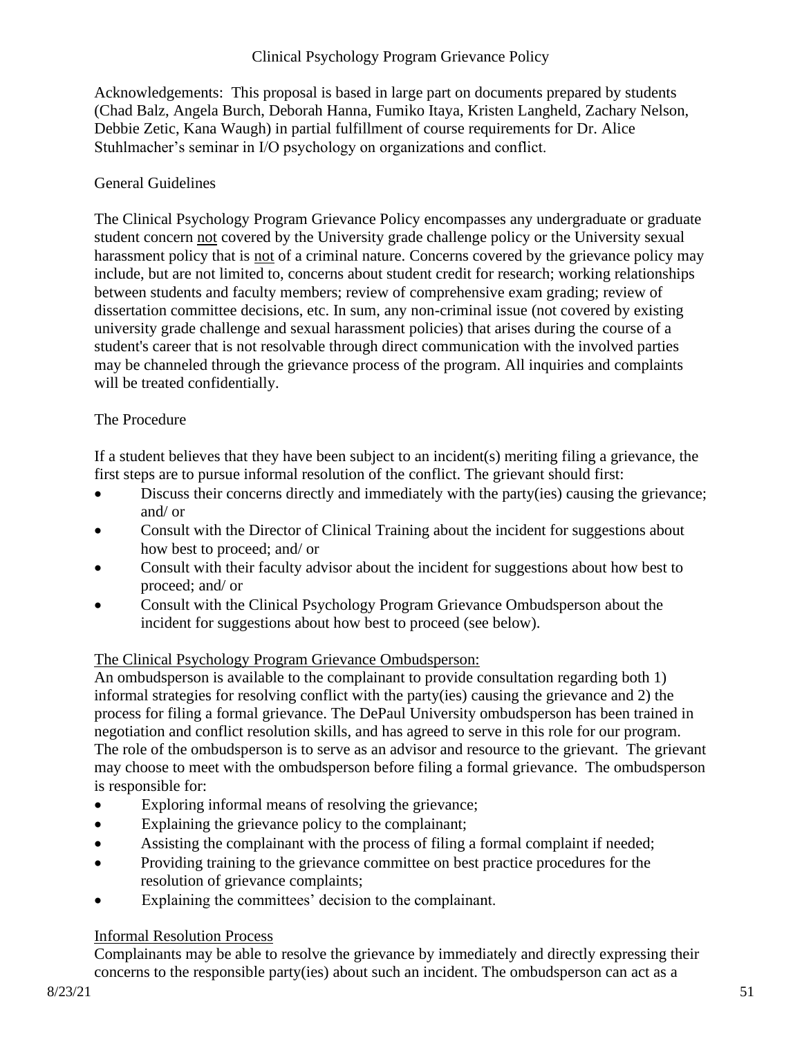# Clinical Psychology Program Grievance Policy

Acknowledgements: This proposal is based in large part on documents prepared by students (Chad Balz, Angela Burch, Deborah Hanna, Fumiko Itaya, Kristen Langheld, Zachary Nelson, Debbie Zetic, Kana Waugh) in partial fulfillment of course requirements for Dr. Alice Stuhlmacher's seminar in I/O psychology on organizations and conflict.

## General Guidelines

The Clinical Psychology Program Grievance Policy encompasses any undergraduate or graduate student concern <u>not</u> covered by the University grade challenge policy or the University sexual harassment policy that is <u>not</u> of a criminal nature. Concerns covered by the grievance policy may include, but are not limited to, concerns about student credit for research; working relationships between students and faculty members; review of comprehensive exam grading; review of dissertation committee decisions, etc. In sum, any non-criminal issue (not covered by existing university grade challenge and sexual harassment policies) that arises during the course of a student's career that is not resolvable through direct communication with the involved parties may be channeled through the grievance process of the program. All inquiries and complaints will be treated confidentially.

## The Procedure

If a student believes that they have been subject to an incident(s) meriting filing a grievance, the first steps are to pursue informal resolution of the conflict. The grievant should first:

- Discuss their concerns directly and immediately with the party(ies) causing the grievance; and/ or
- Consult with the Director of Clinical Training about the incident for suggestions about how best to proceed; and/ or
- Consult with their faculty advisor about the incident for suggestions about how best to proceed; and/ or
- Consult with the Clinical Psychology Program Grievance Ombudsperson about the incident for suggestions about how best to proceed (see below).

<u>The Clinical Psychology Program Grievance Ombudsperson:</u>

An ombudsperson is available to the complainant to provide consultation regarding both 1) informal strategies for resolving conflict with the party(ies) causing the grievance and 2) the process for filing a formal grievance. The DePaul University ombudsperson has been trained in negotiation and conflict resolution skills, and has agreed to serve in this role for our program. The role of the ombudsperson is to serve as an advisor and resource to the grievant. The grievant may choose to meet with the ombudsperson before filing a formal grievance. The ombudsperson is responsible for:

- Exploring informal means of resolving the grievance;
- Explaining the grievance policy to the complainant;
- Assisting the complainant with the process of filing a formal complaint if needed;
- Providing training to the grievance committee on best practice procedures for the resolution of grievance complaints;
- Explaining the committees' decision to the complainant.

<u>Informal Resolution Process</u>

Complainants may be able to resolve the grievance by immediately and directly expressing their concerns to the responsible party(ies) about such an incident. The ombudsperson can act as a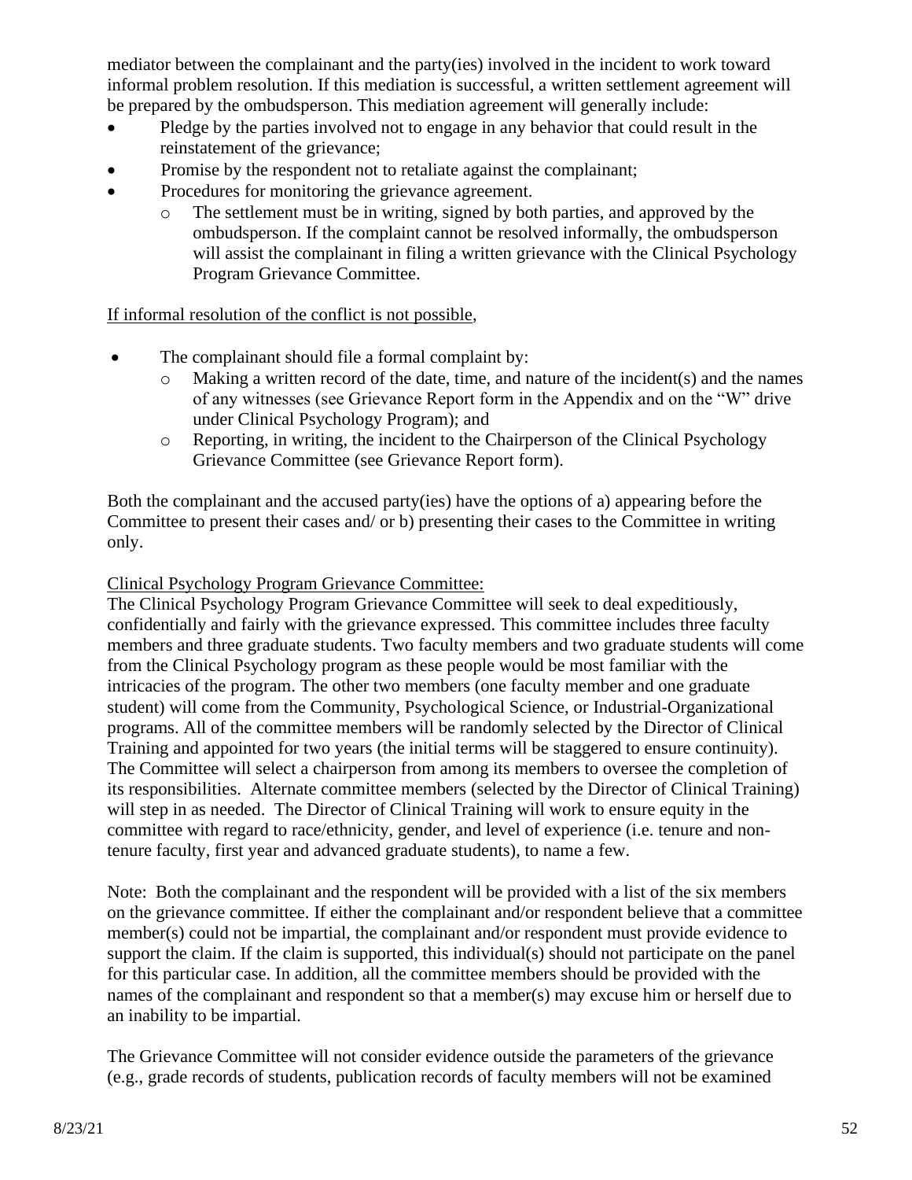mediator between the complainant and the party(ies) involved in the incident to work toward informal problem resolution. If this mediation is successful, a written settlement agreement will be prepared by the ombudsperson. This mediation agreement will generally include:

- Pledge by the parties involved not to engage in any behavior that could result in the reinstatement of the grievance;
- Promise by the respondent not to retaliate against the complainant;
- Procedures for monitoring the grievance agreement.
  - The settlement must be in writing, signed by both parties, and approved by the ombudsperson. If the complaint cannot be resolved informally, the ombudsperson will assist the complainant in filing a written grievance with the Clinical Psychology Program Grievance Committee.

<u>If informal resolution of the conflict is not possible</u>,

- The complainant should file a formal complaint by:
  - Making a written record of the date, time, and nature of the incident(s) and the names of any witnesses (see Grievance Report form in the Appendix and on the "W" drive under Clinical Psychology Program); and
  - Reporting, in writing, the incident to the Chairperson of the Clinical Psychology Grievance Committee (see Grievance Report form).

Both the complainant and the accused party(ies) have the options of a) appearing before the Committee to present their cases and/ or b) presenting their cases to the Committee in writing only.

<u>Clinical Psychology Program Grievance Committee:</u>

The Clinical Psychology Program Grievance Committee will seek to deal expeditiously, confidentially and fairly with the grievance expressed. This committee includes three faculty members and three graduate students. Two faculty members and two graduate students will come from the Clinical Psychology program as these people would be most familiar with the intricacies of the program. The other two members (one faculty member and one graduate student) will come from the Community, Psychological Science, or Industrial-Organizational programs. All of the committee members will be randomly selected by the Director of Clinical Training and appointed for two years (the initial terms will be staggered to ensure continuity). The Committee will select a chairperson from among its members to oversee the completion of its responsibilities. Alternate committee members (selected by the Director of Clinical Training) will step in as needed. The Director of Clinical Training will work to ensure equity in the committee with regard to race/ethnicity, gender, and level of experience (i.e. tenure and non-tenure faculty, first year and advanced graduate students), to name a few.

Note: Both the complainant and the respondent will be provided with a list of the six members on the grievance committee. If either the complainant and/or respondent believe that a committee member(s) could not be impartial, the complainant and/or respondent must provide evidence to support the claim. If the claim is supported, this individual(s) should not participate on the panel for this particular case. In addition, all the committee members should be provided with the names of the complainant and respondent so that a member(s) may excuse him or herself due to an inability to be impartial.

The Grievance Committee will not consider evidence outside the parameters of the grievance (e.g., grade records of students, publication records of faculty members will not be examined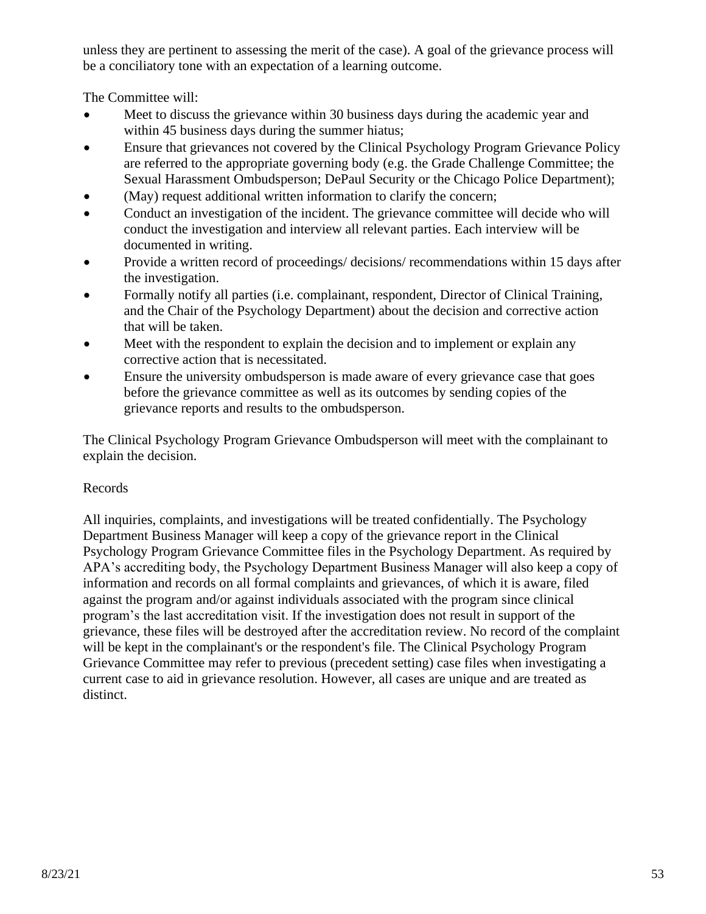unless they are pertinent to assessing the merit of the case). A goal of the grievance process will be a conciliatory tone with an expectation of a learning outcome.

The Committee will:

- Meet to discuss the grievance within 30 business days during the academic year and within 45 business days during the summer hiatus;
- Ensure that grievances not covered by the Clinical Psychology Program Grievance Policy are referred to the appropriate governing body (e.g. the Grade Challenge Committee; the Sexual Harassment Ombudsperson; DePaul Security or the Chicago Police Department);
- (May) request additional written information to clarify the concern;
- Conduct an investigation of the incident. The grievance committee will decide who will conduct the investigation and interview all relevant parties. Each interview will be documented in writing.
- Provide a written record of proceedings/ decisions/ recommendations within 15 days after the investigation.
- Formally notify all parties (i.e. complainant, respondent, Director of Clinical Training, and the Chair of the Psychology Department) about the decision and corrective action that will be taken.
- Meet with the respondent to explain the decision and to implement or explain any corrective action that is necessitated.
- Ensure the university ombudsperson is made aware of every grievance case that goes before the grievance committee as well as its outcomes by sending copies of the grievance reports and results to the ombudsperson.

The Clinical Psychology Program Grievance Ombudsperson will meet with the complainant to explain the decision.

Records

All inquiries, complaints, and investigations will be treated confidentially. The Psychology Department Business Manager will keep a copy of the grievance report in the Clinical Psychology Program Grievance Committee files in the Psychology Department. As required by APA's accrediting body, the Psychology Department Business Manager will also keep a copy of information and records on all formal complaints and grievances, of which it is aware, filed against the program and/or against individuals associated with the program since clinical program's the last accreditation visit. If the investigation does not result in support of the grievance, these files will be destroyed after the accreditation review. No record of the complaint will be kept in the complainant's or the respondent's file. The Clinical Psychology Program Grievance Committee may refer to previous (precedent setting) case files when investigating a current case to aid in grievance resolution. However, all cases are unique and are treated as distinct.